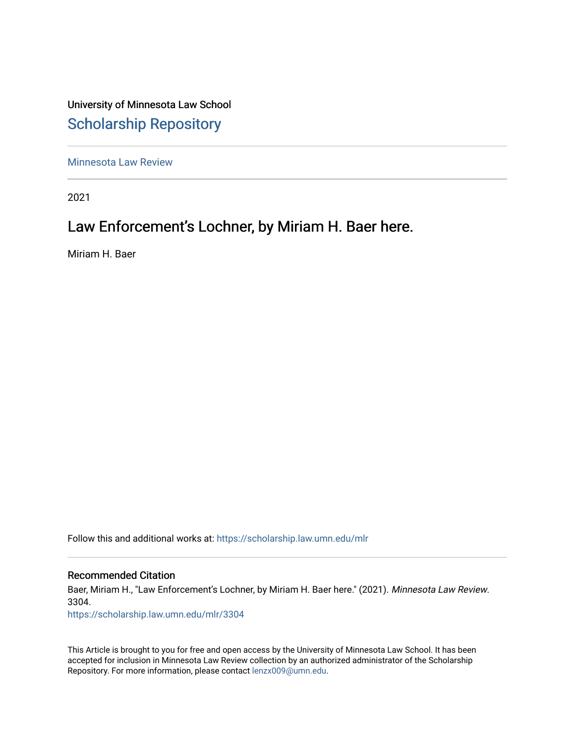University of Minnesota Law School

# Scholarship Repository

Minnesota Law Review

2021

## Law Enforcement's Lochner, by Miriam H. Baer here.

Miriam H. Baer

Follow this and additional works at: https://scholarship.law.umn.edu/mlr

### Recommended Citation

Baer, Miriam H., "Law Enforcement's Lochner, by Miriam H. Baer here." (2021). *Minnesota Law Review*. 3304.
https://scholarship.law.umn.edu/mlr/3304

This Article is brought to you for free and open access by the University of Minnesota Law School. It has been accepted for inclusion in Minnesota Law Review collection by an authorized administrator of the Scholarship Repository. For more information, please contact lenzx009@umn.edu.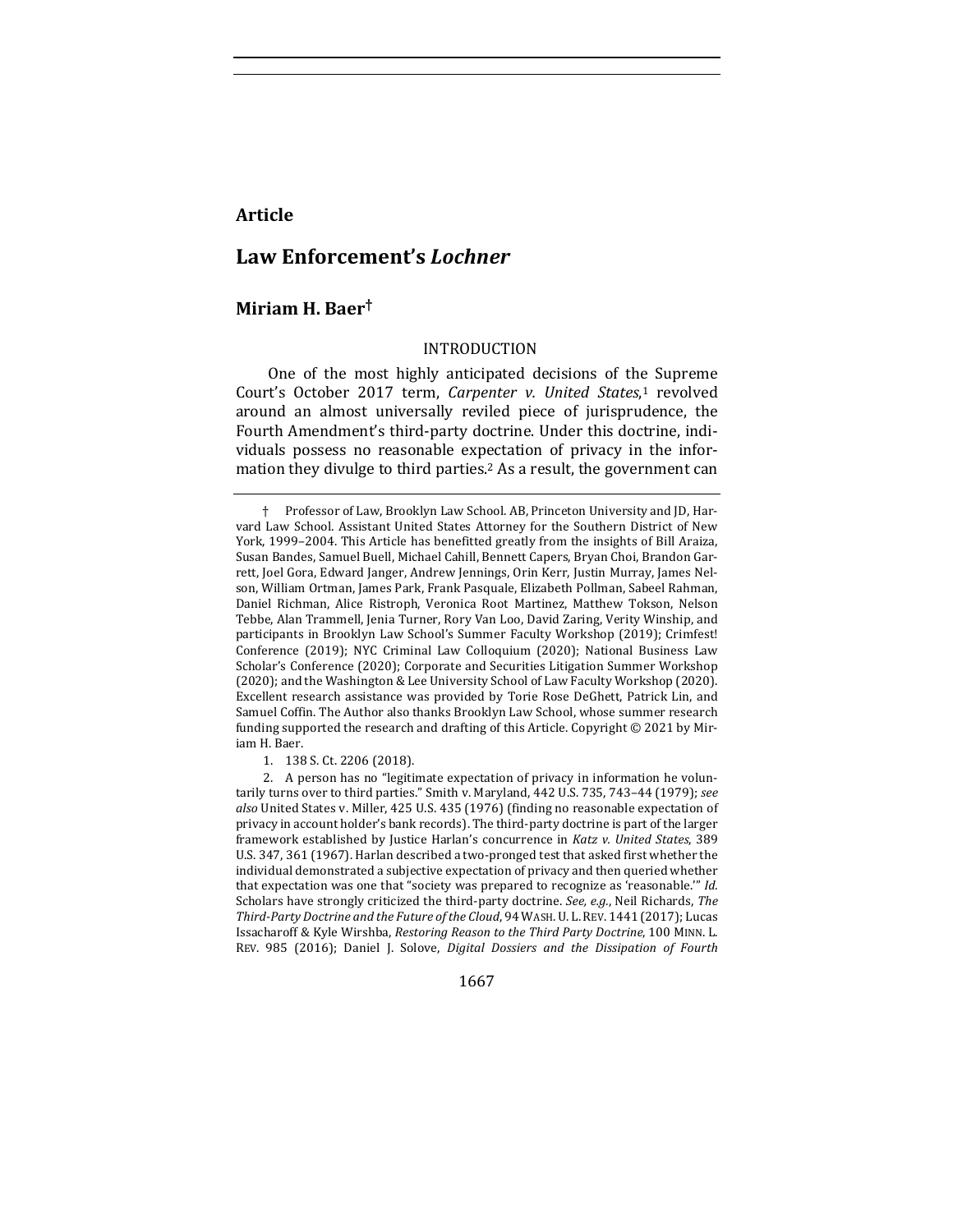**Article**

# Law Enforcement's *Lochner*

## Miriam H. Baer†

INTRODUCTION

One of the most highly anticipated decisions of the Supreme Court's October 2017 term, *Carpenter v. United States*,[1] revolved around an almost universally reviled piece of jurisprudence, the Fourth Amendment's third-party doctrine. Under this doctrine, individuals possess no reasonable expectation of privacy in the information they divulge to third parties.[2] As a result, the government can

---

† Professor of Law, Brooklyn Law School. AB, Princeton University and JD, Harvard Law School. Assistant United States Attorney for the Southern District of New York, 1999–2004. This Article has benefitted greatly from the insights of Bill Araiza, Susan Bandes, Samuel Buell, Michael Cahill, Bennett Capers, Bryan Choi, Brandon Garrett, Joel Gora, Edward Janger, Andrew Jennings, Orin Kerr, Justin Murray, James Nelson, William Ortman, James Park, Frank Pasquale, Elizabeth Pollman, Sabeel Rahman, Daniel Richman, Alice Ristroph, Veronica Root Martinez, Matthew Tokson, Nelson Tebbe, Alan Trammell, Jenia Turner, Rory Van Loo, David Zaring, Verity Winship, and participants in Brooklyn Law School's Summer Faculty Workshop (2019); Crimfest! Conference (2019); NYC Criminal Law Colloquium (2020); National Business Law Scholar's Conference (2020); Corporate and Securities Litigation Summer Workshop (2020); and the Washington & Lee University School of Law Faculty Workshop (2020). Excellent research assistance was provided by Torie Rose DeGhett, Patrick Lin, and Samuel Coffin. The Author also thanks Brooklyn Law School, whose summer research funding supported the research and drafting of this Article. Copyright © 2021 by Miriam H. Baer.

1. 138 S. Ct. 2206 (2018).

2. A person has no "legitimate expectation of privacy in information he voluntarily turns over to third parties." Smith v. Maryland, 442 U.S. 735, 743–44 (1979); *see also* United States v. Miller, 425 U.S. 435 (1976) (finding no reasonable expectation of privacy in account holder's bank records). The third-party doctrine is part of the larger framework established by Justice Harlan's concurrence in *Katz v. United States*, 389 U.S. 347, 361 (1967). Harlan described a two-pronged test that asked first whether the individual demonstrated a subjective expectation of privacy and then queried whether that expectation was one that "society was prepared to recognize as 'reasonable.'" *Id.* Scholars have strongly criticized the third-party doctrine. *See, e.g.*, Neil Richards, *The Third-Party Doctrine and the Future of the Cloud*, 94 WASH. U. L. REV. 1441 (2017); Lucas Issacharoff & Kyle Wirshba, *Restoring Reason to the Third Party Doctrine*, 100 MINN. L. REV. 985 (2016); Daniel J. Solove, *Digital Dossiers and the Dissipation of Fourth*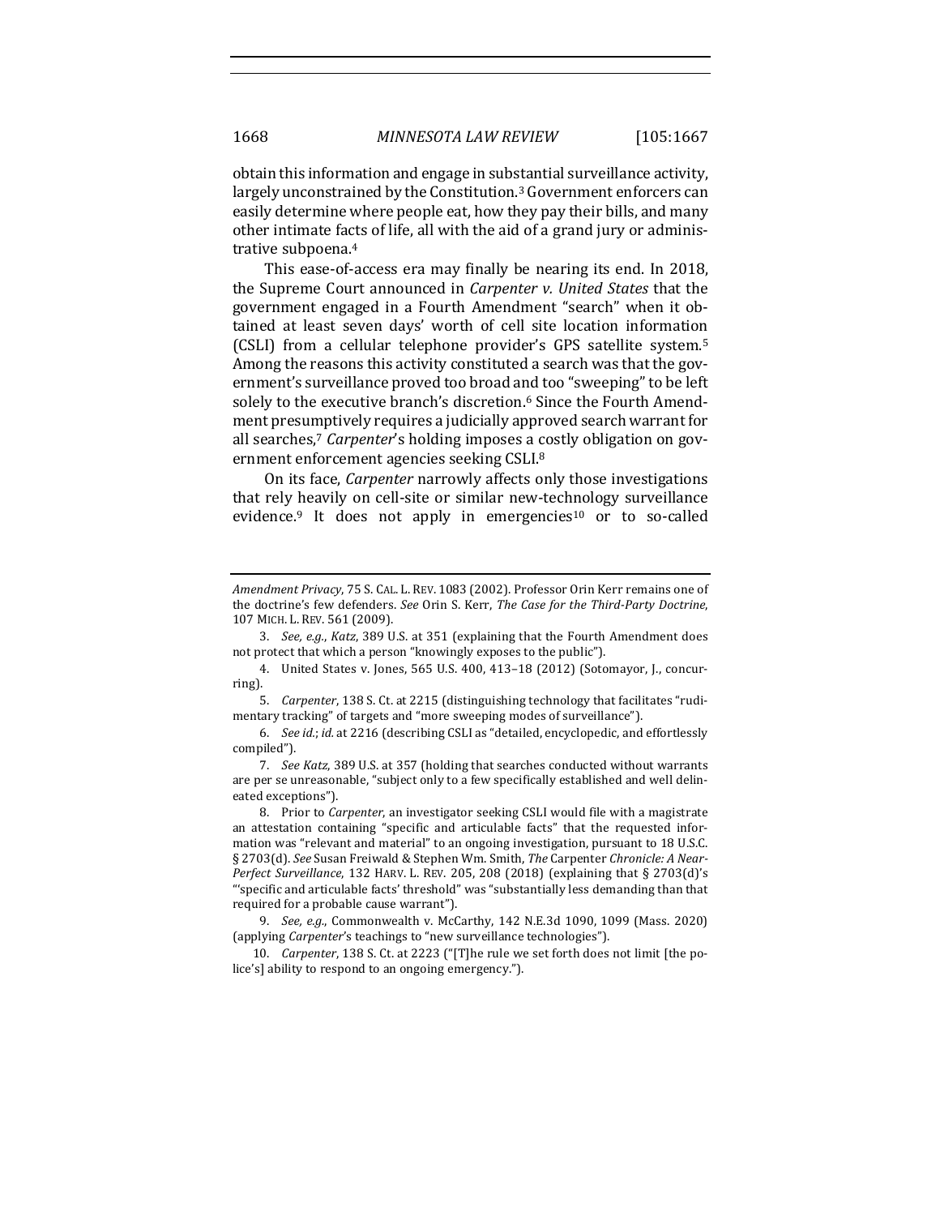obtain this information and engage in substantial surveillance activity, largely unconstrained by the Constitution.[3] Government enforcers can easily determine where people eat, how they pay their bills, and many other intimate facts of life, all with the aid of a grand jury or administrative subpoena.[4]

This ease-of-access era may finally be nearing its end. In 2018, the Supreme Court announced in *Carpenter v. United States* that the government engaged in a Fourth Amendment "search" when it obtained at least seven days' worth of cell site location information (CSLI) from a cellular telephone provider's GPS satellite system.[5] Among the reasons this activity constituted a search was that the government's surveillance proved too broad and too "sweeping" to be left solely to the executive branch's discretion.[6] Since the Fourth Amendment presumptively requires a judicially approved search warrant for all searches,[7] *Carpenter*'s holding imposes a costly obligation on government enforcement agencies seeking CSLI.[8]

On its face, *Carpenter* narrowly affects only those investigations that rely heavily on cell-site or similar new-technology surveillance evidence.[9] It does not apply in emergencies[10] or to so-called

---

*Amendment Privacy*, 75 S. CAL. L. REV. 1083 (2002). Professor Orin Kerr remains one of the doctrine's few defenders. *See* Orin S. Kerr, *The Case for the Third-Party Doctrine*, 107 MICH. L. REV. 561 (2009).

3. *See, e.g.*, *Katz*, 389 U.S. at 351 (explaining that the Fourth Amendment does not protect that which a person "knowingly exposes to the public").

4. United States v. Jones, 565 U.S. 400, 413–18 (2012) (Sotomayor, J., concurring).

5. *Carpenter*, 138 S. Ct. at 2215 (distinguishing technology that facilitates "rudimentary tracking" of targets and "more sweeping modes of surveillance").

6. *See id.*; *id.* at 2216 (describing CSLI as "detailed, encyclopedic, and effortlessly compiled").

7. *See Katz*, 389 U.S. at 357 (holding that searches conducted without warrants are per se unreasonable, "subject only to a few specifically established and well delineated exceptions").

8. Prior to *Carpenter*, an investigator seeking CSLI would file with a magistrate an attestation containing "specific and articulable facts" that the requested information was "relevant and material" to an ongoing investigation, pursuant to 18 U.S.C. § 2703(d). *See* Susan Freiwald & Stephen Wm. Smith, *The* Carpenter *Chronicle: A Near-Perfect Surveillance*, 132 HARV. L. REV. 205, 208 (2018) (explaining that § 2703(d)'s "'specific and articulable facts' threshold" was "substantially less demanding than that required for a probable cause warrant").

9. *See, e.g.*, Commonwealth v. McCarthy, 142 N.E.3d 1090, 1099 (Mass. 2020) (applying *Carpenter*'s teachings to "new surveillance technologies").

10. *Carpenter*, 138 S. Ct. at 2223 ("[T]he rule we set forth does not limit [the police's] ability to respond to an ongoing emergency.").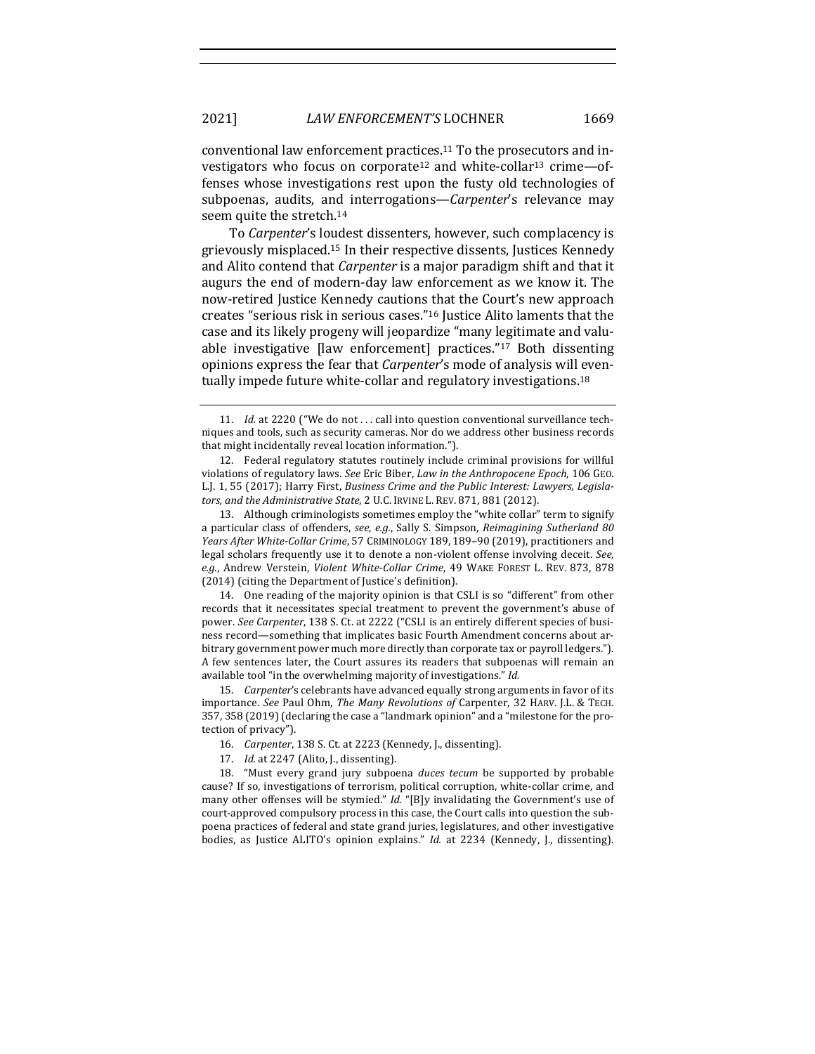conventional law enforcement practices.[11] To the prosecutors and investigators who focus on corporate[12] and white-collar[13] crime—offenses whose investigations rest upon the fusty old technologies of subpoenas, audits, and interrogations—*Carpenter*'s relevance may seem quite the stretch.[14]

To *Carpenter*'s loudest dissenters, however, such complacency is grievously misplaced.[15] In their respective dissents, Justices Kennedy and Alito contend that *Carpenter* is a major paradigm shift and that it augurs the end of modern-day law enforcement as we know it. The now-retired Justice Kennedy cautions that the Court's new approach creates "serious risk in serious cases."[16] Justice Alito laments that the case and its likely progeny will jeopardize "many legitimate and valuable investigative [law enforcement] practices."[17] Both dissenting opinions express the fear that *Carpenter*'s mode of analysis will eventually impede future white-collar and regulatory investigations.[18]

---

11. *Id.* at 2220 ("We do not . . . call into question conventional surveillance techniques and tools, such as security cameras. Nor do we address other business records that might incidentally reveal location information.").

12. Federal regulatory statutes routinely include criminal provisions for willful violations of regulatory laws. *See* Eric Biber, *Law in the Anthropocene Epoch*, 106 GEO. L.J. 1, 55 (2017); Harry First, *Business Crime and the Public Interest: Lawyers, Legislators, and the Administrative State*, 2 U.C. IRVINE L. REV. 871, 881 (2012).

13. Although criminologists sometimes employ the "white collar" term to signify a particular class of offenders, *see, e.g.*, Sally S. Simpson, *Reimagining Sutherland 80 Years After White-Collar Crime*, 57 CRIMINOLOGY 189, 189–90 (2019), practitioners and legal scholars frequently use it to denote a non-violent offense involving deceit. *See, e.g.*, Andrew Verstein, *Violent White-Collar Crime*, 49 WAKE FOREST L. REV. 873, 878 (2014) (citing the Department of Justice's definition).

14. One reading of the majority opinion is that CSLI is so "different" from other records that it necessitates special treatment to prevent the government's abuse of power. *See Carpenter*, 138 S. Ct. at 2222 ("CSLI is an entirely different species of business record—something that implicates basic Fourth Amendment concerns about arbitrary government power much more directly than corporate tax or payroll ledgers."). A few sentences later, the Court assures its readers that subpoenas will remain an available tool "in the overwhelming majority of investigations." *Id.*

15. *Carpenter*'s celebrants have advanced equally strong arguments in favor of its importance. *See* Paul Ohm, *The Many Revolutions of* Carpenter, 32 HARV. J.L. & TECH. 357, 358 (2019) (declaring the case a "landmark opinion" and a "milestone for the protection of privacy").

16. *Carpenter*, 138 S. Ct. at 2223 (Kennedy, J., dissenting).

17. *Id.* at 2247 (Alito, J., dissenting).

18. "Must every grand jury subpoena *duces tecum* be supported by probable cause? If so, investigations of terrorism, political corruption, white-collar crime, and many other offenses will be stymied." *Id.* "[B]y invalidating the Government's use of court-approved compulsory process in this case, the Court calls into question the subpoena practices of federal and state grand juries, legislatures, and other investigative bodies, as Justice ALITO's opinion explains." *Id.* at 2234 (Kennedy, J., dissenting).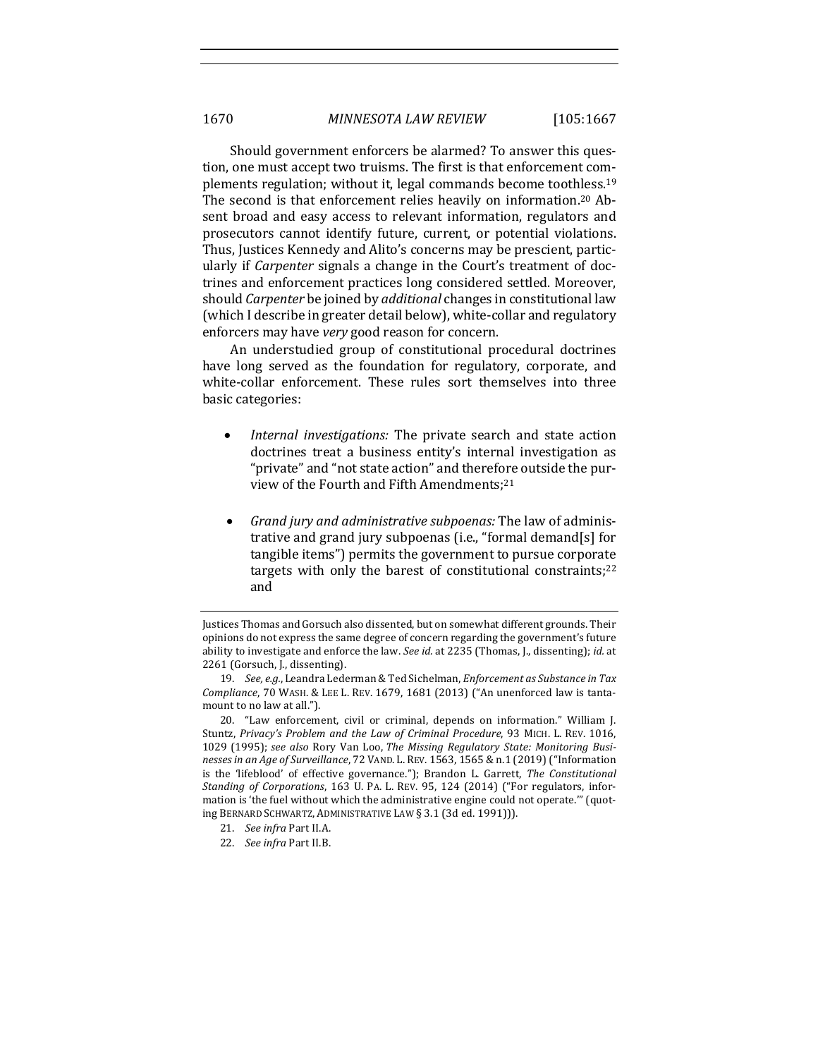Should government enforcers be alarmed? To answer this question, one must accept two truisms. The first is that enforcement complements regulation; without it, legal commands become toothless.[19] The second is that enforcement relies heavily on information.[20] Absent broad and easy access to relevant information, regulators and prosecutors cannot identify future, current, or potential violations. Thus, Justices Kennedy and Alito's concerns may be prescient, particularly if *Carpenter* signals a change in the Court's treatment of doctrines and enforcement practices long considered settled. Moreover, should *Carpenter* be joined by *additional* changes in constitutional law (which I describe in greater detail below), white-collar and regulatory enforcers may have *very* good reason for concern.

An understudied group of constitutional procedural doctrines have long served as the foundation for regulatory, corporate, and white-collar enforcement. These rules sort themselves into three basic categories:

- *Internal investigations:* The private search and state action doctrines treat a business entity's internal investigation as "private" and "not state action" and therefore outside the purview of the Fourth and Fifth Amendments;[21]

- *Grand jury and administrative subpoenas:* The law of administrative and grand jury subpoenas (i.e., "formal demand[s] for tangible items") permits the government to pursue corporate targets with only the barest of constitutional constraints;[22] and

---

Justices Thomas and Gorsuch also dissented, but on somewhat different grounds. Their opinions do not express the same degree of concern regarding the government's future ability to investigate and enforce the law. *See id.* at 2235 (Thomas, J., dissenting); *id.* at 2261 (Gorsuch, J., dissenting).

19. *See, e.g.*, Leandra Lederman & Ted Sichelman, *Enforcement as Substance in Tax Compliance*, 70 WASH. & LEE L. REV. 1679, 1681 (2013) ("An unenforced law is tantamount to no law at all.").

20. "Law enforcement, civil or criminal, depends on information." William J. Stuntz, *Privacy's Problem and the Law of Criminal Procedure*, 93 MICH. L. REV. 1016, 1029 (1995); *see also* Rory Van Loo, *The Missing Regulatory State: Monitoring Businesses in an Age of Surveillance*, 72 VAND. L. REV. 1563, 1565 & n.1 (2019) ("Information is the 'lifeblood' of effective governance."); Brandon L. Garrett, *The Constitutional Standing of Corporations*, 163 U. PA. L. REV. 95, 124 (2014) ("For regulators, information is 'the fuel without which the administrative engine could not operate.'" (quoting BERNARD SCHWARTZ, ADMINISTRATIVE LAW § 3.1 (3d ed. 1991))).

21. *See infra* Part II.A.

22. *See infra* Part II.B.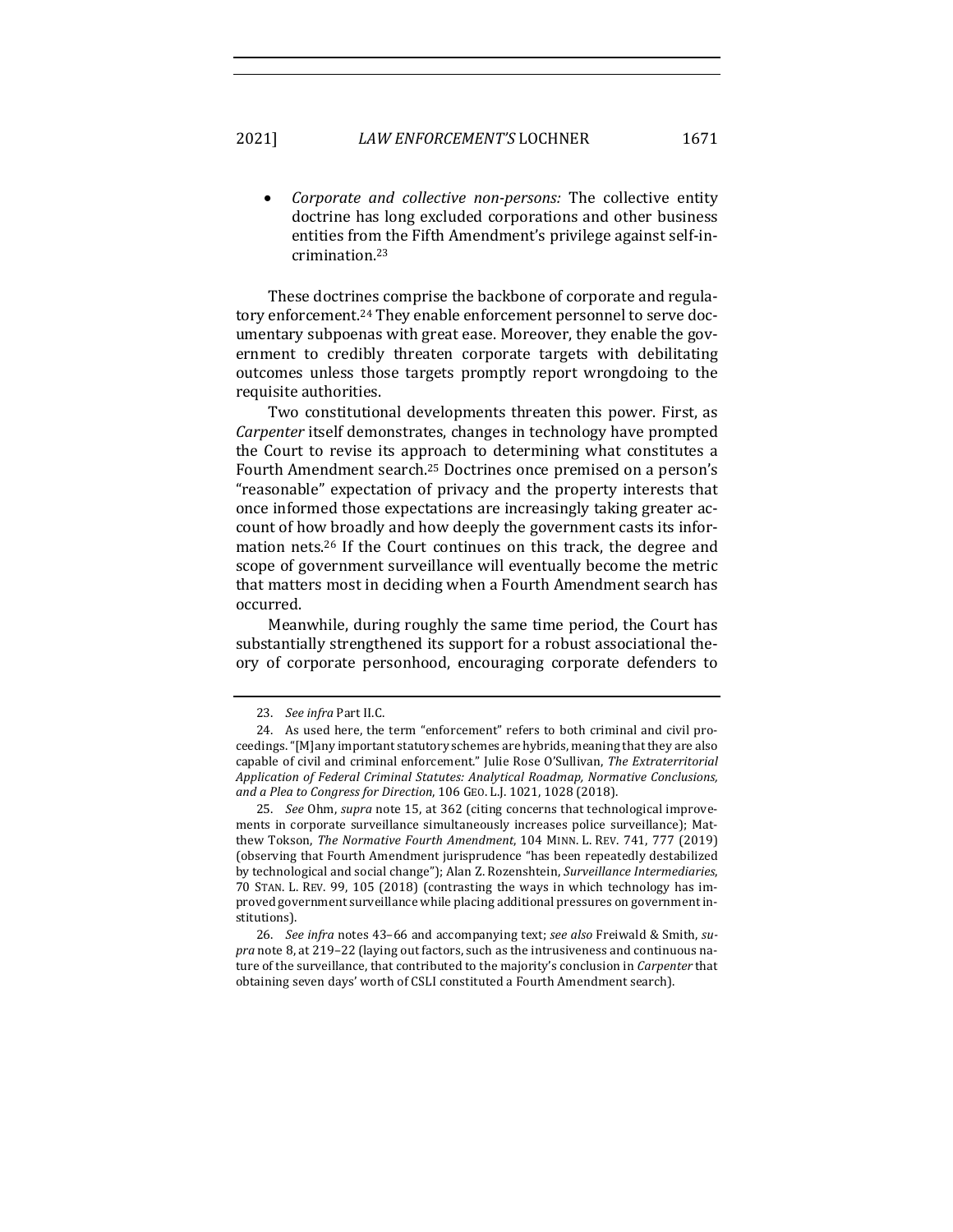- *Corporate and collective non-persons:* The collective entity doctrine has long excluded corporations and other business entities from the Fifth Amendment's privilege against self-incrimination.[23]

These doctrines comprise the backbone of corporate and regulatory enforcement.[24] They enable enforcement personnel to serve documentary subpoenas with great ease. Moreover, they enable the government to credibly threaten corporate targets with debilitating outcomes unless those targets promptly report wrongdoing to the requisite authorities.

Two constitutional developments threaten this power. First, as *Carpenter* itself demonstrates, changes in technology have prompted the Court to revise its approach to determining what constitutes a Fourth Amendment search.[25] Doctrines once premised on a person's "reasonable" expectation of privacy and the property interests that once informed those expectations are increasingly taking greater account of how broadly and how deeply the government casts its information nets.[26] If the Court continues on this track, the degree and scope of government surveillance will eventually become the metric that matters most in deciding when a Fourth Amendment search has occurred.

Meanwhile, during roughly the same time period, the Court has substantially strengthened its support for a robust associational theory of corporate personhood, encouraging corporate defenders to

---

23. *See infra* Part II.C.

24. As used here, the term "enforcement" refers to both criminal and civil proceedings. "[M]any important statutory schemes are hybrids, meaning that they are also capable of civil and criminal enforcement." Julie Rose O'Sullivan, *The Extraterritorial Application of Federal Criminal Statutes: Analytical Roadmap, Normative Conclusions, and a Plea to Congress for Direction*, 106 GEO. L.J. 1021, 1028 (2018).

25. *See* Ohm, *supra* note 15, at 362 (citing concerns that technological improvements in corporate surveillance simultaneously increases police surveillance); Matthew Tokson, *The Normative Fourth Amendment*, 104 MINN. L. REV. 741, 777 (2019) (observing that Fourth Amendment jurisprudence "has been repeatedly destabilized by technological and social change"); Alan Z. Rozenshtein, *Surveillance Intermediaries*, 70 STAN. L. REV. 99, 105 (2018) (contrasting the ways in which technology has improved government surveillance while placing additional pressures on government institutions).

26. *See infra* notes 43–66 and accompanying text; *see also* Freiwald & Smith, *supra* note 8, at 219–22 (laying out factors, such as the intrusiveness and continuous nature of the surveillance, that contributed to the majority's conclusion in *Carpenter* that obtaining seven days' worth of CSLI constituted a Fourth Amendment search).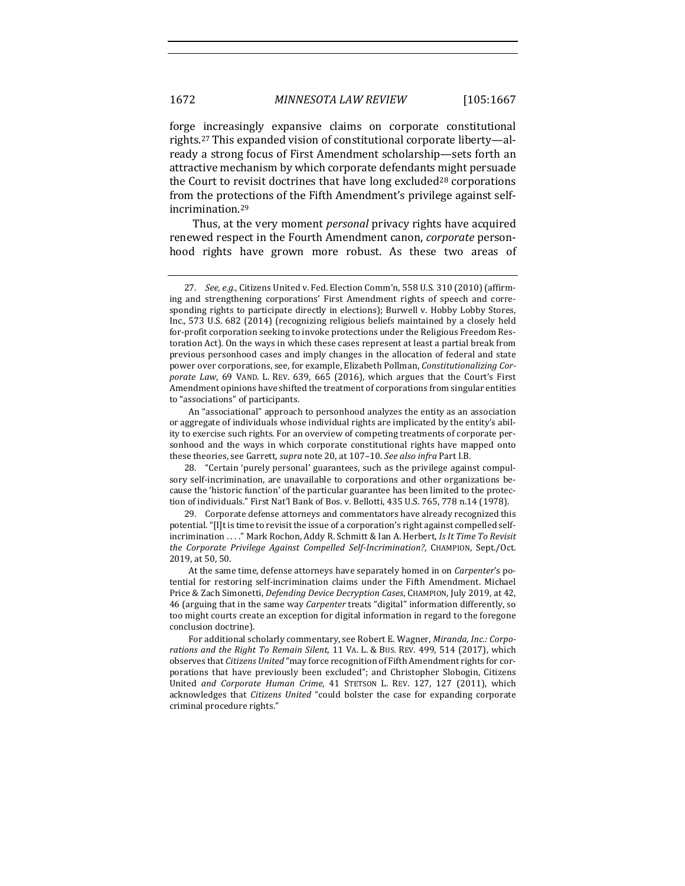forge increasingly expansive claims on corporate constitutional rights.[27] This expanded vision of constitutional corporate liberty—already a strong focus of First Amendment scholarship—sets forth an attractive mechanism by which corporate defendants might persuade the Court to revisit doctrines that have long excluded[28] corporations from the protections of the Fifth Amendment's privilege against self-incrimination.[29]

Thus, at the very moment *personal* privacy rights have acquired renewed respect in the Fourth Amendment canon, *corporate* personhood rights have grown more robust. As these two areas of

---

27. *See, e.g.*, Citizens United v. Fed. Election Comm'n, 558 U.S. 310 (2010) (affirming and strengthening corporations' First Amendment rights of speech and corresponding rights to participate directly in elections); Burwell v. Hobby Lobby Stores, Inc., 573 U.S. 682 (2014) (recognizing religious beliefs maintained by a closely held for-profit corporation seeking to invoke protections under the Religious Freedom Restoration Act). On the ways in which these cases represent at least a partial break from previous personhood cases and imply changes in the allocation of federal and state power over corporations, see, for example, Elizabeth Pollman, *Constitutionalizing Corporate Law*, 69 VAND. L. REV. 639, 665 (2016), which argues that the Court's First Amendment opinions have shifted the treatment of corporations from singular entities to "associations" of participants.

An "associational" approach to personhood analyzes the entity as an association or aggregate of individuals whose individual rights are implicated by the entity's ability to exercise such rights. For an overview of competing treatments of corporate personhood and the ways in which corporate constitutional rights have mapped onto these theories, see Garrett, *supra* note 20, at 107–10. *See also infra* Part I.B.

28. "Certain 'purely personal' guarantees, such as the privilege against compulsory self-incrimination, are unavailable to corporations and other organizations because the 'historic function' of the particular guarantee has been limited to the protection of individuals." First Nat'l Bank of Bos. v. Bellotti, 435 U.S. 765, 778 n.14 (1978).

29. Corporate defense attorneys and commentators have already recognized this potential. "[I]t is time to revisit the issue of a corporation's right against compelled self-incrimination . . . ." Mark Rochon, Addy R. Schmitt & Ian A. Herbert, *Is It Time To Revisit the Corporate Privilege Against Compelled Self-Incrimination?*, CHAMPION, Sept./Oct. 2019, at 50, 50.

At the same time, defense attorneys have separately homed in on *Carpenter*'s potential for restoring self-incrimination claims under the Fifth Amendment. Michael Price & Zach Simonetti, *Defending Device Decryption Cases*, CHAMPION, July 2019, at 42, 46 (arguing that in the same way *Carpenter* treats "digital" information differently, so too might courts create an exception for digital information in regard to the foregone conclusion doctrine).

For additional scholarly commentary, see Robert E. Wagner, *Miranda, Inc.: Corporations and the Right To Remain Silent*, 11 VA. L. & BUS. REV. 499, 514 (2017), which observes that *Citizens United* "may force recognition of Fifth Amendment rights for corporations that have previously been excluded"; and Christopher Slobogin, Citizens United *and Corporate Human Crime*, 41 STETSON L. REV. 127, 127 (2011), which acknowledges that *Citizens United* "could bolster the case for expanding corporate criminal procedure rights."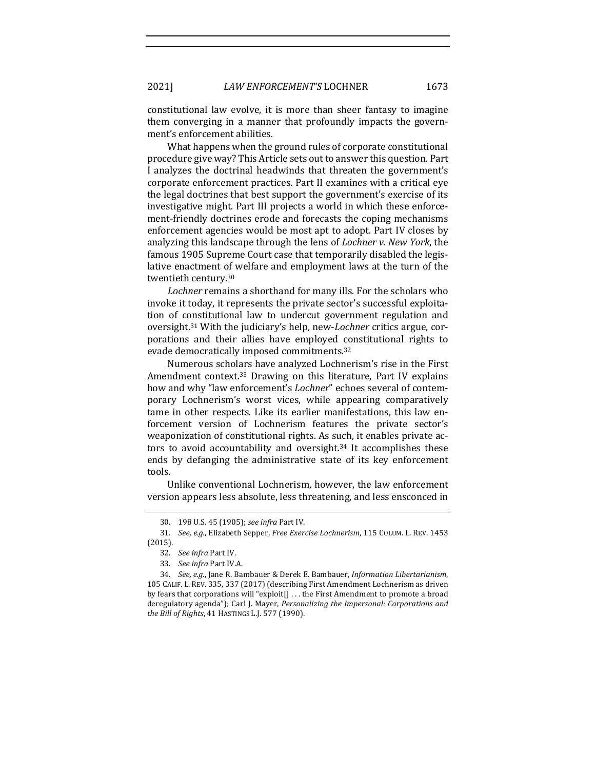constitutional law evolve, it is more than sheer fantasy to imagine them converging in a manner that profoundly impacts the government's enforcement abilities.

What happens when the ground rules of corporate constitutional procedure give way? This Article sets out to answer this question. Part I analyzes the doctrinal headwinds that threaten the government's corporate enforcement practices. Part II examines with a critical eye the legal doctrines that best support the government's exercise of its investigative might. Part III projects a world in which these enforcement-friendly doctrines erode and forecasts the coping mechanisms enforcement agencies would be most apt to adopt. Part IV closes by analyzing this landscape through the lens of *Lochner v. New York*, the famous 1905 Supreme Court case that temporarily disabled the legislative enactment of welfare and employment laws at the turn of the twentieth century.[30]

*Lochner* remains a shorthand for many ills. For the scholars who invoke it today, it represents the private sector's successful exploitation of constitutional law to undercut government regulation and oversight.[31] With the judiciary's help, new-*Lochner* critics argue, corporations and their allies have employed constitutional rights to evade democratically imposed commitments.[32]

Numerous scholars have analyzed Lochnerism's rise in the First Amendment context.[33] Drawing on this literature, Part IV explains how and why "law enforcement's *Lochner*" echoes several of contemporary Lochnerism's worst vices, while appearing comparatively tame in other respects. Like its earlier manifestations, this law enforcement version of Lochnerism features the private sector's weaponization of constitutional rights. As such, it enables private actors to avoid accountability and oversight.[34] It accomplishes these ends by defanging the administrative state of its key enforcement tools.

Unlike conventional Lochnerism, however, the law enforcement version appears less absolute, less threatening, and less ensconced in

---

30. 198 U.S. 45 (1905); *see infra* Part IV.

31. *See, e.g.*, Elizabeth Sepper, *Free Exercise Lochnerism*, 115 COLUM. L. REV. 1453 (2015).

32. *See infra* Part IV.

33. *See infra* Part IV.A.

34. *See, e.g.*, Jane R. Bambauer & Derek E. Bambauer, *Information Libertarianism*, 105 CALIF. L. REV. 335, 337 (2017) (describing First Amendment Lochnerism as driven by fears that corporations will "exploit[] . . . the First Amendment to promote a broad deregulatory agenda"); Carl J. Mayer, *Personalizing the Impersonal: Corporations and the Bill of Rights*, 41 HASTINGS L.J. 577 (1990).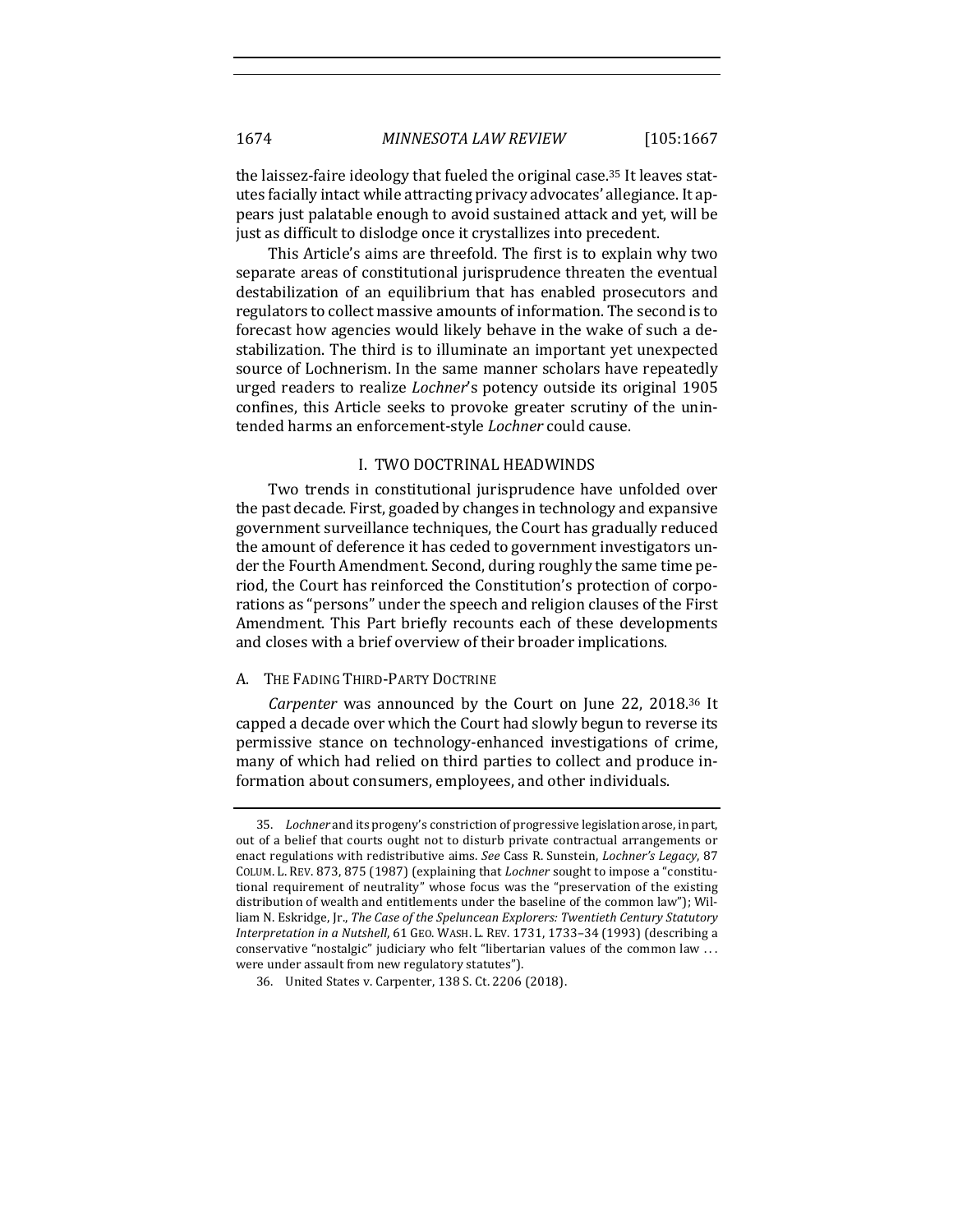the laissez-faire ideology that fueled the original case.[35] It leaves statutes facially intact while attracting privacy advocates' allegiance. It appears just palatable enough to avoid sustained attack and yet, will be just as difficult to dislodge once it crystallizes into precedent.

This Article's aims are threefold. The first is to explain why two separate areas of constitutional jurisprudence threaten the eventual destabilization of an equilibrium that has enabled prosecutors and regulators to collect massive amounts of information. The second is to forecast how agencies would likely behave in the wake of such a destabilization. The third is to illuminate an important yet unexpected source of Lochnerism. In the same manner scholars have repeatedly urged readers to realize *Lochner*'s potency outside its original 1905 confines, this Article seeks to provoke greater scrutiny of the unintended harms an enforcement-style *Lochner* could cause.

## I. TWO DOCTRINAL HEADWINDS

Two trends in constitutional jurisprudence have unfolded over the past decade. First, goaded by changes in technology and expansive government surveillance techniques, the Court has gradually reduced the amount of deference it has ceded to government investigators under the Fourth Amendment. Second, during roughly the same time period, the Court has reinforced the Constitution's protection of corporations as "persons" under the speech and religion clauses of the First Amendment. This Part briefly recounts each of these developments and closes with a brief overview of their broader implications.

### A. THE FADING THIRD-PARTY DOCTRINE

*Carpenter* was announced by the Court on June 22, 2018.[36] It capped a decade over which the Court had slowly begun to reverse its permissive stance on technology-enhanced investigations of crime, many of which had relied on third parties to collect and produce information about consumers, employees, and other individuals.

---

35. *Lochner* and its progeny's constriction of progressive legislation arose, in part, out of a belief that courts ought not to disturb private contractual arrangements or enact regulations with redistributive aims. *See* Cass R. Sunstein, *Lochner's Legacy*, 87 COLUM. L. REV. 873, 875 (1987) (explaining that *Lochner* sought to impose a "constitutional requirement of neutrality" whose focus was the "preservation of the existing distribution of wealth and entitlements under the baseline of the common law"); William N. Eskridge, Jr., *The Case of the Speluncean Explorers: Twentieth Century Statutory Interpretation in a Nutshell*, 61 GEO. WASH. L. REV. 1731, 1733–34 (1993) (describing a conservative "nostalgic" judiciary who felt "libertarian values of the common law ... were under assault from new regulatory statutes").

36. United States v. Carpenter, 138 S. Ct. 2206 (2018).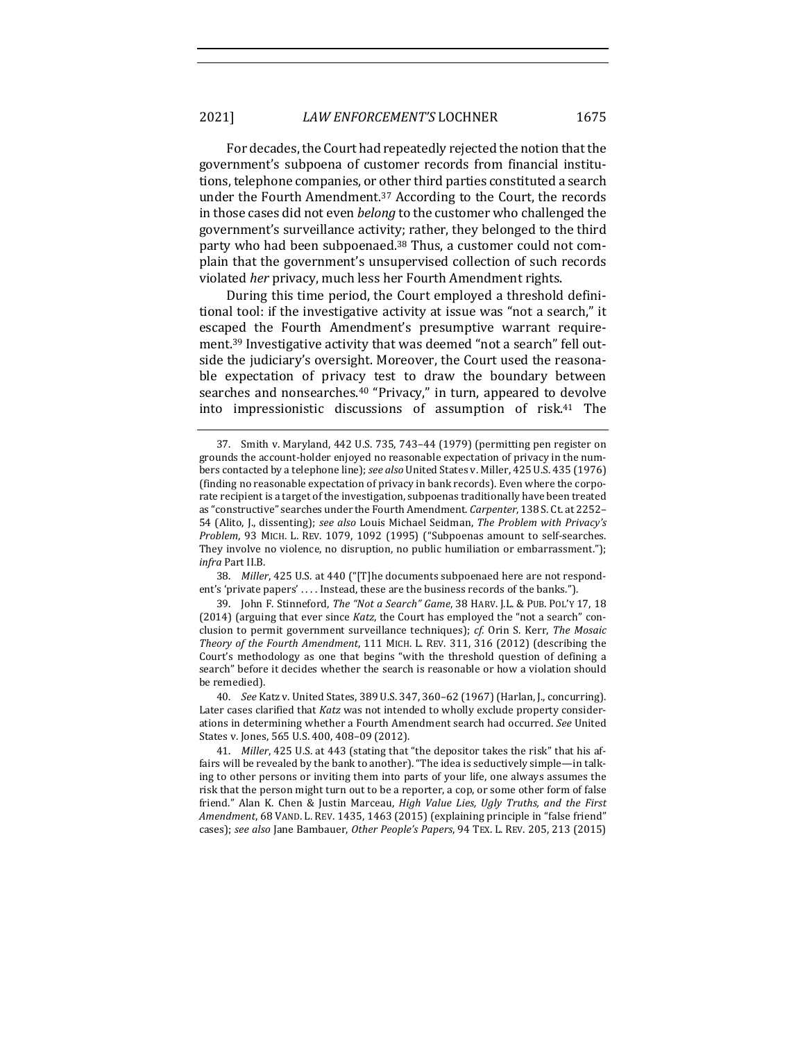For decades, the Court had repeatedly rejected the notion that the government's subpoena of customer records from financial institutions, telephone companies, or other third parties constituted a search under the Fourth Amendment.[37] According to the Court, the records in those cases did not even *belong* to the customer who challenged the government's surveillance activity; rather, they belonged to the third party who had been subpoenaed.[38] Thus, a customer could not complain that the government's unsupervised collection of such records violated *her* privacy, much less her Fourth Amendment rights.

During this time period, the Court employed a threshold definitional tool: if the investigative activity at issue was "not a search," it escaped the Fourth Amendment's presumptive warrant requirement.[39] Investigative activity that was deemed "not a search" fell outside the judiciary's oversight. Moreover, the Court used the reasonable expectation of privacy test to draw the boundary between searches and nonsearches.[40] "Privacy," in turn, appeared to devolve into impressionistic discussions of assumption of risk.[41] The

---

37. Smith v. Maryland, 442 U.S. 735, 743–44 (1979) (permitting pen register on grounds the account-holder enjoyed no reasonable expectation of privacy in the numbers contacted by a telephone line); *see also* United States v. Miller, 425 U.S. 435 (1976) (finding no reasonable expectation of privacy in bank records). Even where the corporate recipient is a target of the investigation, subpoenas traditionally have been treated as "constructive" searches under the Fourth Amendment. *Carpenter*, 138 S. Ct. at 2252–54 (Alito, J., dissenting); *see also* Louis Michael Seidman, *The Problem with Privacy's Problem*, 93 MICH. L. REV. 1079, 1092 (1995) ("Subpoenas amount to self-searches. They involve no violence, no disruption, no public humiliation or embarrassment."); *infra* Part II.B.

38. *Miller*, 425 U.S. at 440 ("[T]he documents subpoenaed here are not respondent's 'private papers' . . . . Instead, these are the business records of the banks.").

39. John F. Stinneford, *The "Not a Search" Game*, 38 HARV. J.L. & PUB. POL'Y 17, 18 (2014) (arguing that ever since *Katz*, the Court has employed the "not a search" conclusion to permit government surveillance techniques); *cf.* Orin S. Kerr, *The Mosaic Theory of the Fourth Amendment*, 111 MICH. L. REV. 311, 316 (2012) (describing the Court's methodology as one that begins "with the threshold question of defining a search" before it decides whether the search is reasonable or how a violation should be remedied).

40. *See* Katz v. United States, 389 U.S. 347, 360–62 (1967) (Harlan, J., concurring). Later cases clarified that *Katz* was not intended to wholly exclude property considerations in determining whether a Fourth Amendment search had occurred. *See* United States v. Jones, 565 U.S. 400, 408–09 (2012).

41. *Miller*, 425 U.S. at 443 (stating that "the depositor takes the risk" that his affairs will be revealed by the bank to another). "The idea is seductively simple—in talking to other persons or inviting them into parts of your life, one always assumes the risk that the person might turn out to be a reporter, a cop, or some other form of false friend." Alan K. Chen & Justin Marceau, *High Value Lies, Ugly Truths, and the First Amendment*, 68 VAND. L. REV. 1435, 1463 (2015) (explaining principle in "false friend" cases); *see also* Jane Bambauer, *Other People's Papers*, 94 TEX. L. REV. 205, 213 (2015)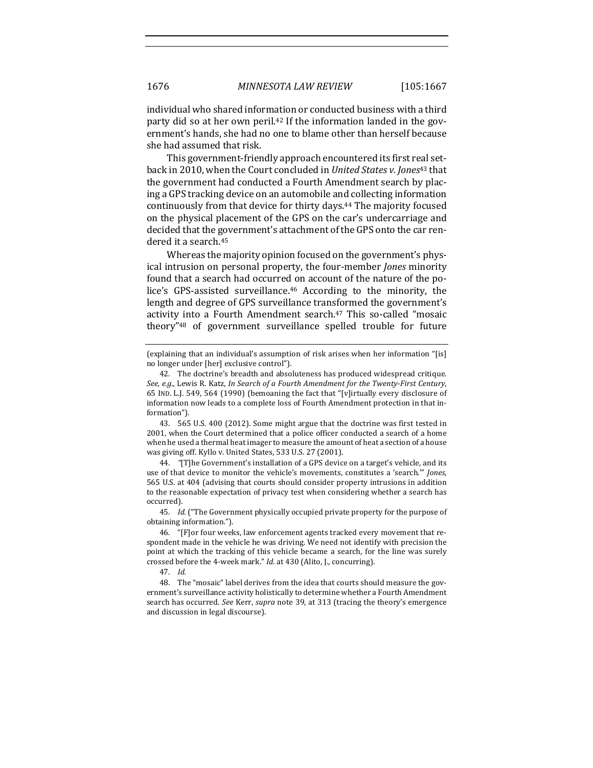individual who shared information or conducted business with a third party did so at her own peril.[42] If the information landed in the government's hands, she had no one to blame other than herself because she had assumed that risk.

This government-friendly approach encountered its first real setback in 2010, when the Court concluded in *United States v. Jones*[43] that the government had conducted a Fourth Amendment search by placing a GPS tracking device on an automobile and collecting information continuously from that device for thirty days.[44] The majority focused on the physical placement of the GPS on the car's undercarriage and decided that the government's attachment of the GPS onto the car rendered it a search.[45]

Whereas the majority opinion focused on the government's physical intrusion on personal property, the four-member *Jones* minority found that a search had occurred on account of the nature of the police's GPS-assisted surveillance.[46] According to the minority, the length and degree of GPS surveillance transformed the government's activity into a Fourth Amendment search.[47] This so-called "mosaic theory"[48] of government surveillance spelled trouble for future

---

(explaining that an individual's assumption of risk arises when her information "[is] no longer under [her] exclusive control").

42. The doctrine's breadth and absoluteness has produced widespread critique. *See, e.g.*, Lewis R. Katz, *In Search of a Fourth Amendment for the Twenty-First Century*, 65 IND. L.J. 549, 564 (1990) (bemoaning the fact that "[v]irtually every disclosure of information now leads to a complete loss of Fourth Amendment protection in that information").

43. 565 U.S. 400 (2012). Some might argue that the doctrine was first tested in 2001, when the Court determined that a police officer conducted a search of a home when he used a thermal heat imager to measure the amount of heat a section of a house was giving off. Kyllo v. United States, 533 U.S. 27 (2001).

44. "[T]he Government's installation of a GPS device on a target's vehicle, and its use of that device to monitor the vehicle's movements, constitutes a 'search.'" *Jones*, 565 U.S. at 404 (advising that courts should consider property intrusions in addition to the reasonable expectation of privacy test when considering whether a search has occurred).

45. *Id.* ("The Government physically occupied private property for the purpose of obtaining information.").

46. "[F]or four weeks, law enforcement agents tracked every movement that respondent made in the vehicle he was driving. We need not identify with precision the point at which the tracking of this vehicle became a search, for the line was surely crossed before the 4-week mark." *Id.* at 430 (Alito, J., concurring).

47. *Id.*

48. The "mosaic" label derives from the idea that courts should measure the government's surveillance activity holistically to determine whether a Fourth Amendment search has occurred. *See* Kerr, *supra* note 39, at 313 (tracing the theory's emergence and discussion in legal discourse).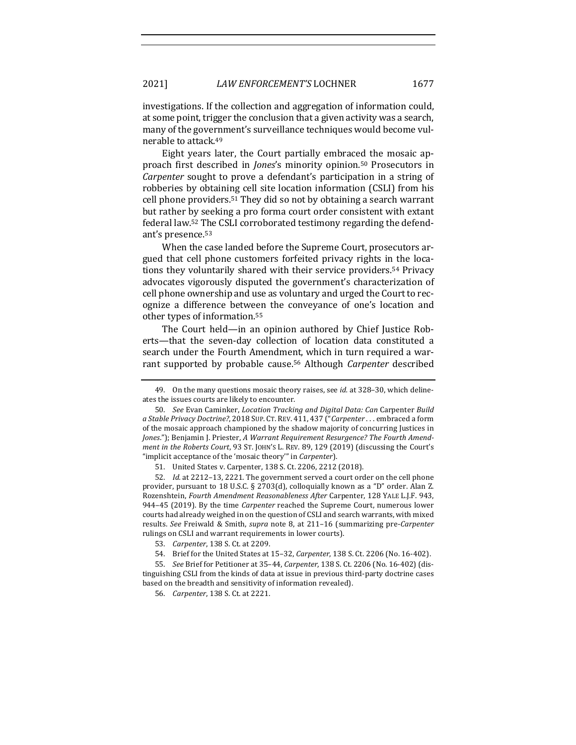investigations. If the collection and aggregation of information could, at some point, trigger the conclusion that a given activity was a search, many of the government's surveillance techniques would become vulnerable to attack.[49]

Eight years later, the Court partially embraced the mosaic approach first described in *Jones*'s minority opinion.[50] Prosecutors in *Carpenter* sought to prove a defendant's participation in a string of robberies by obtaining cell site location information (CSLI) from his cell phone providers.[51] They did so not by obtaining a search warrant but rather by seeking a pro forma court order consistent with extant federal law.[52] The CSLI corroborated testimony regarding the defendant's presence.[53]

When the case landed before the Supreme Court, prosecutors argued that cell phone customers forfeited privacy rights in the locations they voluntarily shared with their service providers.[54] Privacy advocates vigorously disputed the government's characterization of cell phone ownership and use as voluntary and urged the Court to recognize a difference between the conveyance of one's location and other types of information.[55]

The Court held—in an opinion authored by Chief Justice Roberts—that the seven-day collection of location data constituted a search under the Fourth Amendment, which in turn required a warrant supported by probable cause.[56] Although *Carpenter* described

---

49. On the many questions mosaic theory raises, see *id.* at 328–30, which delineates the issues courts are likely to encounter.

50. *See* Evan Caminker, *Location Tracking and Digital Data: Can* Carpenter *Build a Stable Privacy Doctrine?*, 2018 SUP. CT. REV. 411, 437 ("*Carpenter* . . . embraced a form of the mosaic approach championed by the shadow majority of concurring Justices in *Jones*."); Benjamin J. Priester, *A Warrant Requirement Resurgence? The Fourth Amendment in the Roberts Court*, 93 ST. JOHN'S L. REV. 89, 129 (2019) (discussing the Court's "implicit acceptance of the 'mosaic theory'" in *Carpenter*).

51. United States v. Carpenter, 138 S. Ct. 2206, 2212 (2018).

52. *Id.* at 2212–13, 2221. The government served a court order on the cell phone provider, pursuant to 18 U.S.C. § 2703(d), colloquially known as a "D" order. Alan Z. Rozenshtein, *Fourth Amendment Reasonableness After* Carpenter, 128 YALE L.J.F. 943, 944–45 (2019). By the time *Carpenter* reached the Supreme Court, numerous lower courts had already weighed in on the question of CSLI and search warrants, with mixed results. *See* Freiwald & Smith, *supra* note 8, at 211–16 (summarizing pre-*Carpenter* rulings on CSLI and warrant requirements in lower courts).

53. *Carpenter*, 138 S. Ct. at 2209.

54. Brief for the United States at 15–32, *Carpenter*, 138 S. Ct. 2206 (No. 16-402).

55. *See* Brief for Petitioner at 35–44, *Carpenter*, 138 S. Ct. 2206 (No. 16-402) (distinguishing CSLI from the kinds of data at issue in previous third-party doctrine cases based on the breadth and sensitivity of information revealed).

56. *Carpenter*, 138 S. Ct. at 2221.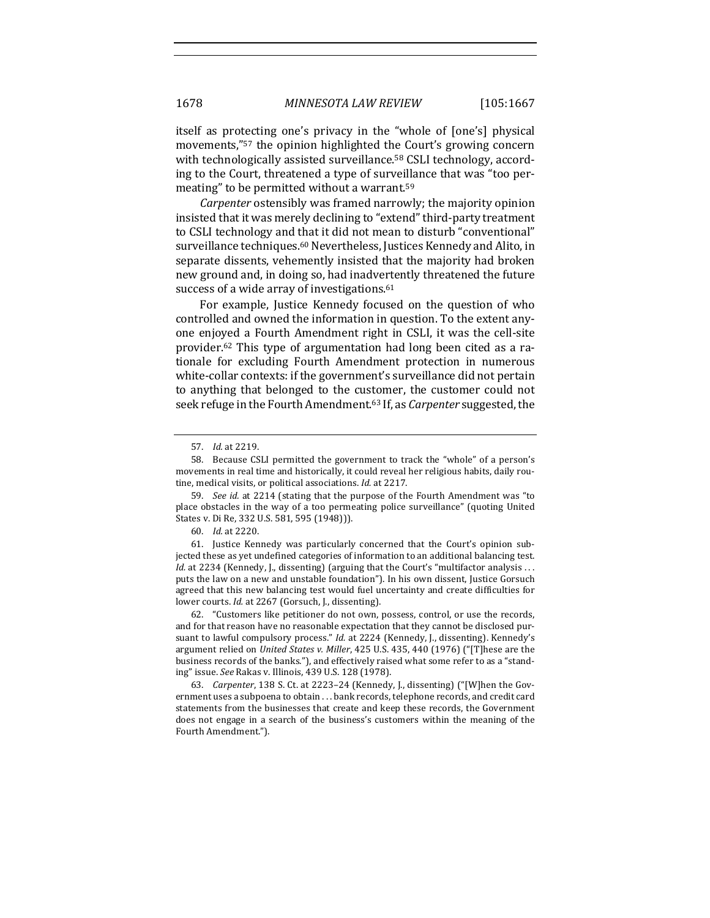itself as protecting one's privacy in the "whole of [one's] physical movements,"[57] the opinion highlighted the Court's growing concern with technologically assisted surveillance.[58] CSLI technology, according to the Court, threatened a type of surveillance that was "too permeating" to be permitted without a warrant.[59]

*Carpenter* ostensibly was framed narrowly; the majority opinion insisted that it was merely declining to "extend" third-party treatment to CSLI technology and that it did not mean to disturb "conventional" surveillance techniques.[60] Nevertheless, Justices Kennedy and Alito, in separate dissents, vehemently insisted that the majority had broken new ground and, in doing so, had inadvertently threatened the future success of a wide array of investigations.[61]

For example, Justice Kennedy focused on the question of who controlled and owned the information in question. To the extent anyone enjoyed a Fourth Amendment right in CSLI, it was the cell-site provider.[62] This type of argumentation had long been cited as a rationale for excluding Fourth Amendment protection in numerous white-collar contexts: if the government's surveillance did not pertain to anything that belonged to the customer, the customer could not seek refuge in the Fourth Amendment.[63] If, as *Carpenter* suggested, the

---

57. *Id.* at 2219.

58. Because CSLI permitted the government to track the "whole" of a person's movements in real time and historically, it could reveal her religious habits, daily routine, medical visits, or political associations. *Id.* at 2217.

59. *See id.* at 2214 (stating that the purpose of the Fourth Amendment was "to place obstacles in the way of a too permeating police surveillance" (quoting United States v. Di Re, 332 U.S. 581, 595 (1948))).

60. *Id.* at 2220.

61. Justice Kennedy was particularly concerned that the Court's opinion subjected these as yet undefined categories of information to an additional balancing test. *Id.* at 2234 (Kennedy, J., dissenting) (arguing that the Court's "multifactor analysis . . . puts the law on a new and unstable foundation"). In his own dissent, Justice Gorsuch agreed that this new balancing test would fuel uncertainty and create difficulties for lower courts. *Id.* at 2267 (Gorsuch, J., dissenting).

62. "Customers like petitioner do not own, possess, control, or use the records, and for that reason have no reasonable expectation that they cannot be disclosed pursuant to lawful compulsory process." *Id.* at 2224 (Kennedy, J., dissenting). Kennedy's argument relied on *United States v. Miller*, 425 U.S. 435, 440 (1976) ("[T]hese are the business records of the banks."), and effectively raised what some refer to as a "standing" issue. *See* Rakas v. Illinois, 439 U.S. 128 (1978).

63. *Carpenter*, 138 S. Ct. at 2223–24 (Kennedy, J., dissenting) ("[W]hen the Government uses a subpoena to obtain . . . bank records, telephone records, and credit card statements from the businesses that create and keep these records, the Government does not engage in a search of the business's customers within the meaning of the Fourth Amendment.").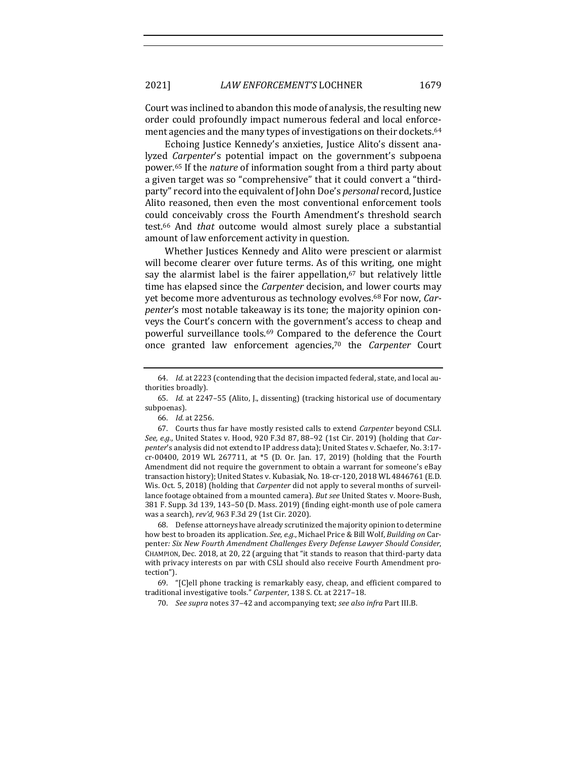Court was inclined to abandon this mode of analysis, the resulting new order could profoundly impact numerous federal and local enforcement agencies and the many types of investigations on their dockets.[64]

Echoing Justice Kennedy's anxieties, Justice Alito's dissent analyzed *Carpenter*'s potential impact on the government's subpoena power.[65] If the *nature* of information sought from a third party about a given target was so "comprehensive" that it could convert a "third-party" record into the equivalent of John Doe's *personal* record, Justice Alito reasoned, then even the most conventional enforcement tools could conceivably cross the Fourth Amendment's threshold search test.[66] And *that* outcome would almost surely place a substantial amount of law enforcement activity in question.

Whether Justices Kennedy and Alito were prescient or alarmist will become clearer over future terms. As of this writing, one might say the alarmist label is the fairer appellation,[67] but relatively little time has elapsed since the *Carpenter* decision, and lower courts may yet become more adventurous as technology evolves.[68] For now, *Carpenter*'s most notable takeaway is its tone; the majority opinion conveys the Court's concern with the government's access to cheap and powerful surveillance tools.[69] Compared to the deference the Court once granted law enforcement agencies,[70] the *Carpenter* Court

---

64. *Id.* at 2223 (contending that the decision impacted federal, state, and local authorities broadly).

65. *Id.* at 2247–55 (Alito, J., dissenting) (tracking historical use of documentary subpoenas).

66. *Id.* at 2256.

67. Courts thus far have mostly resisted calls to extend *Carpenter* beyond CSLI. *See, e.g.*, United States v. Hood, 920 F.3d 87, 88–92 (1st Cir. 2019) (holding that *Carpenter*'s analysis did not extend to IP address data); United States v. Schaefer, No. 3:17-cr-00400, 2019 WL 267711, at *5 (D. Or. Jan. 17, 2019) (holding that the Fourth Amendment did not require the government to obtain a warrant for someone's eBay transaction history); United States v. Kubasiak, No. 18-cr-120, 2018 WL 4846761 (E.D. Wis. Oct. 5, 2018) (holding that *Carpenter* did not apply to several months of surveillance footage obtained from a mounted camera). *But see* United States v. Moore-Bush, 381 F. Supp. 3d 139, 143–50 (D. Mass. 2019) (finding eight-month use of pole camera was a search), *rev'd*, 963 F.3d 29 (1st Cir. 2020).

68. Defense attorneys have already scrutinized the majority opinion to determine how best to broaden its application. *See, e.g.*, Michael Price & Bill Wolf, *Building on* Carpenter*: Six New Fourth Amendment Challenges Every Defense Lawyer Should Consider*, CHAMPION, Dec. 2018, at 20, 22 (arguing that "it stands to reason that third-party data with privacy interests on par with CSLI should also receive Fourth Amendment protection").

69. "[C]ell phone tracking is remarkably easy, cheap, and efficient compared to traditional investigative tools." *Carpenter*, 138 S. Ct. at 2217–18.

70. *See supra* notes 37–42 and accompanying text; *see also infra* Part III.B.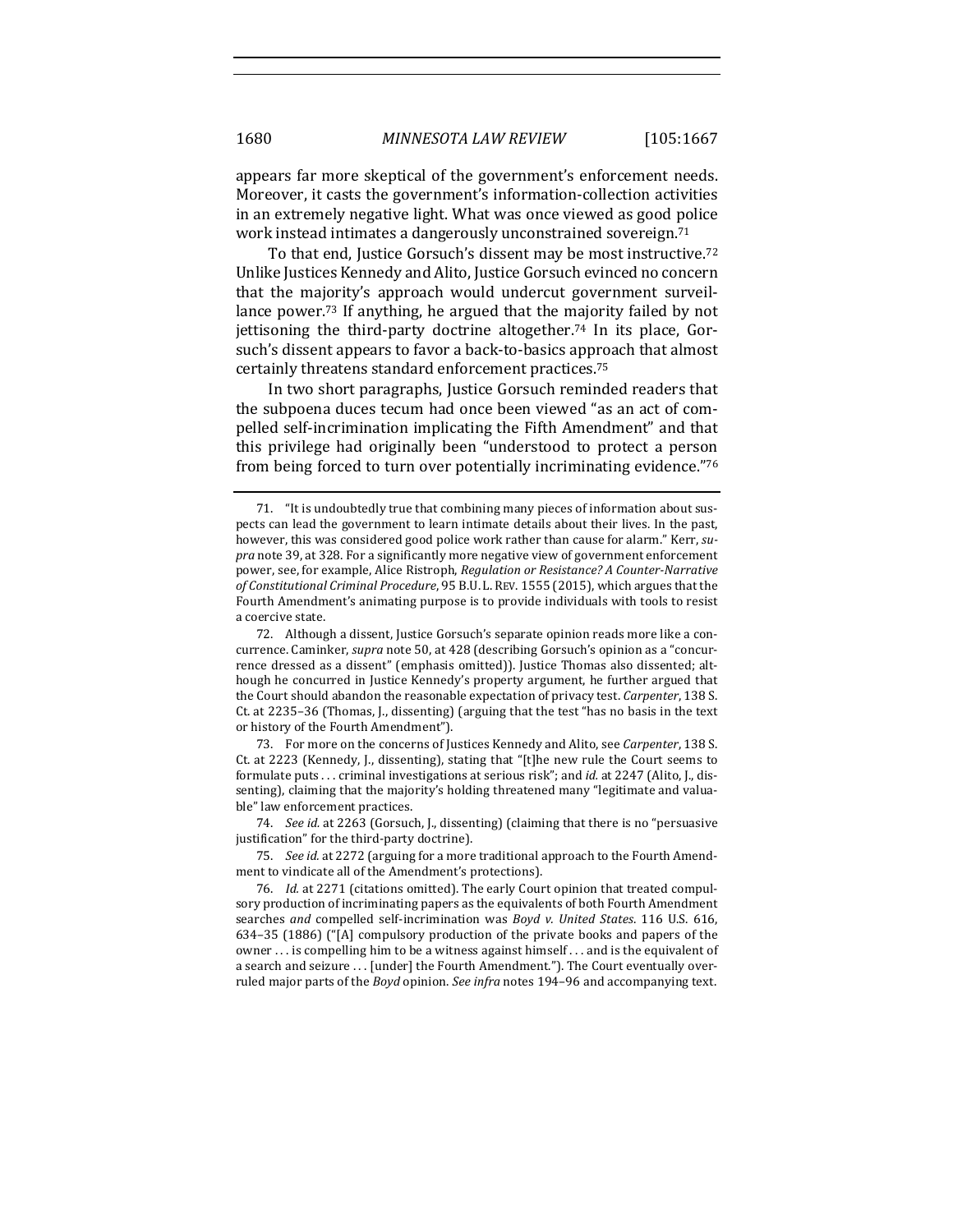appears far more skeptical of the government's enforcement needs. Moreover, it casts the government's information-collection activities in an extremely negative light. What was once viewed as good police work instead intimates a dangerously unconstrained sovereign.[71]

To that end, Justice Gorsuch's dissent may be most instructive.[72] Unlike Justices Kennedy and Alito, Justice Gorsuch evinced no concern that the majority's approach would undercut government surveillance power.[73] If anything, he argued that the majority failed by not jettisoning the third-party doctrine altogether.[74] In its place, Gorsuch's dissent appears to favor a back-to-basics approach that almost certainly threatens standard enforcement practices.[75]

In two short paragraphs, Justice Gorsuch reminded readers that the subpoena duces tecum had once been viewed "as an act of compelled self-incrimination implicating the Fifth Amendment" and that this privilege had originally been "understood to protect a person from being forced to turn over potentially incriminating evidence."[76]

---

71. "It is undoubtedly true that combining many pieces of information about suspects can lead the government to learn intimate details about their lives. In the past, however, this was considered good police work rather than cause for alarm." Kerr, *supra* note 39, at 328. For a significantly more negative view of government enforcement power, see, for example, Alice Ristroph, *Regulation or Resistance? A Counter-Narrative of Constitutional Criminal Procedure*, 95 B.U. L. REV. 1555 (2015), which argues that the Fourth Amendment's animating purpose is to provide individuals with tools to resist a coercive state.

72. Although a dissent, Justice Gorsuch's separate opinion reads more like a concurrence. Caminker, *supra* note 50, at 428 (describing Gorsuch's opinion as a "concurrence dressed as a dissent" (emphasis omitted)). Justice Thomas also dissented; although he concurred in Justice Kennedy's property argument, he further argued that the Court should abandon the reasonable expectation of privacy test. *Carpenter*, 138 S. Ct. at 2235–36 (Thomas, J., dissenting) (arguing that the test "has no basis in the text or history of the Fourth Amendment").

73. For more on the concerns of Justices Kennedy and Alito, see *Carpenter*, 138 S. Ct. at 2223 (Kennedy, J., dissenting), stating that "[t]he new rule the Court seems to formulate puts . . . criminal investigations at serious risk"; and *id.* at 2247 (Alito, J., dissenting), claiming that the majority's holding threatened many "legitimate and valuable" law enforcement practices.

74. *See id.* at 2263 (Gorsuch, J., dissenting) (claiming that there is no "persuasive justification" for the third-party doctrine).

75. *See id.* at 2272 (arguing for a more traditional approach to the Fourth Amendment to vindicate all of the Amendment's protections).

76. *Id.* at 2271 (citations omitted). The early Court opinion that treated compulsory production of incriminating papers as the equivalents of both Fourth Amendment searches *and* compelled self-incrimination was *Boyd v. United States*. 116 U.S. 616, 634–35 (1886) ("[A] compulsory production of the private books and papers of the owner . . . is compelling him to be a witness against himself . . . and is the equivalent of a search and seizure . . . [under] the Fourth Amendment."). The Court eventually overruled major parts of the *Boyd* opinion. *See infra* notes 194–96 and accompanying text.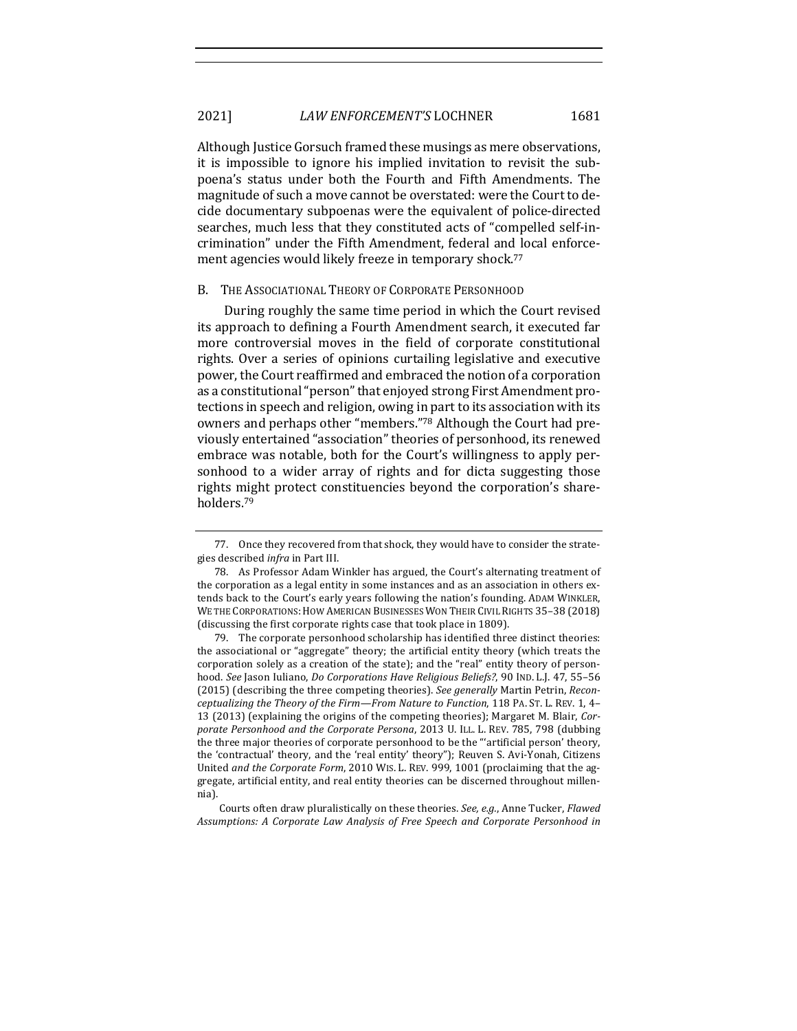Although Justice Gorsuch framed these musings as mere observations, it is impossible to ignore his implied invitation to revisit the subpoena's status under both the Fourth and Fifth Amendments. The magnitude of such a move cannot be overstated: were the Court to decide documentary subpoenas were the equivalent of police-directed searches, much less that they constituted acts of "compelled self-incrimination" under the Fifth Amendment, federal and local enforcement agencies would likely freeze in temporary shock.[77]

### B. The Associational Theory of Corporate Personhood

During roughly the same time period in which the Court revised its approach to defining a Fourth Amendment search, it executed far more controversial moves in the field of corporate constitutional rights. Over a series of opinions curtailing legislative and executive power, the Court reaffirmed and embraced the notion of a corporation as a constitutional "person" that enjoyed strong First Amendment protections in speech and religion, owing in part to its association with its owners and perhaps other "members."[78] Although the Court had previously entertained "association" theories of personhood, its renewed embrace was notable, both for the Court's willingness to apply personhood to a wider array of rights and for dicta suggesting those rights might protect constituencies beyond the corporation's shareholders.[79]

---

77. Once they recovered from that shock, they would have to consider the strategies described *infra* in Part III.

78. As Professor Adam Winkler has argued, the Court's alternating treatment of the corporation as a legal entity in some instances and as an association in others extends back to the Court's early years following the nation's founding. ADAM WINKLER, WE THE CORPORATIONS: HOW AMERICAN BUSINESSES WON THEIR CIVIL RIGHTS 35–38 (2018) (discussing the first corporate rights case that took place in 1809).

79. The corporate personhood scholarship has identified three distinct theories: the associational or "aggregate" theory; the artificial entity theory (which treats the corporation solely as a creation of the state); and the "real" entity theory of personhood. *See* Jason Iuliano, *Do Corporations Have Religious Beliefs?*, 90 IND. L.J. 47, 55–56 (2015) (describing the three competing theories). *See generally* Martin Petrin, *Reconceptualizing the Theory of the Firm—From Nature to Function*, 118 PA. ST. L. REV. 1, 4–13 (2013) (explaining the origins of the competing theories); Margaret M. Blair, *Corporate Personhood and the Corporate Persona*, 2013 U. ILL. L. REV. 785, 798 (dubbing the three major theories of corporate personhood to be the "'artificial person' theory, the 'contractual' theory, and the 'real entity' theory"); Reuven S. Avi-Yonah, Citizens United *and the Corporate Form*, 2010 WIS. L. REV. 999, 1001 (proclaiming that the aggregate, artificial entity, and real entity theories can be discerned throughout millennia).

Courts often draw pluralistically on these theories. *See, e.g.*, Anne Tucker, *Flawed Assumptions: A Corporate Law Analysis of Free Speech and Corporate Personhood in*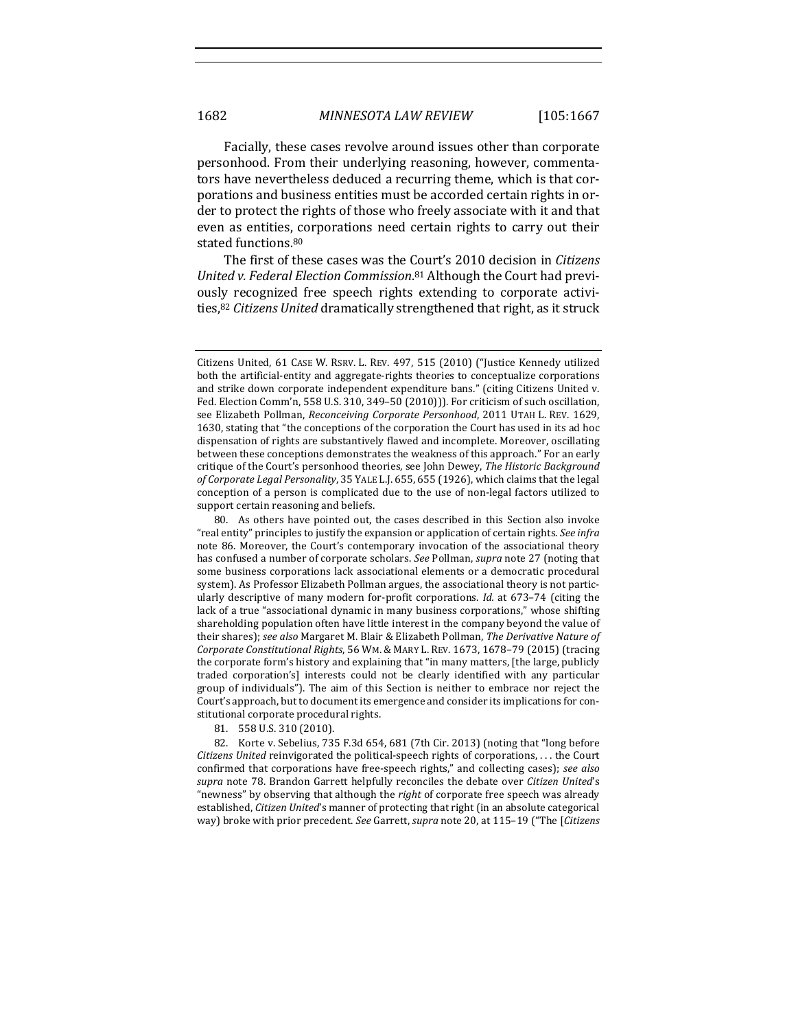Facially, these cases revolve around issues other than corporate personhood. From their underlying reasoning, however, commentators have nevertheless deduced a recurring theme, which is that corporations and business entities must be accorded certain rights in order to protect the rights of those who freely associate with it and that even as entities, corporations need certain rights to carry out their stated functions.[80]

The first of these cases was the Court's 2010 decision in *Citizens United v. Federal Election Commission*.[81] Although the Court had previously recognized free speech rights extending to corporate activities,[82] *Citizens United* dramatically strengthened that right, as it struck

---

Citizens United, 61 CASE W. RSRV. L. REV. 497, 515 (2010) ("Justice Kennedy utilized both the artificial-entity and aggregate-rights theories to conceptualize corporations and strike down corporate independent expenditure bans." (citing Citizens United v. Fed. Election Comm'n, 558 U.S. 310, 349–50 (2010))). For criticism of such oscillation, see Elizabeth Pollman, *Reconceiving Corporate Personhood*, 2011 UTAH L. REV. 1629, 1630, stating that "the conceptions of the corporation the Court has used in its ad hoc dispensation of rights are substantively flawed and incomplete. Moreover, oscillating between these conceptions demonstrates the weakness of this approach." For an early critique of the Court's personhood theories, see John Dewey, *The Historic Background of Corporate Legal Personality*, 35 YALE L.J. 655, 655 (1926), which claims that the legal conception of a person is complicated due to the use of non-legal factors utilized to support certain reasoning and beliefs.

80. As others have pointed out, the cases described in this Section also invoke "real entity" principles to justify the expansion or application of certain rights. *See infra* note 86. Moreover, the Court's contemporary invocation of the associational theory has confused a number of corporate scholars. *See* Pollman, *supra* note 27 (noting that some business corporations lack associational elements or a democratic procedural system). As Professor Elizabeth Pollman argues, the associational theory is not particularly descriptive of many modern for-profit corporations. *Id.* at 673–74 (citing the lack of a true "associational dynamic in many business corporations," whose shifting shareholding population often have little interest in the company beyond the value of their shares); *see also* Margaret M. Blair & Elizabeth Pollman, *The Derivative Nature of Corporate Constitutional Rights*, 56 WM. & MARY L. REV. 1673, 1678–79 (2015) (tracing the corporate form's history and explaining that "in many matters, [the large, publicly traded corporation's] interests could not be clearly identified with any particular group of individuals"). The aim of this Section is neither to embrace nor reject the Court's approach, but to document its emergence and consider its implications for constitutional corporate procedural rights.

81. 558 U.S. 310 (2010).

82. Korte v. Sebelius, 735 F.3d 654, 681 (7th Cir. 2013) (noting that "long before *Citizens United* reinvigorated the political-speech rights of corporations, . . . the Court confirmed that corporations have free-speech rights," and collecting cases); *see also supra* note 78. Brandon Garrett helpfully reconciles the debate over *Citizen United*'s "newness" by observing that although the *right* of corporate free speech was already established, *Citizen United*'s manner of protecting that right (in an absolute categorical way) broke with prior precedent. *See* Garrett, *supra* note 20, at 115–19 ("The [*Citizens*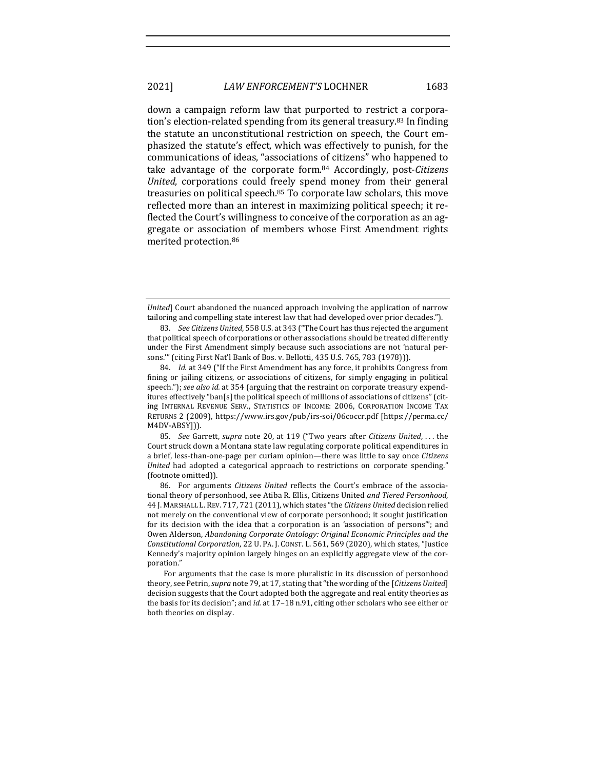down a campaign reform law that purported to restrict a corporation's election-related spending from its general treasury.[83] In finding the statute an unconstitutional restriction on speech, the Court emphasized the statute's effect, which was effectively to punish, for the communications of ideas, "associations of citizens" who happened to take advantage of the corporate form.[84] Accordingly, post-*Citizens United*, corporations could freely spend money from their general treasuries on political speech.[85] To corporate law scholars, this move reflected more than an interest in maximizing political speech; it reflected the Court's willingness to conceive of the corporation as an aggregate or association of members whose First Amendment rights merited protection.[86]

---

*United*] Court abandoned the nuanced approach involving the application of narrow tailoring and compelling state interest law that had developed over prior decades.").

83. *See Citizens United*, 558 U.S. at 343 ("The Court has thus rejected the argument that political speech of corporations or other associations should be treated differently under the First Amendment simply because such associations are not 'natural persons.'" (citing First Nat'l Bank of Bos. v. Bellotti, 435 U.S. 765, 783 (1978))).

84. *Id.* at 349 ("If the First Amendment has any force, it prohibits Congress from fining or jailing citizens, or associations of citizens, for simply engaging in political speech."); *see also id.* at 354 (arguing that the restraint on corporate treasury expenditures effectively "ban[s] the political speech of millions of associations of citizens" (citing INTERNAL REVENUE SERV., STATISTICS OF INCOME: 2006, CORPORATION INCOME TAX RETURNS 2 (2009), https://www.irs.gov/pub/irs-soi/06coccr.pdf [https://perma.cc/M4DV-ABSY])).

85. *See* Garrett, *supra* note 20, at 119 ("Two years after *Citizens United*, . . . the Court struck down a Montana state law regulating corporate political expenditures in a brief, less-than-one-page per curiam opinion—there was little to say once *Citizens United* had adopted a categorical approach to restrictions on corporate spending." (footnote omitted)).

86. For arguments *Citizens United* reflects the Court's embrace of the associational theory of personhood, see Atiba R. Ellis, Citizens United *and Tiered Personhood*, 44 J. MARSHALL L. REV. 717, 721 (2011), which states "the *Citizens United* decision relied not merely on the conventional view of corporate personhood; it sought justification for its decision with the idea that a corporation is an 'association of persons'"; and Owen Alderson, *Abandoning Corporate Ontology: Original Economic Principles and the Constitutional Corporation*, 22 U. PA. J. CONST. L. 561, 569 (2020), which states, "Justice Kennedy's majority opinion largely hinges on an explicitly aggregate view of the corporation."

For arguments that the case is more pluralistic in its discussion of personhood theory, see Petrin, *supra* note 79, at 17, stating that "the wording of the [*Citizens United*] decision suggests that the Court adopted both the aggregate and real entity theories as the basis for its decision"; and *id.* at 17–18 n.91, citing other scholars who see either or both theories on display.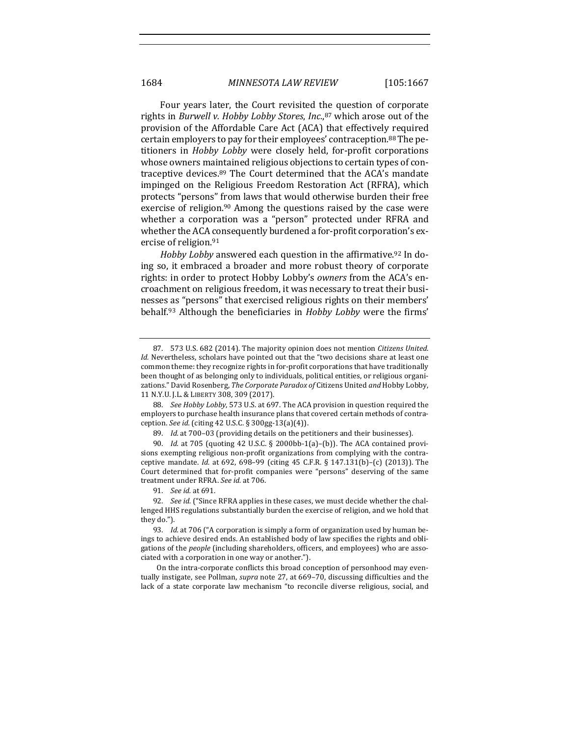Four years later, the Court revisited the question of corporate rights in *Burwell v. Hobby Lobby Stores, Inc.*,[87] which arose out of the provision of the Affordable Care Act (ACA) that effectively required certain employers to pay for their employees' contraception.[88] The petitioners in *Hobby Lobby* were closely held, for-profit corporations whose owners maintained religious objections to certain types of contraceptive devices.[89] The Court determined that the ACA's mandate impinged on the Religious Freedom Restoration Act (RFRA), which protects "persons" from laws that would otherwise burden their free exercise of religion.[90] Among the questions raised by the case were whether a corporation was a "person" protected under RFRA and whether the ACA consequently burdened a for-profit corporation's exercise of religion.[91]

*Hobby Lobby* answered each question in the affirmative.[92] In doing so, it embraced a broader and more robust theory of corporate rights: in order to protect Hobby Lobby's *owners* from the ACA's encroachment on religious freedom, it was necessary to treat their businesses as "persons" that exercised religious rights on their members' behalf.[93] Although the beneficiaries in *Hobby Lobby* were the firms'

---

87. 573 U.S. 682 (2014). The majority opinion does not mention *Citizens United*. *Id.* Nevertheless, scholars have pointed out that the "two decisions share at least one common theme: they recognize rights in for-profit corporations that have traditionally been thought of as belonging only to individuals, political entities, or religious organizations." David Rosenberg, *The Corporate Paradox of* Citizens United *and* Hobby Lobby, 11 N.Y.U. J.L. & LIBERTY 308, 309 (2017).

88. *See Hobby Lobby*, 573 U.S. at 697. The ACA provision in question required the employers to purchase health insurance plans that covered certain methods of contraception. *See id.* (citing 42 U.S.C. § 300gg-13(a)(4)).

89. *Id.* at 700–03 (providing details on the petitioners and their businesses).

90. *Id.* at 705 (quoting 42 U.S.C. § 2000bb-1(a)–(b)). The ACA contained provisions exempting religious non-profit organizations from complying with the contraceptive mandate. *Id.* at 692, 698–99 (citing 45 C.F.R. § 147.131(b)–(c) (2013)). The Court determined that for-profit companies were "persons" deserving of the same treatment under RFRA. *See id.* at 706.

91. *See id.* at 691.

92. *See id.* ("Since RFRA applies in these cases, we must decide whether the challenged HHS regulations substantially burden the exercise of religion, and we hold that they do.").

93. *Id.* at 706 ("A corporation is simply a form of organization used by human beings to achieve desired ends. An established body of law specifies the rights and obligations of the *people* (including shareholders, officers, and employees) who are associated with a corporation in one way or another.").

On the intra-corporate conflicts this broad conception of personhood may eventually instigate, see Pollman, *supra* note 27, at 669–70, discussing difficulties and the lack of a state corporate law mechanism "to reconcile diverse religious, social, and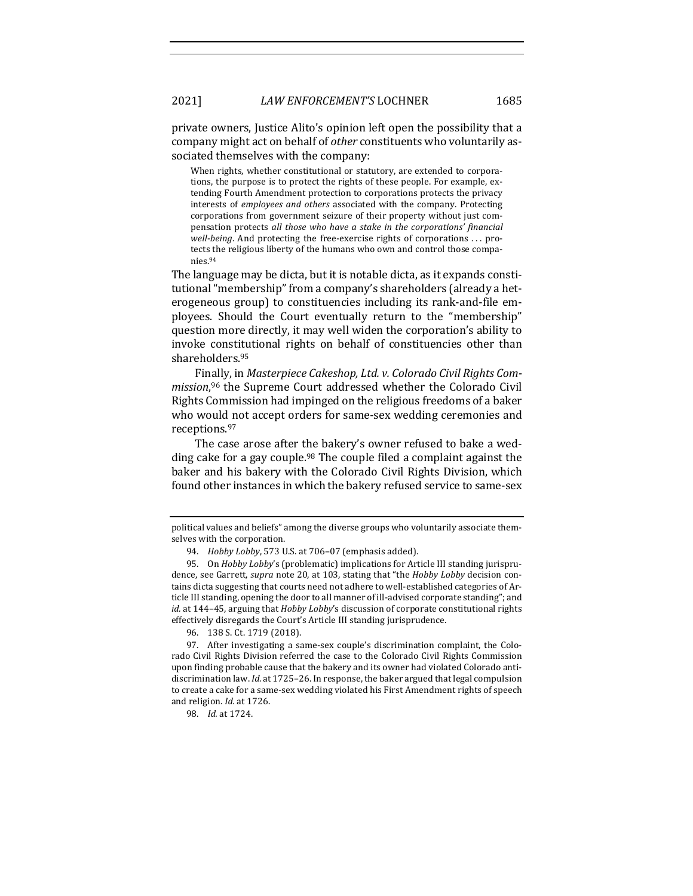private owners, Justice Alito's opinion left open the possibility that a company might act on behalf of *other* constituents who voluntarily associated themselves with the company:

> When rights, whether constitutional or statutory, are extended to corporations, the purpose is to protect the rights of these people. For example, extending Fourth Amendment protection to corporations protects the privacy interests of *employees and others* associated with the company. Protecting corporations from government seizure of their property without just compensation protects *all those who have a stake in the corporations' financial well-being*. And protecting the free-exercise rights of corporations . . . protects the religious liberty of the humans who own and control those companies.[94]

The language may be dicta, but it is notable dicta, as it expands constitutional "membership" from a company's shareholders (already a heterogeneous group) to constituencies including its rank-and-file employees. Should the Court eventually return to the "membership" question more directly, it may well widen the corporation's ability to invoke constitutional rights on behalf of constituencies other than shareholders.[95]

Finally, in *Masterpiece Cakeshop, Ltd. v. Colorado Civil Rights Commission*,[96] the Supreme Court addressed whether the Colorado Civil Rights Commission had impinged on the religious freedoms of a baker who would not accept orders for same-sex wedding ceremonies and receptions.[97]

The case arose after the bakery's owner refused to bake a wedding cake for a gay couple.[98] The couple filed a complaint against the baker and his bakery with the Colorado Civil Rights Division, which found other instances in which the bakery refused service to same-sex

---

political values and beliefs" among the diverse groups who voluntarily associate themselves with the corporation.

94. *Hobby Lobby*, 573 U.S. at 706–07 (emphasis added).

95. On *Hobby Lobby*'s (problematic) implications for Article III standing jurisprudence, see Garrett, *supra* note 20, at 103, stating that "the *Hobby Lobby* decision contains dicta suggesting that courts need not adhere to well-established categories of Article III standing, opening the door to all manner of ill-advised corporate standing"; and *id.* at 144–45, arguing that *Hobby Lobby*'s discussion of corporate constitutional rights effectively disregards the Court's Article III standing jurisprudence.

96. 138 S. Ct. 1719 (2018).

97. After investigating a same-sex couple's discrimination complaint, the Colorado Civil Rights Division referred the case to the Colorado Civil Rights Commission upon finding probable cause that the bakery and its owner had violated Colorado antidiscrimination law. *Id.* at 1725–26. In response, the baker argued that legal compulsion to create a cake for a same-sex wedding violated his First Amendment rights of speech and religion. *Id.* at 1726.

98. *Id.* at 1724.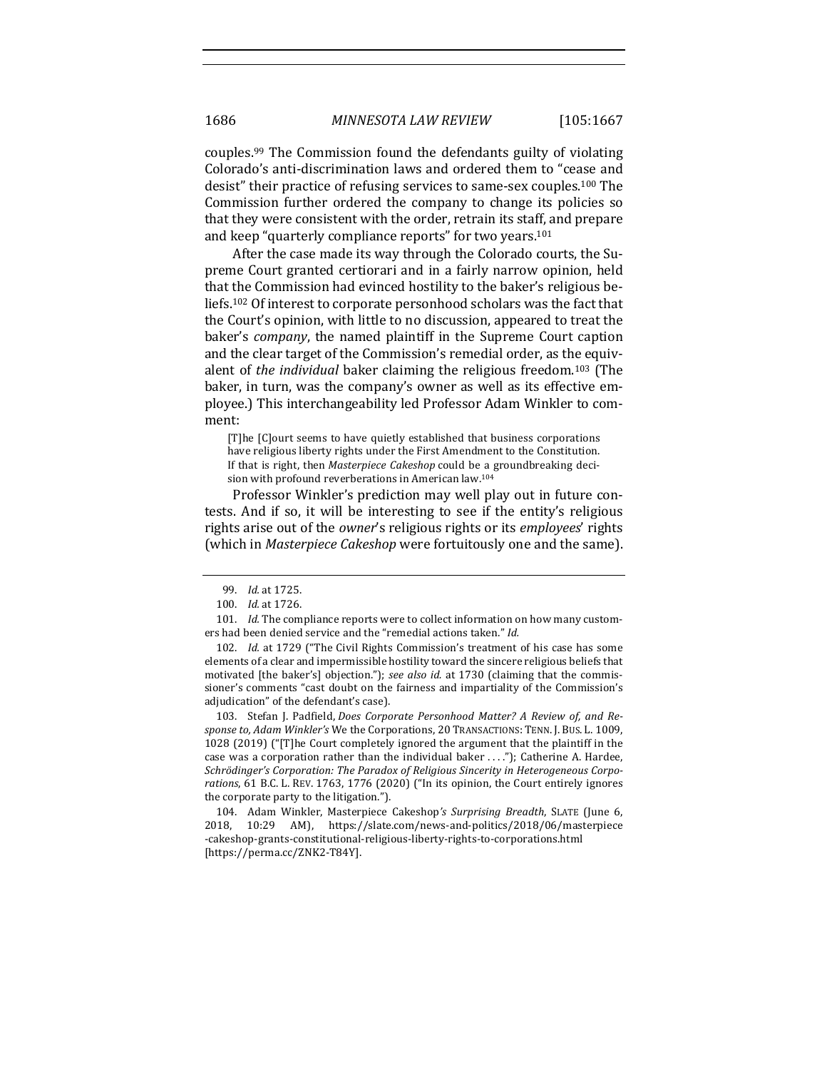couples.[99] The Commission found the defendants guilty of violating Colorado's anti-discrimination laws and ordered them to "cease and desist" their practice of refusing services to same-sex couples.[100] The Commission further ordered the company to change its policies so that they were consistent with the order, retrain its staff, and prepare and keep "quarterly compliance reports" for two years.[101]

After the case made its way through the Colorado courts, the Supreme Court granted certiorari and in a fairly narrow opinion, held that the Commission had evinced hostility to the baker's religious beliefs.[102] Of interest to corporate personhood scholars was the fact that the Court's opinion, with little to no discussion, appeared to treat the baker's *company*, the named plaintiff in the Supreme Court caption and the clear target of the Commission's remedial order, as the equivalent of *the individual* baker claiming the religious freedom.[103] (The baker, in turn, was the company's owner as well as its effective employee.) This interchangeability led Professor Adam Winkler to comment:

> [T]he [C]ourt seems to have quietly established that business corporations have religious liberty rights under the First Amendment to the Constitution. If that is right, then *Masterpiece Cakeshop* could be a groundbreaking decision with profound reverberations in American law.[104]

Professor Winkler's prediction may well play out in future contests. And if so, it will be interesting to see if the entity's religious rights arise out of the *owner*'s religious rights or its *employees*' rights (which in *Masterpiece Cakeshop* were fortuitously one and the same).

---

99. *Id.* at 1725.

100. *Id.* at 1726.

101. *Id.* The compliance reports were to collect information on how many customers had been denied service and the "remedial actions taken." *Id.*

102. *Id.* at 1729 ("The Civil Rights Commission's treatment of his case has some elements of a clear and impermissible hostility toward the sincere religious beliefs that motivated [the baker's] objection."); *see also id.* at 1730 (claiming that the commissioner's comments "cast doubt on the fairness and impartiality of the Commission's adjudication" of the defendant's case).

103. Stefan J. Padfield, *Does Corporate Personhood Matter? A Review of, and Response to, Adam Winkler's* We the Corporations, 20 TRANSACTIONS: TENN. J. BUS. L. 1009, 1028 (2019) ("[T]he Court completely ignored the argument that the plaintiff in the case was a corporation rather than the individual baker . . . ."); Catherine A. Hardee, *Schrödinger's Corporation: The Paradox of Religious Sincerity in Heterogeneous Corporations*, 61 B.C. L. REV. 1763, 1776 (2020) ("In its opinion, the Court entirely ignores the corporate party to the litigation.").

104. Adam Winkler, Masterpiece Cakeshop*'s Surprising Breadth*, SLATE (June 6, 2018, 10:29 AM), https://slate.com/news-and-politics/2018/06/masterpiece-cakeshop-grants-constitutional-religious-liberty-rights-to-corporations.html [https://perma.cc/ZNK2-T84Y].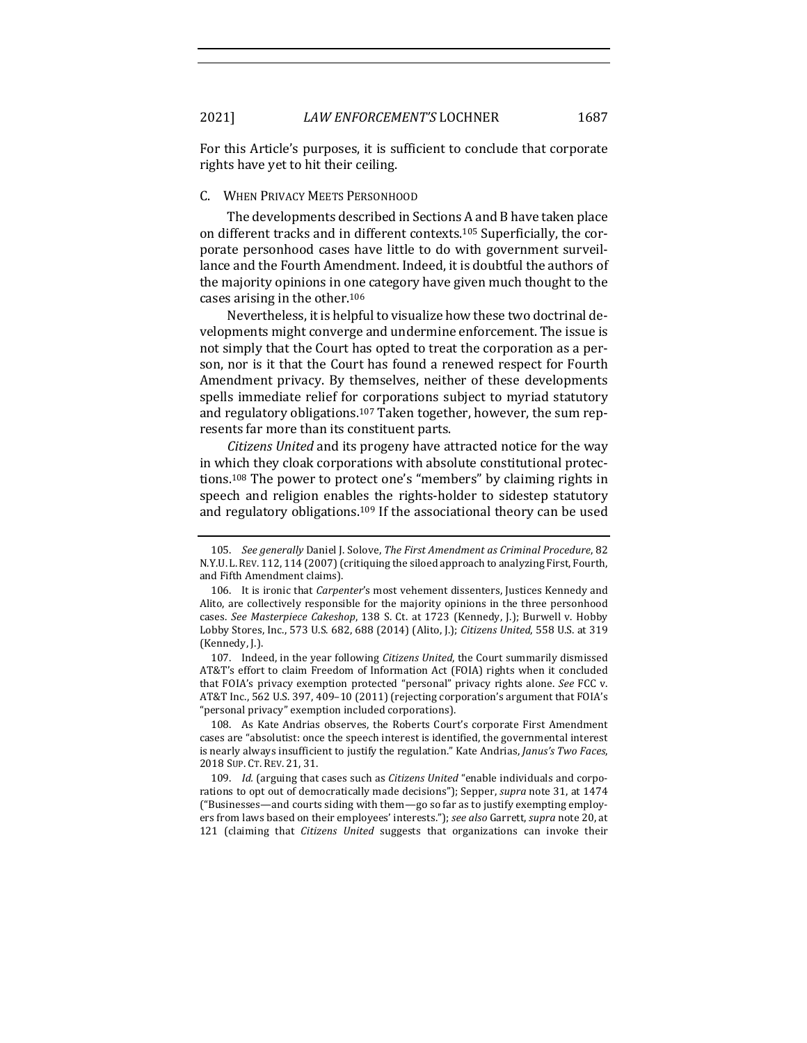For this Article's purposes, it is sufficient to conclude that corporate rights have yet to hit their ceiling.

### C. When Privacy Meets Personhood

The developments described in Sections A and B have taken place on different tracks and in different contexts.[105] Superficially, the corporate personhood cases have little to do with government surveillance and the Fourth Amendment. Indeed, it is doubtful the authors of the majority opinions in one category have given much thought to the cases arising in the other.[106]

Nevertheless, it is helpful to visualize how these two doctrinal developments might converge and undermine enforcement. The issue is not simply that the Court has opted to treat the corporation as a person, nor is it that the Court has found a renewed respect for Fourth Amendment privacy. By themselves, neither of these developments spells immediate relief for corporations subject to myriad statutory and regulatory obligations.[107] Taken together, however, the sum represents far more than its constituent parts.

*Citizens United* and its progeny have attracted notice for the way in which they cloak corporations with absolute constitutional protections.[108] The power to protect one's "members" by claiming rights in speech and religion enables the rights-holder to sidestep statutory and regulatory obligations.[109] If the associational theory can be used

---

105. *See generally* Daniel J. Solove, *The First Amendment as Criminal Procedure*, 82 N.Y.U. L. Rev. 112, 114 (2007) (critiquing the siloed approach to analyzing First, Fourth, and Fifth Amendment claims).

106. It is ironic that *Carpenter*'s most vehement dissenters, Justices Kennedy and Alito, are collectively responsible for the majority opinions in the three personhood cases. *See Masterpiece Cakeshop*, 138 S. Ct. at 1723 (Kennedy, J.); Burwell v. Hobby Lobby Stores, Inc., 573 U.S. 682, 688 (2014) (Alito, J.); *Citizens United*, 558 U.S. at 319 (Kennedy, J.).

107. Indeed, in the year following *Citizens United*, the Court summarily dismissed AT&T's effort to claim Freedom of Information Act (FOIA) rights when it concluded that FOIA's privacy exemption protected "personal" privacy rights alone. *See* FCC v. AT&T Inc., 562 U.S. 397, 409–10 (2011) (rejecting corporation's argument that FOIA's "personal privacy" exemption included corporations).

108. As Kate Andrias observes, the Roberts Court's corporate First Amendment cases are "absolutist: once the speech interest is identified, the governmental interest is nearly always insufficient to justify the regulation." Kate Andrias, *Janus's Two Faces*, 2018 Sup. Ct. Rev. 21, 31.

109. *Id.* (arguing that cases such as *Citizens United* "enable individuals and corporations to opt out of democratically made decisions"); Sepper, *supra* note 31, at 1474 ("Businesses—and courts siding with them—go so far as to justify exempting employers from laws based on their employees' interests."); *see also* Garrett, *supra* note 20, at 121 (claiming that *Citizens United* suggests that organizations can invoke their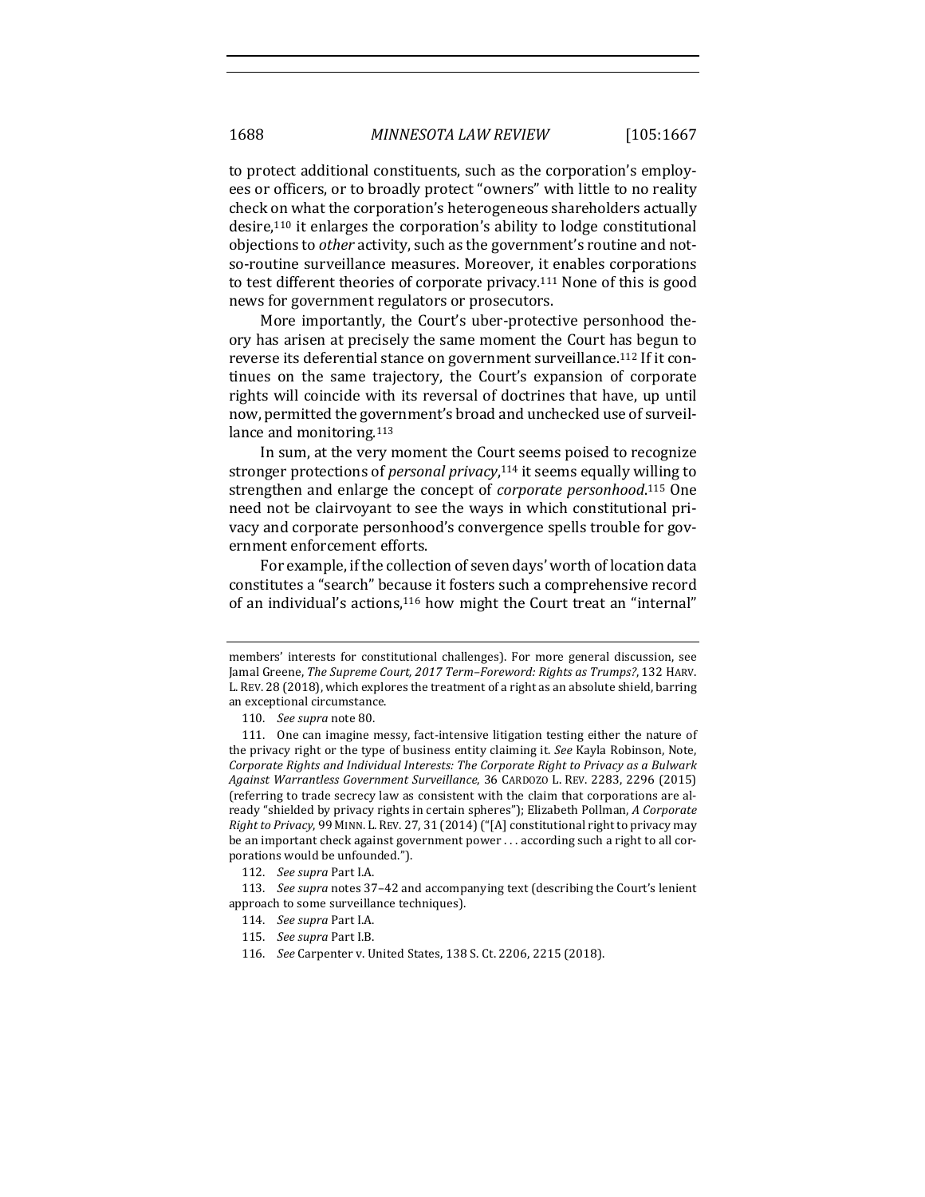to protect additional constituents, such as the corporation's employees or officers, or to broadly protect "owners" with little to no reality check on what the corporation's heterogeneous shareholders actually desire,[110] it enlarges the corporation's ability to lodge constitutional objections to *other* activity, such as the government's routine and not-so-routine surveillance measures. Moreover, it enables corporations to test different theories of corporate privacy.[111] None of this is good news for government regulators or prosecutors.

More importantly, the Court's uber-protective personhood theory has arisen at precisely the same moment the Court has begun to reverse its deferential stance on government surveillance.[112] If it continues on the same trajectory, the Court's expansion of corporate rights will coincide with its reversal of doctrines that have, up until now, permitted the government's broad and unchecked use of surveillance and monitoring.[113]

In sum, at the very moment the Court seems poised to recognize stronger protections of *personal privacy*,[114] it seems equally willing to strengthen and enlarge the concept of *corporate personhood*.[115] One need not be clairvoyant to see the ways in which constitutional privacy and corporate personhood's convergence spells trouble for government enforcement efforts.

For example, if the collection of seven days' worth of location data constitutes a "search" because it fosters such a comprehensive record of an individual's actions,[116] how might the Court treat an "internal"

---

members' interests for constitutional challenges). For more general discussion, see Jamal Greene, *The Supreme Court, 2017 Term–Foreword: Rights as Trumps?*, 132 HARV. L. REV. 28 (2018), which explores the treatment of a right as an absolute shield, barring an exceptional circumstance.

110. *See supra* note 80.

111. One can imagine messy, fact-intensive litigation testing either the nature of the privacy right or the type of business entity claiming it. *See* Kayla Robinson, Note, *Corporate Rights and Individual Interests: The Corporate Right to Privacy as a Bulwark Against Warrantless Government Surveillance*, 36 CARDOZO L. REV. 2283, 2296 (2015) (referring to trade secrecy law as consistent with the claim that corporations are already "shielded by privacy rights in certain spheres"); Elizabeth Pollman, *A Corporate Right to Privacy*, 99 MINN. L. REV. 27, 31 (2014) ("[A] constitutional right to privacy may be an important check against government power . . . according such a right to all corporations would be unfounded.").

112. *See supra* Part I.A.

113. *See supra* notes 37–42 and accompanying text (describing the Court's lenient approach to some surveillance techniques).

114. *See supra* Part I.A.

115. *See supra* Part I.B.

116. *See* Carpenter v. United States, 138 S. Ct. 2206, 2215 (2018).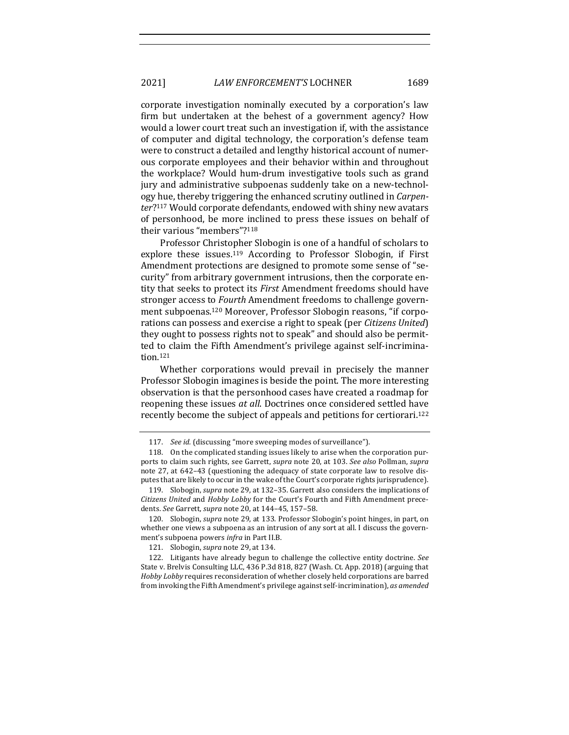corporate investigation nominally executed by a corporation's law firm but undertaken at the behest of a government agency? How would a lower court treat such an investigation if, with the assistance of computer and digital technology, the corporation's defense team were to construct a detailed and lengthy historical account of numerous corporate employees and their behavior within and throughout the workplace? Would hum-drum investigative tools such as grand jury and administrative subpoenas suddenly take on a new-technology hue, thereby triggering the enhanced scrutiny outlined in *Carpenter*?[117] Would corporate defendants, endowed with shiny new avatars of personhood, be more inclined to press these issues on behalf of their various "members"?[118]

Professor Christopher Slobogin is one of a handful of scholars to explore these issues.[119] According to Professor Slobogin, if First Amendment protections are designed to promote some sense of "security" from arbitrary government intrusions, then the corporate entity that seeks to protect its *First* Amendment freedoms should have stronger access to *Fourth* Amendment freedoms to challenge government subpoenas.[120] Moreover, Professor Slobogin reasons, "if corporations can possess and exercise a right to speak (per *Citizens United*) they ought to possess rights not to speak" and should also be permitted to claim the Fifth Amendment's privilege against self-incrimination.[121]

Whether corporations would prevail in precisely the manner Professor Slobogin imagines is beside the point. The more interesting observation is that the personhood cases have created a roadmap for reopening these issues *at all*. Doctrines once considered settled have recently become the subject of appeals and petitions for certiorari.[122]

---

117. *See id.* (discussing "more sweeping modes of surveillance").

118. On the complicated standing issues likely to arise when the corporation purports to claim such rights, see Garrett, *supra* note 20, at 103. *See also* Pollman, *supra* note 27, at 642–43 (questioning the adequacy of state corporate law to resolve disputes that are likely to occur in the wake of the Court's corporate rights jurisprudence).

119. Slobogin, *supra* note 29, at 132–35. Garrett also considers the implications of *Citizens United* and *Hobby Lobby* for the Court's Fourth and Fifth Amendment precedents. *See* Garrett, *supra* note 20, at 144–45, 157–58.

120. Slobogin, *supra* note 29, at 133. Professor Slobogin's point hinges, in part, on whether one views a subpoena as an intrusion of any sort at all. I discuss the government's subpoena powers *infra* in Part II.B.

121. Slobogin, *supra* note 29, at 134.

122. Litigants have already begun to challenge the collective entity doctrine. *See* State v. Brelvis Consulting LLC, 436 P.3d 818, 827 (Wash. Ct. App. 2018) (arguing that *Hobby Lobby* requires reconsideration of whether closely held corporations are barred from invoking the Fifth Amendment's privilege against self-incrimination), *as amended*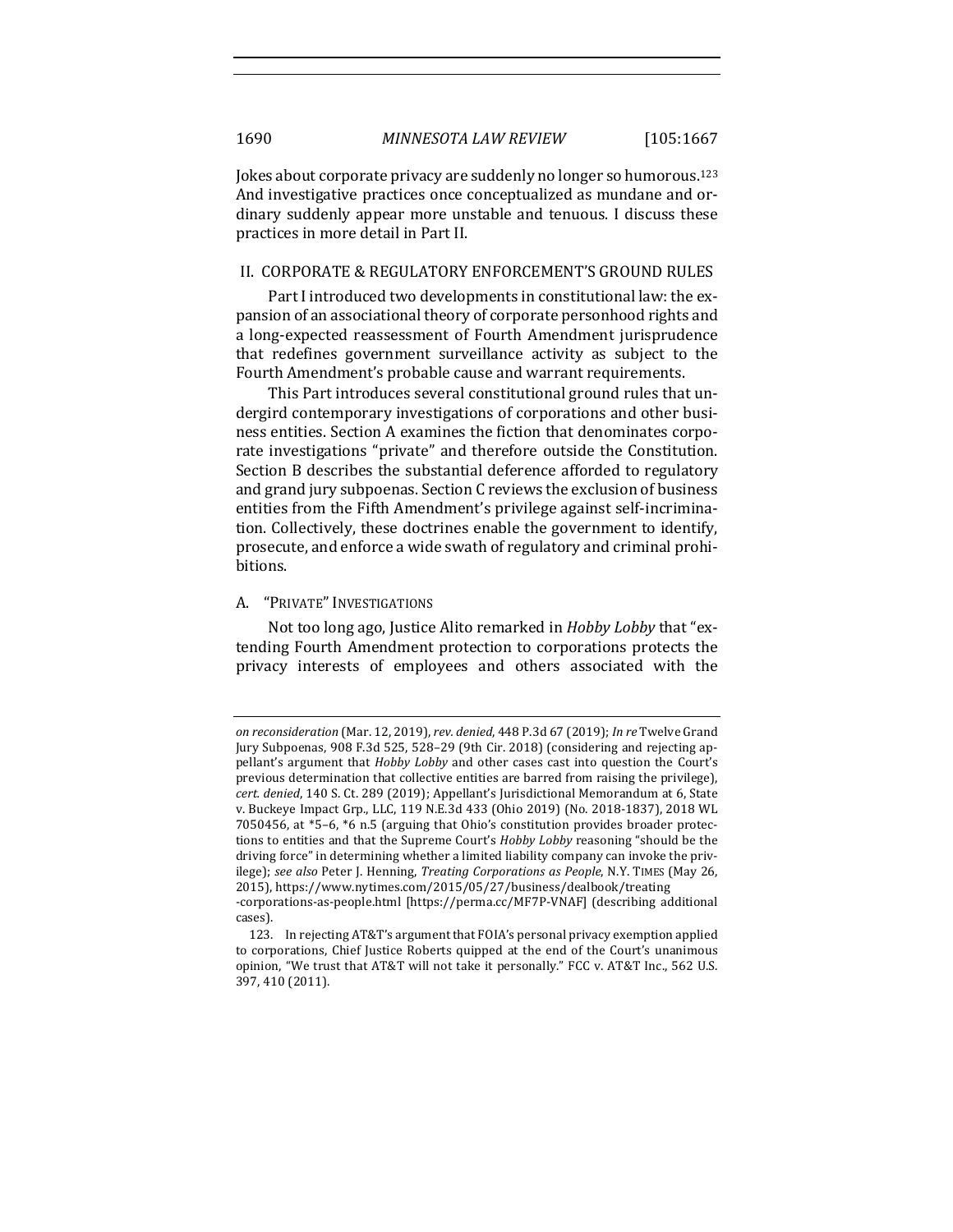Jokes about corporate privacy are suddenly no longer so humorous.[123] And investigative practices once conceptualized as mundane and ordinary suddenly appear more unstable and tenuous. I discuss these practices in more detail in Part II.

## II. CORPORATE & REGULATORY ENFORCEMENT'S GROUND RULES

Part I introduced two developments in constitutional law: the expansion of an associational theory of corporate personhood rights and a long-expected reassessment of Fourth Amendment jurisprudence that redefines government surveillance activity as subject to the Fourth Amendment's probable cause and warrant requirements.

This Part introduces several constitutional ground rules that undergird contemporary investigations of corporations and other business entities. Section A examines the fiction that denominates corporate investigations "private" and therefore outside the Constitution. Section B describes the substantial deference afforded to regulatory and grand jury subpoenas. Section C reviews the exclusion of business entities from the Fifth Amendment's privilege against self-incrimination. Collectively, these doctrines enable the government to identify, prosecute, and enforce a wide swath of regulatory and criminal prohibitions.

### A. "PRIVATE" INVESTIGATIONS

Not too long ago, Justice Alito remarked in *Hobby Lobby* that "extending Fourth Amendment protection to corporations protects the privacy interests of employees and others associated with the

---

*on reconsideration* (Mar. 12, 2019), *rev. denied*, 448 P.3d 67 (2019); *In re* Twelve Grand Jury Subpoenas, 908 F.3d 525, 528–29 (9th Cir. 2018) (considering and rejecting appellant's argument that *Hobby Lobby* and other cases cast into question the Court's previous determination that collective entities are barred from raising the privilege), *cert. denied*, 140 S. Ct. 289 (2019); Appellant's Jurisdictional Memorandum at 6, State v. Buckeye Impact Grp., LLC, 119 N.E.3d 433 (Ohio 2019) (No. 2018-1837), 2018 WL 7050456, at *5–6, *6 n.5 (arguing that Ohio's constitution provides broader protections to entities and that the Supreme Court's *Hobby Lobby* reasoning "should be the driving force" in determining whether a limited liability company can invoke the privilege); *see also* Peter J. Henning, *Treating Corporations as People*, N.Y. TIMES (May 26, 2015), https://www.nytimes.com/2015/05/27/business/dealbook/treating-corporations-as-people.html [https://perma.cc/MF7P-VNAF] (describing additional cases).

123. In rejecting AT&T's argument that FOIA's personal privacy exemption applied to corporations, Chief Justice Roberts quipped at the end of the Court's unanimous opinion, "We trust that AT&T will not take it personally." FCC v. AT&T Inc., 562 U.S. 397, 410 (2011).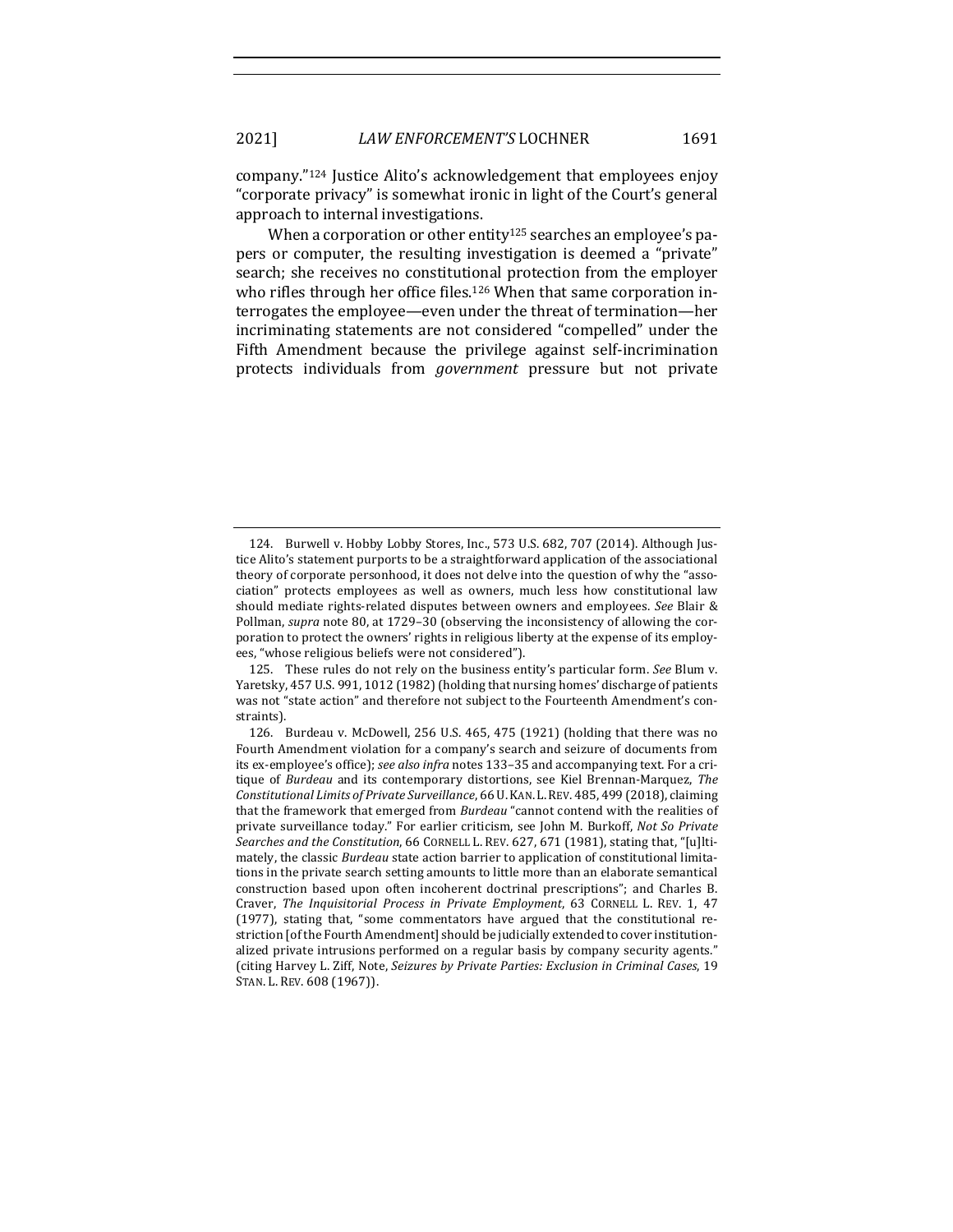company."[124] Justice Alito's acknowledgement that employees enjoy "corporate privacy" is somewhat ironic in light of the Court's general approach to internal investigations.

When a corporation or other entity[125] searches an employee's papers or computer, the resulting investigation is deemed a "private" search; she receives no constitutional protection from the employer who rifles through her office files.[126] When that same corporation interrogates the employee—even under the threat of termination—her incriminating statements are not considered "compelled" under the Fifth Amendment because the privilege against self-incrimination protects individuals from *government* pressure but not private

---

124. Burwell v. Hobby Lobby Stores, Inc., 573 U.S. 682, 707 (2014). Although Justice Alito's statement purports to be a straightforward application of the associational theory of corporate personhood, it does not delve into the question of why the "association" protects employees as well as owners, much less how constitutional law should mediate rights-related disputes between owners and employees. *See* Blair & Pollman, *supra* note 80, at 1729–30 (observing the inconsistency of allowing the corporation to protect the owners' rights in religious liberty at the expense of its employees, "whose religious beliefs were not considered").

125. These rules do not rely on the business entity's particular form. *See* Blum v. Yaretsky, 457 U.S. 991, 1012 (1982) (holding that nursing homes' discharge of patients was not "state action" and therefore not subject to the Fourteenth Amendment's constraints).

126. Burdeau v. McDowell, 256 U.S. 465, 475 (1921) (holding that there was no Fourth Amendment violation for a company's search and seizure of documents from its ex-employee's office); *see also infra* notes 133–35 and accompanying text. For a critique of *Burdeau* and its contemporary distortions, see Kiel Brennan-Marquez, *The Constitutional Limits of Private Surveillance*, 66 U. KAN. L. REV. 485, 499 (2018), claiming that the framework that emerged from *Burdeau* "cannot contend with the realities of private surveillance today." For earlier criticism, see John M. Burkoff, *Not So Private Searches and the Constitution*, 66 CORNELL L. REV. 627, 671 (1981), stating that, "[u]ltimately, the classic *Burdeau* state action barrier to application of constitutional limitations in the private search setting amounts to little more than an elaborate semantical construction based upon often incoherent doctrinal prescriptions"; and Charles B. Craver, *The Inquisitorial Process in Private Employment*, 63 CORNELL L. REV. 1, 47 (1977), stating that, "some commentators have argued that the constitutional restriction [of the Fourth Amendment] should be judicially extended to cover institutionalized private intrusions performed on a regular basis by company security agents." (citing Harvey L. Ziff, Note, *Seizures by Private Parties: Exclusion in Criminal Cases*, 19 STAN. L. REV. 608 (1967)).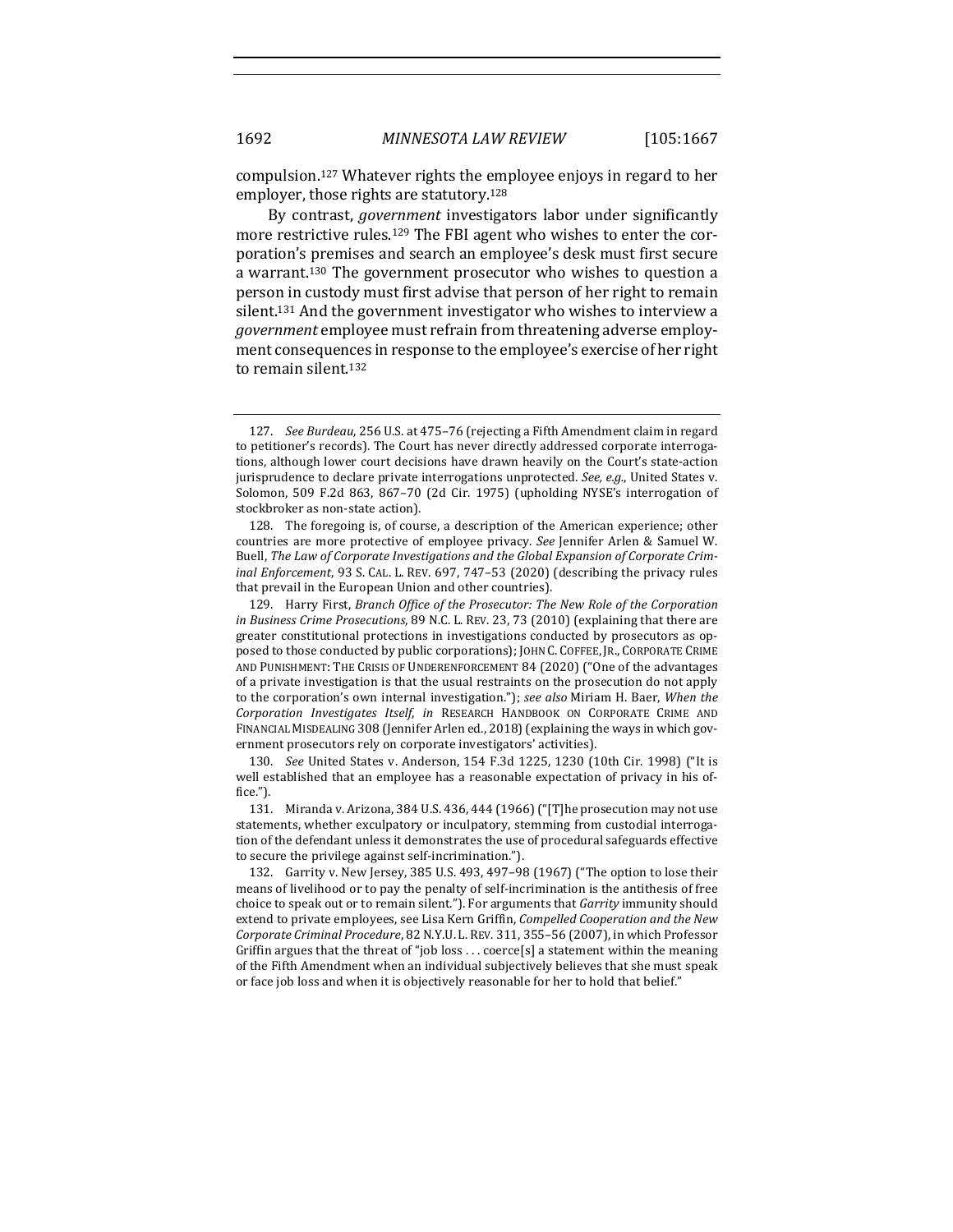compulsion.[127] Whatever rights the employee enjoys in regard to her employer, those rights are statutory.[128]

By contrast, *government* investigators labor under significantly more restrictive rules.[129] The FBI agent who wishes to enter the corporation's premises and search an employee's desk must first secure a warrant.[130] The government prosecutor who wishes to question a person in custody must first advise that person of her right to remain silent.[131] And the government investigator who wishes to interview a *government* employee must refrain from threatening adverse employment consequences in response to the employee's exercise of her right to remain silent.[132]

---

127. *See Burdeau*, 256 U.S. at 475–76 (rejecting a Fifth Amendment claim in regard to petitioner's records). The Court has never directly addressed corporate interrogations, although lower court decisions have drawn heavily on the Court's state-action jurisprudence to declare private interrogations unprotected. *See, e.g.*, United States v. Solomon, 509 F.2d 863, 867–70 (2d Cir. 1975) (upholding NYSE's interrogation of stockbroker as non-state action).

128. The foregoing is, of course, a description of the American experience; other countries are more protective of employee privacy. *See* Jennifer Arlen & Samuel W. Buell, *The Law of Corporate Investigations and the Global Expansion of Corporate Criminal Enforcement*, 93 S. CAL. L. REV. 697, 747–53 (2020) (describing the privacy rules that prevail in the European Union and other countries).

129. Harry First, *Branch Office of the Prosecutor: The New Role of the Corporation in Business Crime Prosecutions*, 89 N.C. L. REV. 23, 73 (2010) (explaining that there are greater constitutional protections in investigations conducted by prosecutors as opposed to those conducted by public corporations); JOHN C. COFFEE, JR., CORPORATE CRIME AND PUNISHMENT: THE CRISIS OF UNDERENFORCEMENT 84 (2020) ("One of the advantages of a private investigation is that the usual restraints on the prosecution do not apply to the corporation's own internal investigation."); *see also* Miriam H. Baer, *When the Corporation Investigates Itself*, *in* RESEARCH HANDBOOK ON CORPORATE CRIME AND FINANCIAL MISDEALING 308 (Jennifer Arlen ed., 2018) (explaining the ways in which government prosecutors rely on corporate investigators' activities).

130. *See* United States v. Anderson, 154 F.3d 1225, 1230 (10th Cir. 1998) ("It is well established that an employee has a reasonable expectation of privacy in his office.").

131. Miranda v. Arizona, 384 U.S. 436, 444 (1966) ("[T]he prosecution may not use statements, whether exculpatory or inculpatory, stemming from custodial interrogation of the defendant unless it demonstrates the use of procedural safeguards effective to secure the privilege against self-incrimination.").

132. Garrity v. New Jersey, 385 U.S. 493, 497–98 (1967) ("The option to lose their means of livelihood or to pay the penalty of self-incrimination is the antithesis of free choice to speak out or to remain silent."). For arguments that *Garrity* immunity should extend to private employees, see Lisa Kern Griffin, *Compelled Cooperation and the New Corporate Criminal Procedure*, 82 N.Y.U. L. REV. 311, 355–56 (2007), in which Professor Griffin argues that the threat of "job loss . . . coerce[s] a statement within the meaning of the Fifth Amendment when an individual subjectively believes that she must speak or face job loss and when it is objectively reasonable for her to hold that belief."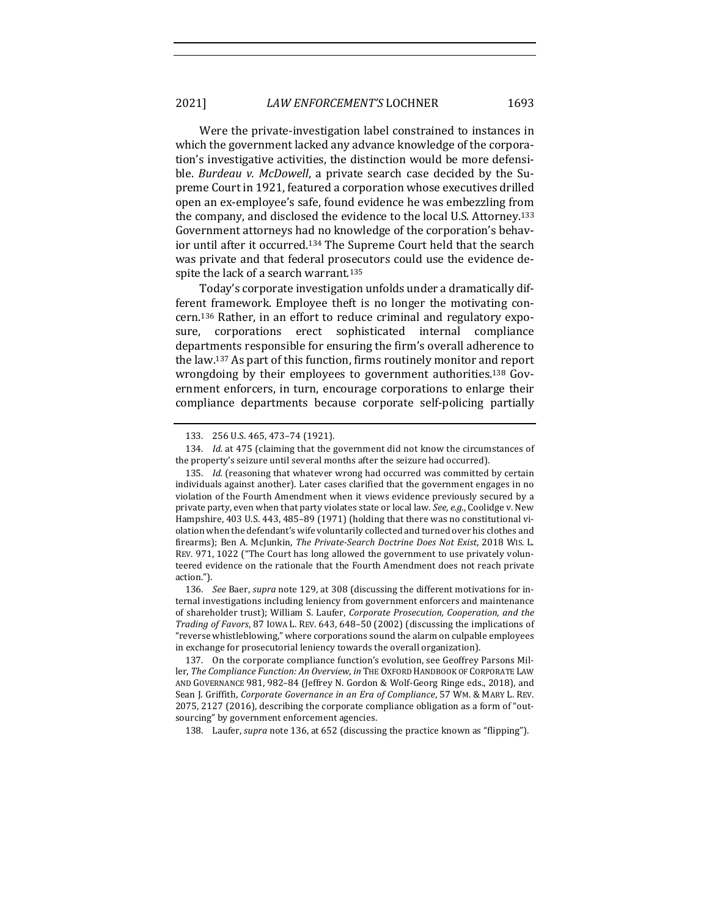Were the private-investigation label constrained to instances in which the government lacked any advance knowledge of the corporation's investigative activities, the distinction would be more defensible. *Burdeau v. McDowell*, a private search case decided by the Supreme Court in 1921, featured a corporation whose executives drilled open an ex-employee's safe, found evidence he was embezzling from the company, and disclosed the evidence to the local U.S. Attorney.[133] Government attorneys had no knowledge of the corporation's behavior until after it occurred.[134] The Supreme Court held that the search was private and that federal prosecutors could use the evidence despite the lack of a search warrant.[135]

Today's corporate investigation unfolds under a dramatically different framework. Employee theft is no longer the motivating concern.[136] Rather, in an effort to reduce criminal and regulatory exposure, corporations erect sophisticated internal compliance departments responsible for ensuring the firm's overall adherence to the law.[137] As part of this function, firms routinely monitor and report wrongdoing by their employees to government authorities.[138] Government enforcers, in turn, encourage corporations to enlarge their compliance departments because corporate self-policing partially

---

133. 256 U.S. 465, 473–74 (1921).

134. *Id.* at 475 (claiming that the government did not know the circumstances of the property's seizure until several months after the seizure had occurred).

135. *Id.* (reasoning that whatever wrong had occurred was committed by certain individuals against another). Later cases clarified that the government engages in no violation of the Fourth Amendment when it views evidence previously secured by a private party, even when that party violates state or local law. *See, e.g.*, Coolidge v. New Hampshire, 403 U.S. 443, 485–89 (1971) (holding that there was no constitutional violation when the defendant's wife voluntarily collected and turned over his clothes and firearms); Ben A. McJunkin, *The Private-Search Doctrine Does Not Exist*, 2018 WIS. L. REV. 971, 1022 ("The Court has long allowed the government to use privately volunteered evidence on the rationale that the Fourth Amendment does not reach private action.").

136. *See* Baer, *supra* note 129, at 308 (discussing the different motivations for internal investigations including leniency from government enforcers and maintenance of shareholder trust); William S. Laufer, *Corporate Prosecution, Cooperation, and the Trading of Favors*, 87 IOWA L. REV. 643, 648–50 (2002) (discussing the implications of "reverse whistleblowing," where corporations sound the alarm on culpable employees in exchange for prosecutorial leniency towards the overall organization).

137. On the corporate compliance function's evolution, see Geoffrey Parsons Miller, *The Compliance Function: An Overview*, *in* THE OXFORD HANDBOOK OF CORPORATE LAW AND GOVERNANCE 981, 982–84 (Jeffrey N. Gordon & Wolf-Georg Ringe eds., 2018), and Sean J. Griffith, *Corporate Governance in an Era of Compliance*, 57 WM. & MARY L. REV. 2075, 2127 (2016), describing the corporate compliance obligation as a form of "outsourcing" by government enforcement agencies.

138. Laufer, *supra* note 136, at 652 (discussing the practice known as "flipping").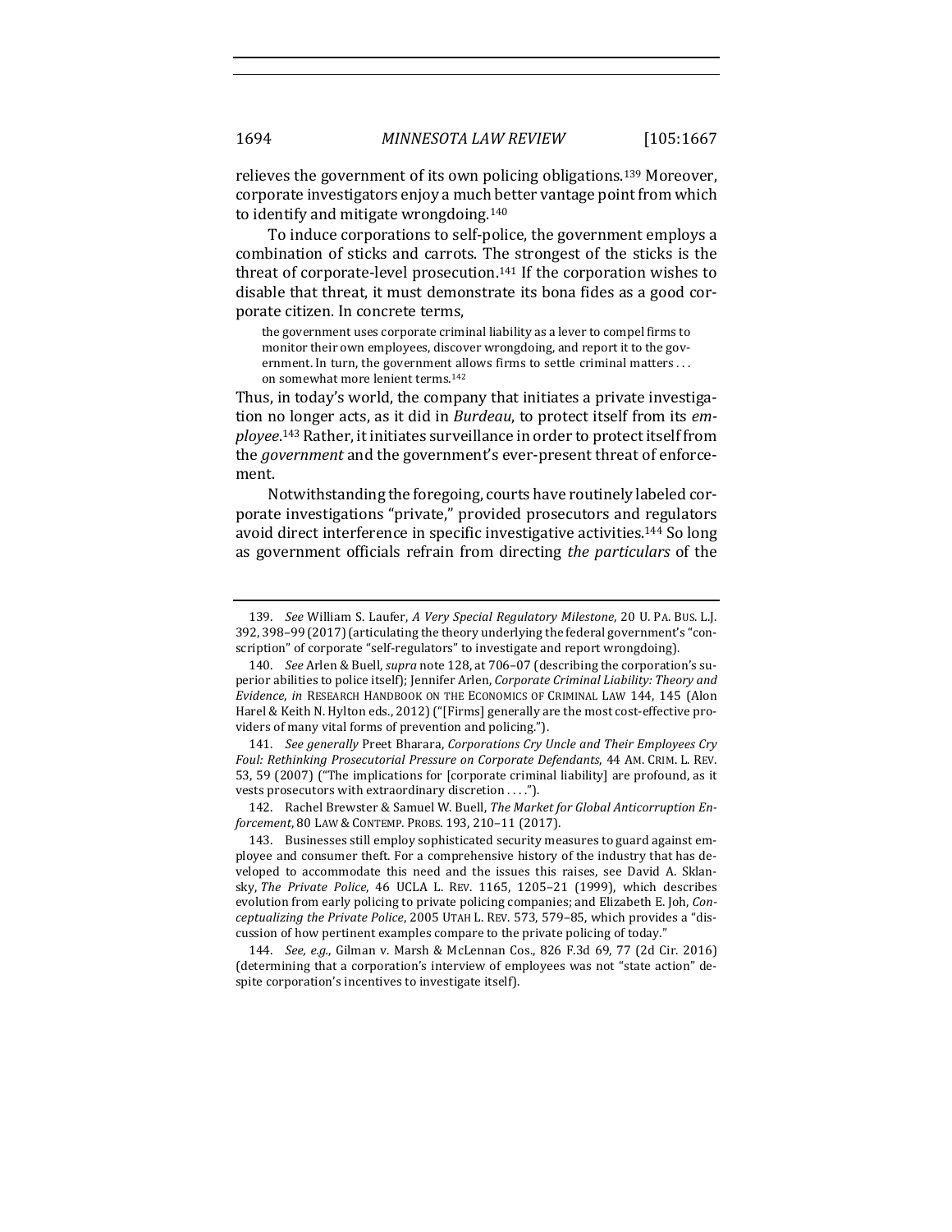relieves the government of its own policing obligations.[139] Moreover, corporate investigators enjoy a much better vantage point from which to identify and mitigate wrongdoing.[140]

To induce corporations to self-police, the government employs a combination of sticks and carrots. The strongest of the sticks is the threat of corporate-level prosecution.[141] If the corporation wishes to disable that threat, it must demonstrate its bona fides as a good corporate citizen. In concrete terms,

> the government uses corporate criminal liability as a lever to compel firms to monitor their own employees, discover wrongdoing, and report it to the government. In turn, the government allows firms to settle criminal matters . . . on somewhat more lenient terms.[142]

Thus, in today's world, the company that initiates a private investigation no longer acts, as it did in *Burdeau*, to protect itself from its *employee*.[143] Rather, it initiates surveillance in order to protect itself from the *government* and the government's ever-present threat of enforcement.

Notwithstanding the foregoing, courts have routinely labeled corporate investigations "private," provided prosecutors and regulators avoid direct interference in specific investigative activities.[144] So long as government officials refrain from directing *the particulars* of the

---

139. *See* William S. Laufer, *A Very Special Regulatory Milestone*, 20 U. PA. BUS. L.J. 392, 398–99 (2017) (articulating the theory underlying the federal government's "conscription" of corporate "self-regulators" to investigate and report wrongdoing).

140. *See* Arlen & Buell, *supra* note 128, at 706–07 (describing the corporation's superior abilities to police itself); Jennifer Arlen, *Corporate Criminal Liability: Theory and Evidence*, *in* RESEARCH HANDBOOK ON THE ECONOMICS OF CRIMINAL LAW 144, 145 (Alon Harel & Keith N. Hylton eds., 2012) ("[Firms] generally are the most cost-effective providers of many vital forms of prevention and policing.").

141. *See generally* Preet Bharara, *Corporations Cry Uncle and Their Employees Cry Foul: Rethinking Prosecutorial Pressure on Corporate Defendants*, 44 AM. CRIM. L. REV. 53, 59 (2007) ("The implications for [corporate criminal liability] are profound, as it vests prosecutors with extraordinary discretion . . . .").

142. Rachel Brewster & Samuel W. Buell, *The Market for Global Anticorruption Enforcement*, 80 LAW & CONTEMP. PROBS. 193, 210–11 (2017).

143. Businesses still employ sophisticated security measures to guard against employee and consumer theft. For a comprehensive history of the industry that has developed to accommodate this need and the issues this raises, see David A. Sklansky, *The Private Police*, 46 UCLA L. REV. 1165, 1205–21 (1999), which describes evolution from early policing to private policing companies; and Elizabeth E. Joh, *Conceptualizing the Private Police*, 2005 UTAH L. REV. 573, 579–85, which provides a "discussion of how pertinent examples compare to the private policing of today."

144. *See, e.g.*, Gilman v. Marsh & McLennan Cos., 826 F.3d 69, 77 (2d Cir. 2016) (determining that a corporation's interview of employees was not "state action" despite corporation's incentives to investigate itself).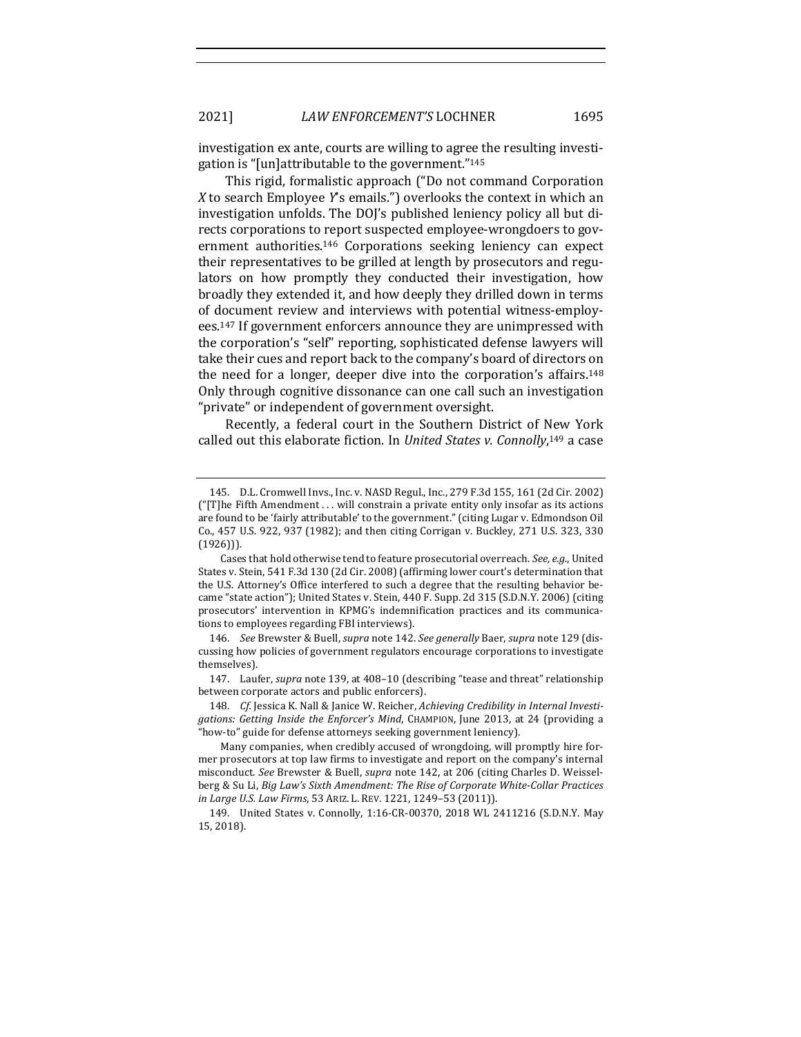investigation ex ante, courts are willing to agree the resulting investigation is "[un]attributable to the government."[145]

This rigid, formalistic approach ("Do not command Corporation *X* to search Employee *Y*'s emails.") overlooks the context in which an investigation unfolds. The DOJ's published leniency policy all but directs corporations to report suspected employee-wrongdoers to government authorities.[146] Corporations seeking leniency can expect their representatives to be grilled at length by prosecutors and regulators on how promptly they conducted their investigation, how broadly they extended it, and how deeply they drilled down in terms of document review and interviews with potential witness-employees.[147] If government enforcers announce they are unimpressed with the corporation's "self" reporting, sophisticated defense lawyers will take their cues and report back to the company's board of directors on the need for a longer, deeper dive into the corporation's affairs.[148] Only through cognitive dissonance can one call such an investigation "private" or independent of government oversight.

Recently, a federal court in the Southern District of New York called out this elaborate fiction. In *United States v. Connolly*,[149] a case

---

145. D.L. Cromwell Invs., Inc. v. NASD Regul., Inc., 279 F.3d 155, 161 (2d Cir. 2002) ("[T]he Fifth Amendment . . . will constrain a private entity only insofar as its actions are found to be 'fairly attributable' to the government." (citing Lugar v. Edmondson Oil Co., 457 U.S. 922, 937 (1982); and then citing Corrigan v. Buckley, 271 U.S. 323, 330 (1926))).

Cases that hold otherwise tend to feature prosecutorial overreach. *See, e.g.*, United States v. Stein, 541 F.3d 130 (2d Cir. 2008) (affirming lower court's determination that the U.S. Attorney's Office interfered to such a degree that the resulting behavior became "state action"); United States v. Stein, 440 F. Supp. 2d 315 (S.D.N.Y. 2006) (citing prosecutors' intervention in KPMG's indemnification practices and its communications to employees regarding FBI interviews).

146. *See* Brewster & Buell, *supra* note 142. *See generally* Baer, *supra* note 129 (discussing how policies of government regulators encourage corporations to investigate themselves).

147. Laufer, *supra* note 139, at 408–10 (describing "tease and threat" relationship between corporate actors and public enforcers).

148. *Cf.* Jessica K. Nall & Janice W. Reicher, *Achieving Credibility in Internal Investigations: Getting Inside the Enforcer's Mind*, CHAMPION, June 2013, at 24 (providing a "how-to" guide for defense attorneys seeking government leniency).

Many companies, when credibly accused of wrongdoing, will promptly hire former prosecutors at top law firms to investigate and report on the company's internal misconduct. *See* Brewster & Buell, *supra* note 142, at 206 (citing Charles D. Weisselberg & Su Li, *Big Law's Sixth Amendment: The Rise of Corporate White-Collar Practices in Large U.S. Law Firms*, 53 ARIZ. L. REV. 1221, 1249–53 (2011)).

149. United States v. Connolly, 1:16-CR-00370, 2018 WL 2411216 (S.D.N.Y. May 15, 2018).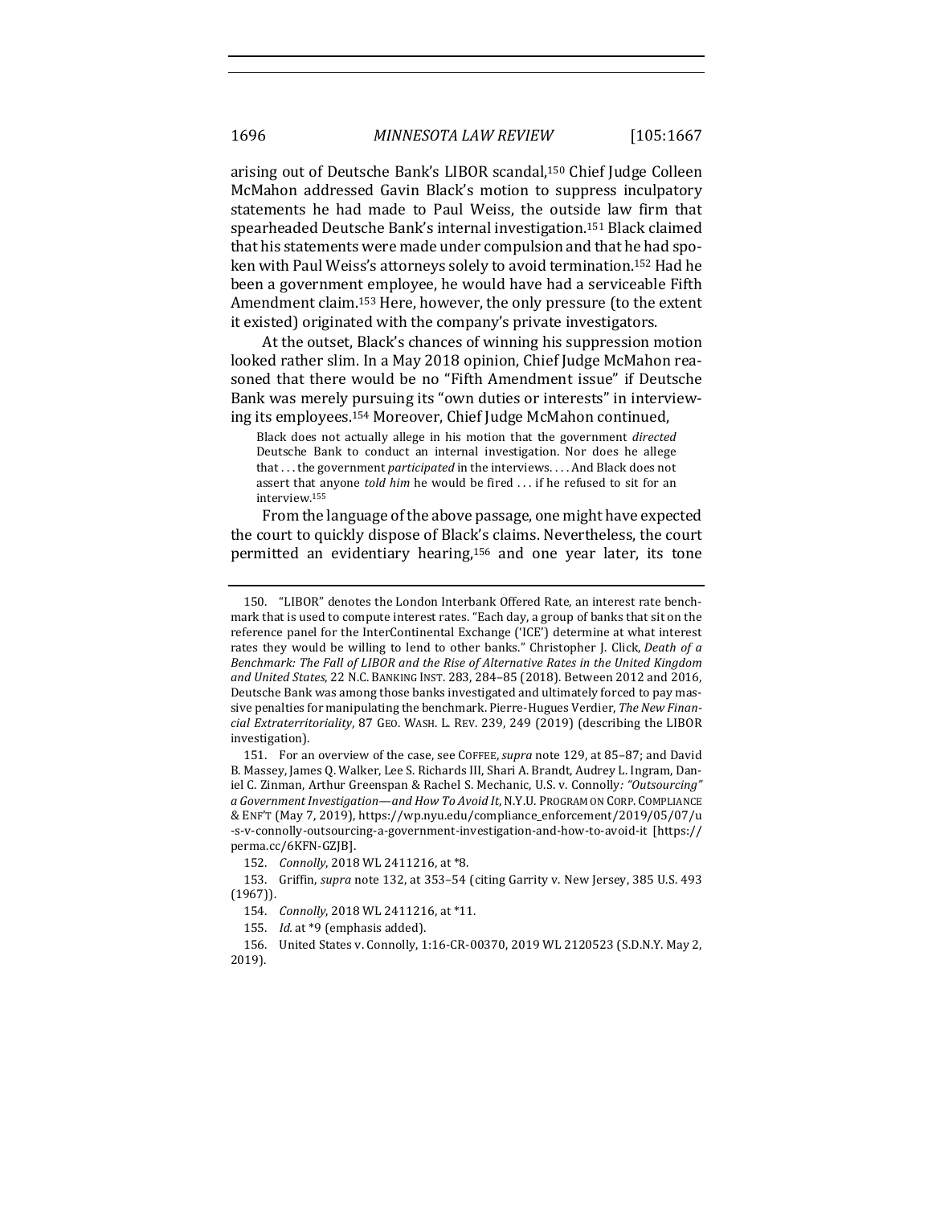arising out of Deutsche Bank's LIBOR scandal,[150] Chief Judge Colleen McMahon addressed Gavin Black's motion to suppress inculpatory statements he had made to Paul Weiss, the outside law firm that spearheaded Deutsche Bank's internal investigation.[151] Black claimed that his statements were made under compulsion and that he had spoken with Paul Weiss's attorneys solely to avoid termination.[152] Had he been a government employee, he would have had a serviceable Fifth Amendment claim.[153] Here, however, the only pressure (to the extent it existed) originated with the company's private investigators.

At the outset, Black's chances of winning his suppression motion looked rather slim. In a May 2018 opinion, Chief Judge McMahon reasoned that there would be no "Fifth Amendment issue" if Deutsche Bank was merely pursuing its "own duties or interests" in interviewing its employees.[154] Moreover, Chief Judge McMahon continued,

> Black does not actually allege in his motion that the government *directed* Deutsche Bank to conduct an internal investigation. Nor does he allege that . . . the government *participated* in the interviews. . . . And Black does not assert that anyone *told him* he would be fired . . . if he refused to sit for an interview.[155]

From the language of the above passage, one might have expected the court to quickly dispose of Black's claims. Nevertheless, the court permitted an evidentiary hearing,[156] and one year later, its tone

---

150. "LIBOR" denotes the London Interbank Offered Rate, an interest rate benchmark that is used to compute interest rates. "Each day, a group of banks that sit on the reference panel for the InterContinental Exchange ('ICE') determine at what interest rates they would be willing to lend to other banks." Christopher J. Click, *Death of a Benchmark: The Fall of LIBOR and the Rise of Alternative Rates in the United Kingdom and United States*, 22 N.C. BANKING INST. 283, 284–85 (2018). Between 2012 and 2016, Deutsche Bank was among those banks investigated and ultimately forced to pay massive penalties for manipulating the benchmark. Pierre-Hugues Verdier, *The New Financial Extraterritoriality*, 87 GEO. WASH. L. REV. 239, 249 (2019) (describing the LIBOR investigation).

151. For an overview of the case, see COFFEE, *supra* note 129, at 85–87; and David B. Massey, James Q. Walker, Lee S. Richards III, Shari A. Brandt, Audrey L. Ingram, Daniel C. Zinman, Arthur Greenspan & Rachel S. Mechanic, *U.S. v. Connolly: "Outsourcing" a Government Investigation—and How To Avoid It*, N.Y.U. PROGRAM ON CORP. COMPLIANCE & ENF'T (May 7, 2019), https://wp.nyu.edu/compliance_enforcement/2019/05/07/u-s-v-connolly-outsourcing-a-government-investigation-and-how-to-avoid-it [https://perma.cc/6KFN-GZJB].

152. *Connolly*, 2018 WL 2411216, at *8.

153. Griffin, *supra* note 132, at 353–54 (citing Garrity v. New Jersey, 385 U.S. 493 (1967)).

154. *Connolly*, 2018 WL 2411216, at *11.

155. *Id.* at *9 (emphasis added).

156. United States v. Connolly, 1:16-CR-00370, 2019 WL 2120523 (S.D.N.Y. May 2, 2019).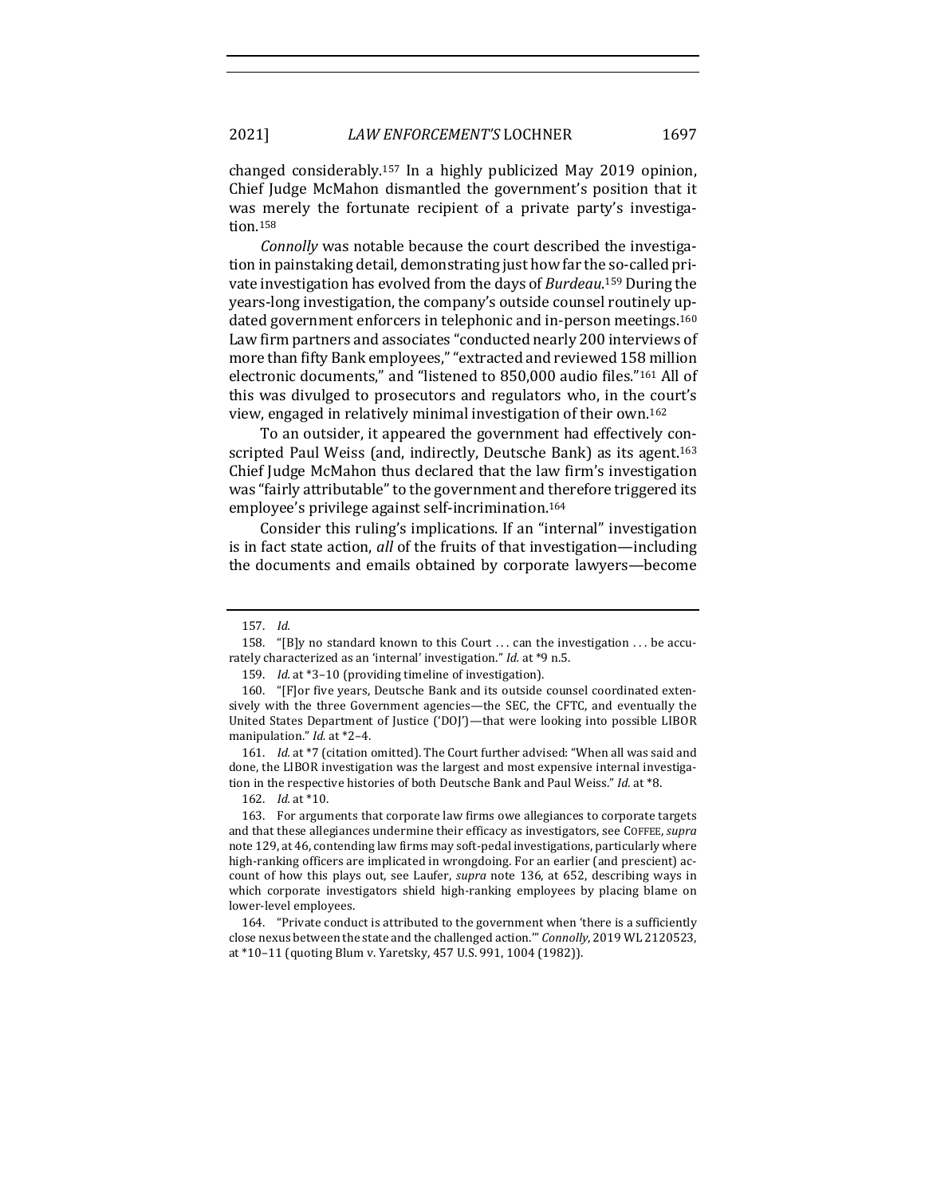changed considerably.[157] In a highly publicized May 2019 opinion, Chief Judge McMahon dismantled the government's position that it was merely the fortunate recipient of a private party's investigation.[158]

*Connolly* was notable because the court described the investigation in painstaking detail, demonstrating just how far the so-called private investigation has evolved from the days of *Burdeau*.[159] During the years-long investigation, the company's outside counsel routinely updated government enforcers in telephonic and in-person meetings.[160] Law firm partners and associates "conducted nearly 200 interviews of more than fifty Bank employees," "extracted and reviewed 158 million electronic documents," and "listened to 850,000 audio files."[161] All of this was divulged to prosecutors and regulators who, in the court's view, engaged in relatively minimal investigation of their own.[162]

To an outsider, it appeared the government had effectively conscripted Paul Weiss (and, indirectly, Deutsche Bank) as its agent.[163] Chief Judge McMahon thus declared that the law firm's investigation was "fairly attributable" to the government and therefore triggered its employee's privilege against self-incrimination.[164]

Consider this ruling's implications. If an "internal" investigation is in fact state action, *all* of the fruits of that investigation—including the documents and emails obtained by corporate lawyers—become

---

157. *Id.*

158. "[B]y no standard known to this Court . . . can the investigation . . . be accurately characterized as an 'internal' investigation." *Id.* at *9 n.5.

159. *Id.* at *3–10 (providing timeline of investigation).

160. "[F]or five years, Deutsche Bank and its outside counsel coordinated extensively with the three Government agencies—the SEC, the CFTC, and eventually the United States Department of Justice ('DOJ')—that were looking into possible LIBOR manipulation." *Id.* at *2–4.

161. *Id.* at *7 (citation omitted). The Court further advised: "When all was said and done, the LIBOR investigation was the largest and most expensive internal investigation in the respective histories of both Deutsche Bank and Paul Weiss." *Id.* at *8.

162. *Id.* at *10.

163. For arguments that corporate law firms owe allegiances to corporate targets and that these allegiances undermine their efficacy as investigators, see COFFEE, *supra* note 129, at 46, contending law firms may soft-pedal investigations, particularly where high-ranking officers are implicated in wrongdoing. For an earlier (and prescient) account of how this plays out, see Laufer, *supra* note 136, at 652, describing ways in which corporate investigators shield high-ranking employees by placing blame on lower-level employees.

164. "Private conduct is attributed to the government when 'there is a sufficiently close nexus between the state and the challenged action.'" *Connolly*, 2019 WL 2120523, at *10–11 (quoting Blum v. Yaretsky, 457 U.S. 991, 1004 (1982)).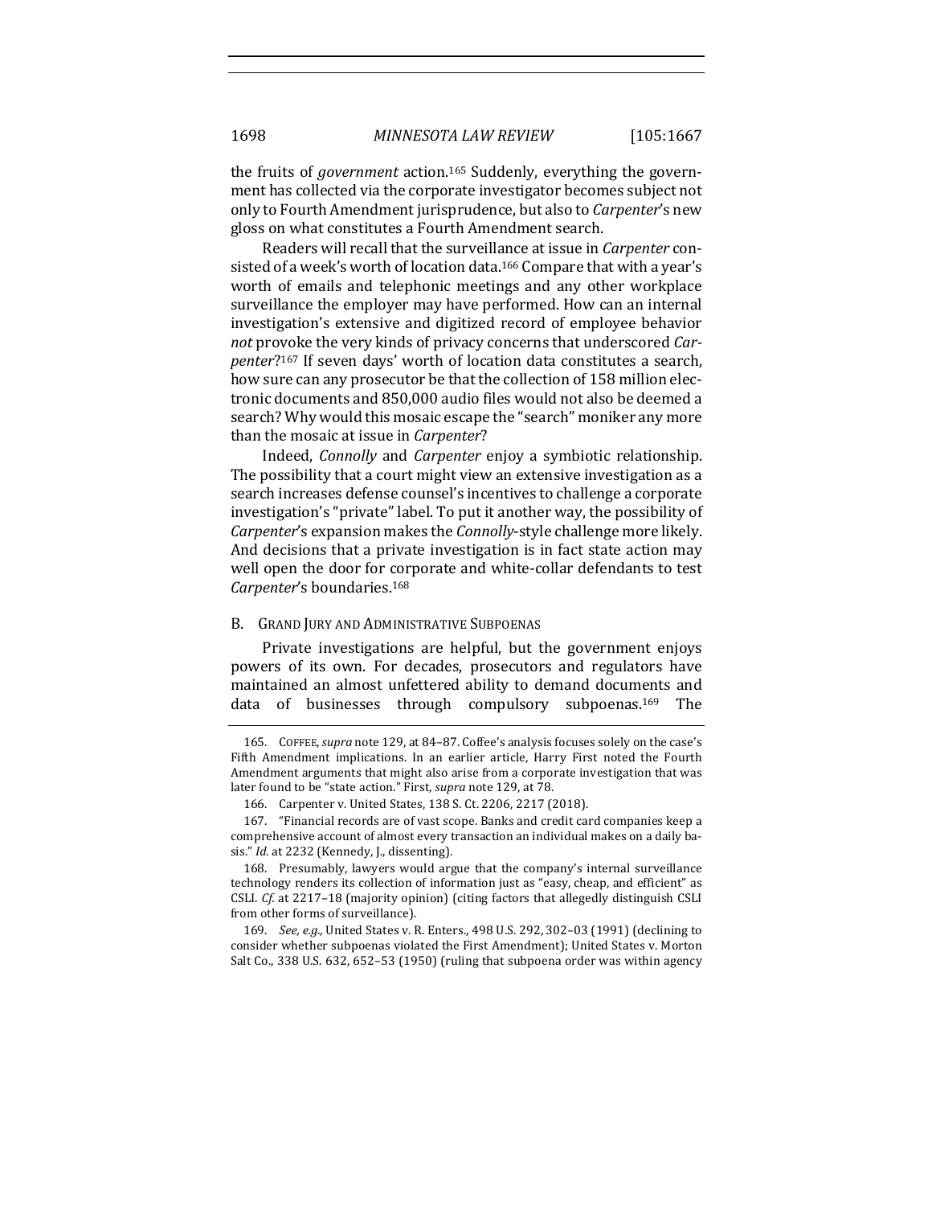the fruits of *government* action.[165] Suddenly, everything the government has collected via the corporate investigator becomes subject not only to Fourth Amendment jurisprudence, but also to *Carpenter*'s new gloss on what constitutes a Fourth Amendment search.

Readers will recall that the surveillance at issue in *Carpenter* consisted of a week's worth of location data.[166] Compare that with a year's worth of emails and telephonic meetings and any other workplace surveillance the employer may have performed. How can an internal investigation's extensive and digitized record of employee behavior *not* provoke the very kinds of privacy concerns that underscored *Carpenter*?[167] If seven days' worth of location data constitutes a search, how sure can any prosecutor be that the collection of 158 million electronic documents and 850,000 audio files would not also be deemed a search? Why would this mosaic escape the "search" moniker any more than the mosaic at issue in *Carpenter*?

Indeed, *Connolly* and *Carpenter* enjoy a symbiotic relationship. The possibility that a court might view an extensive investigation as a search increases defense counsel's incentives to challenge a corporate investigation's "private" label. To put it another way, the possibility of *Carpenter*'s expansion makes the *Connolly*-style challenge more likely. And decisions that a private investigation is in fact state action may well open the door for corporate and white-collar defendants to test *Carpenter*'s boundaries.[168]

### B. Grand Jury and Administrative Subpoenas

Private investigations are helpful, but the government enjoys powers of its own. For decades, prosecutors and regulators have maintained an almost unfettered ability to demand documents and data of businesses through compulsory subpoenas.[169] The

---

165. Coffee, *supra* note 129, at 84–87. Coffee's analysis focuses solely on the case's Fifth Amendment implications. In an earlier article, Harry First noted the Fourth Amendment arguments that might also arise from a corporate investigation that was later found to be "state action." First, *supra* note 129, at 78.

166. Carpenter v. United States, 138 S. Ct. 2206, 2217 (2018).

167. "Financial records are of vast scope. Banks and credit card companies keep a comprehensive account of almost every transaction an individual makes on a daily basis." *Id.* at 2232 (Kennedy, J., dissenting).

168. Presumably, lawyers would argue that the company's internal surveillance technology renders its collection of information just as "easy, cheap, and efficient" as CSLI. *Cf.* at 2217–18 (majority opinion) (citing factors that allegedly distinguish CSLI from other forms of surveillance).

169. *See, e.g.*, United States v. R. Enters., 498 U.S. 292, 302–03 (1991) (declining to consider whether subpoenas violated the First Amendment); United States v. Morton Salt Co., 338 U.S. 632, 652–53 (1950) (ruling that subpoena order was within agency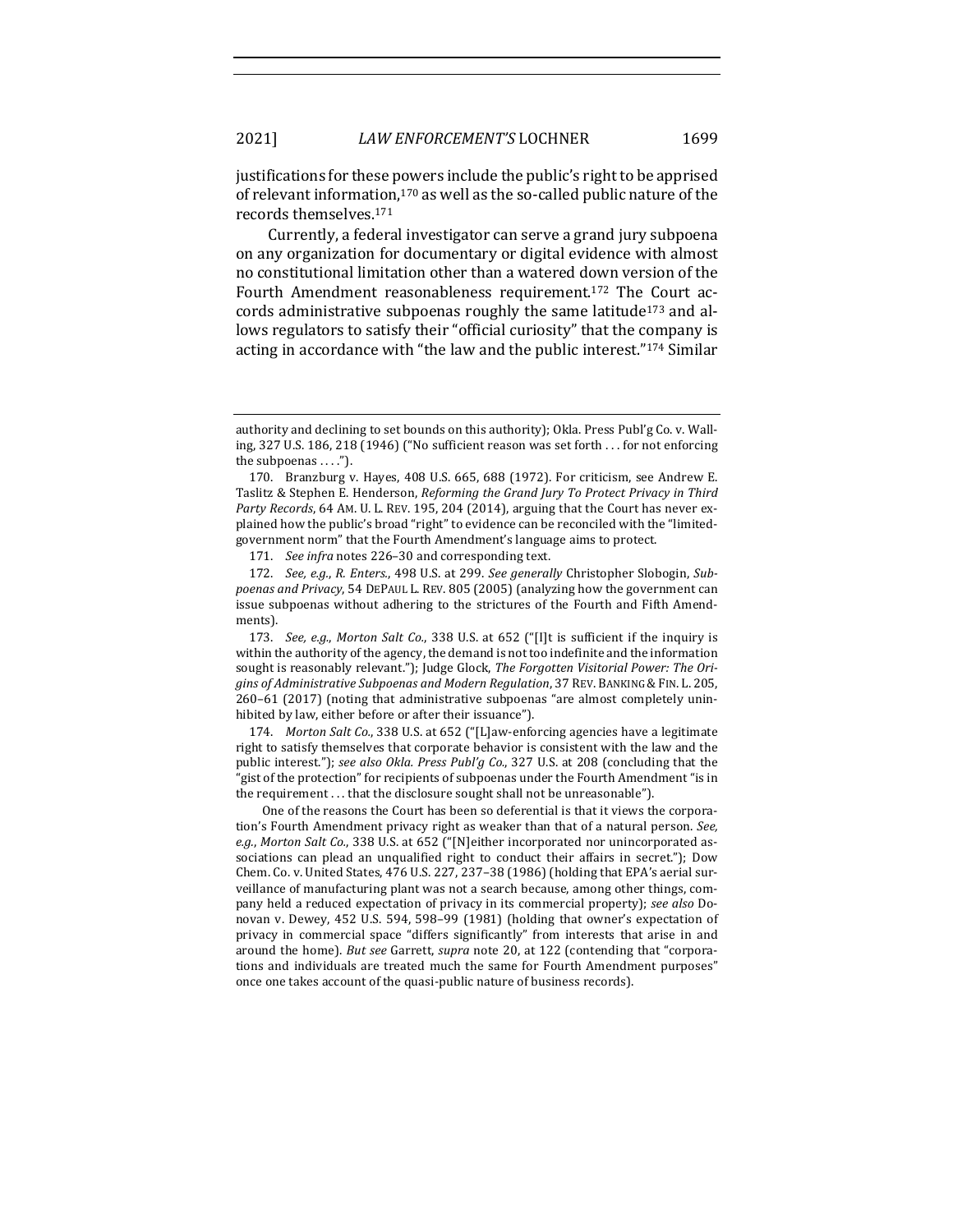justifications for these powers include the public's right to be apprised of relevant information,[170] as well as the so-called public nature of the records themselves.[171]

Currently, a federal investigator can serve a grand jury subpoena on any organization for documentary or digital evidence with almost no constitutional limitation other than a watered down version of the Fourth Amendment reasonableness requirement.[172] The Court accords administrative subpoenas roughly the same latitude[173] and allows regulators to satisfy their "official curiosity" that the company is acting in accordance with "the law and the public interest."[174] Similar

---

authority and declining to set bounds on this authority); Okla. Press Publ'g Co. v. Walling, 327 U.S. 186, 218 (1946) ("No sufficient reason was set forth . . . for not enforcing the subpoenas . . . .").

170. Branzburg v. Hayes, 408 U.S. 665, 688 (1972). For criticism, see Andrew E. Taslitz & Stephen E. Henderson, *Reforming the Grand Jury To Protect Privacy in Third Party Records*, 64 AM. U. L. REV. 195, 204 (2014), arguing that the Court has never explained how the public's broad "right" to evidence can be reconciled with the "limited-government norm" that the Fourth Amendment's language aims to protect.

171. *See infra* notes 226–30 and corresponding text.

172. *See, e.g.*, *R. Enters.*, 498 U.S. at 299. *See generally* Christopher Slobogin, *Subpoenas and Privacy*, 54 DEPAUL L. REV. 805 (2005) (analyzing how the government can issue subpoenas without adhering to the strictures of the Fourth and Fifth Amendments).

173. *See, e.g.*, *Morton Salt Co.*, 338 U.S. at 652 ("[I]t is sufficient if the inquiry is within the authority of the agency, the demand is not too indefinite and the information sought is reasonably relevant."); Judge Glock, *The Forgotten Visitorial Power: The Origins of Administrative Subpoenas and Modern Regulation*, 37 REV. BANKING & FIN. L. 205, 260–61 (2017) (noting that administrative subpoenas "are almost completely uninhibited by law, either before or after their issuance").

174. *Morton Salt Co.*, 338 U.S. at 652 ("[L]aw-enforcing agencies have a legitimate right to satisfy themselves that corporate behavior is consistent with the law and the public interest."); *see also Okla. Press Publ'g Co.*, 327 U.S. at 208 (concluding that the "gist of the protection" for recipients of subpoenas under the Fourth Amendment "is in the requirement . . . that the disclosure sought shall not be unreasonable").

One of the reasons the Court has been so deferential is that it views the corporation's Fourth Amendment privacy right as weaker than that of a natural person. *See, e.g.*, *Morton Salt Co.*, 338 U.S. at 652 ("[N]either incorporated nor unincorporated associations can plead an unqualified right to conduct their affairs in secret."); Dow Chem. Co. v. United States, 476 U.S. 227, 237–38 (1986) (holding that EPA's aerial surveillance of manufacturing plant was not a search because, among other things, company held a reduced expectation of privacy in its commercial property); *see also* Donovan v. Dewey, 452 U.S. 594, 598–99 (1981) (holding that owner's expectation of privacy in commercial space "differs significantly" from interests that arise in and around the home). *But see* Garrett, *supra* note 20, at 122 (contending that "corporations and individuals are treated much the same for Fourth Amendment purposes" once one takes account of the quasi-public nature of business records).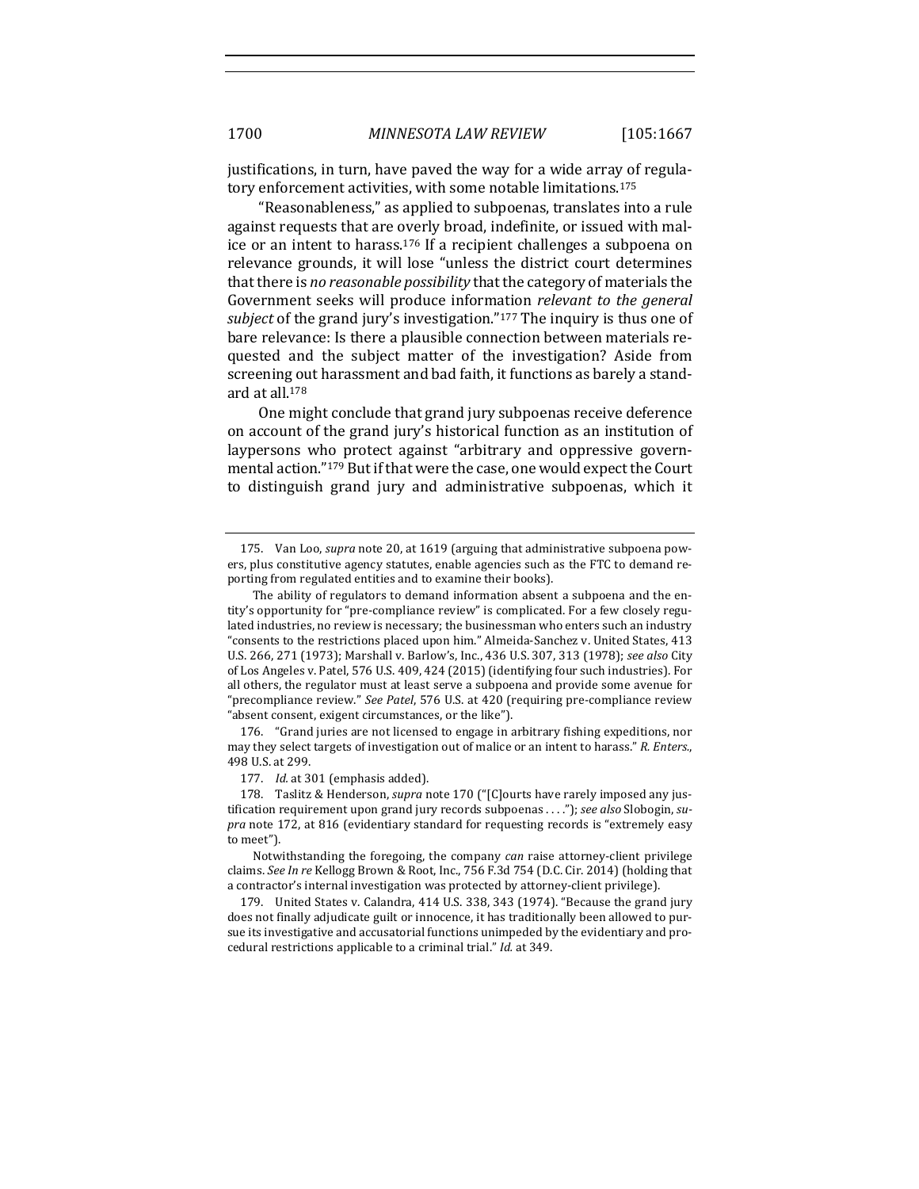justifications, in turn, have paved the way for a wide array of regulatory enforcement activities, with some notable limitations.[175]

"Reasonableness," as applied to subpoenas, translates into a rule against requests that are overly broad, indefinite, or issued with malice or an intent to harass.[176] If a recipient challenges a subpoena on relevance grounds, it will lose "unless the district court determines that there is *no reasonable possibility* that the category of materials the Government seeks will produce information *relevant to the general subject* of the grand jury's investigation."[177] The inquiry is thus one of bare relevance: Is there a plausible connection between materials requested and the subject matter of the investigation? Aside from screening out harassment and bad faith, it functions as barely a standard at all.[178]

One might conclude that grand jury subpoenas receive deference on account of the grand jury's historical function as an institution of laypersons who protect against "arbitrary and oppressive governmental action."[179] But if that were the case, one would expect the Court to distinguish grand jury and administrative subpoenas, which it

---

175. Van Loo, *supra* note 20, at 1619 (arguing that administrative subpoena powers, plus constitutive agency statutes, enable agencies such as the FTC to demand reporting from regulated entities and to examine their books).

The ability of regulators to demand information absent a subpoena and the entity's opportunity for "pre-compliance review" is complicated. For a few closely regulated industries, no review is necessary; the businessman who enters such an industry "consents to the restrictions placed upon him." Almeida-Sanchez v. United States, 413 U.S. 266, 271 (1973); Marshall v. Barlow's, Inc., 436 U.S. 307, 313 (1978); *see also* City of Los Angeles v. Patel, 576 U.S. 409, 424 (2015) (identifying four such industries). For all others, the regulator must at least serve a subpoena and provide some avenue for "precompliance review." *See Patel*, 576 U.S. at 420 (requiring pre-compliance review "absent consent, exigent circumstances, or the like").

176. "Grand juries are not licensed to engage in arbitrary fishing expeditions, nor may they select targets of investigation out of malice or an intent to harass." *R. Enters.*, 498 U.S. at 299.

177. *Id.* at 301 (emphasis added).

178. Taslitz & Henderson, *supra* note 170 ("[C]ourts have rarely imposed any justification requirement upon grand jury records subpoenas . . . ."); *see also* Slobogin, *supra* note 172, at 816 (evidentiary standard for requesting records is "extremely easy to meet").

Notwithstanding the foregoing, the company *can* raise attorney-client privilege claims. *See In re* Kellogg Brown & Root, Inc., 756 F.3d 754 (D.C. Cir. 2014) (holding that a contractor's internal investigation was protected by attorney-client privilege).

179. United States v. Calandra, 414 U.S. 338, 343 (1974). "Because the grand jury does not finally adjudicate guilt or innocence, it has traditionally been allowed to pursue its investigative and accusatorial functions unimpeded by the evidentiary and procedural restrictions applicable to a criminal trial." *Id.* at 349.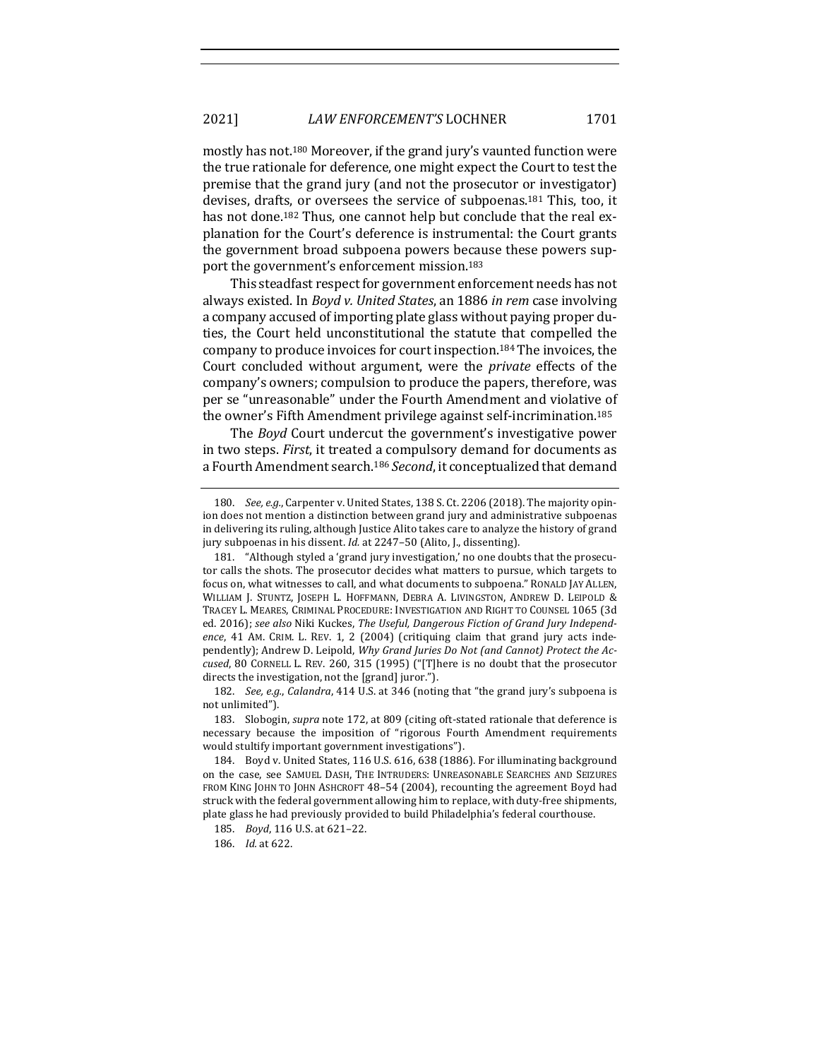mostly has not.[180] Moreover, if the grand jury's vaunted function were the true rationale for deference, one might expect the Court to test the premise that the grand jury (and not the prosecutor or investigator) devises, drafts, or oversees the service of subpoenas.[181] This, too, it has not done.[182] Thus, one cannot help but conclude that the real explanation for the Court's deference is instrumental: the Court grants the government broad subpoena powers because these powers support the government's enforcement mission.[183]

This steadfast respect for government enforcement needs has not always existed. In *Boyd v. United States*, an 1886 *in rem* case involving a company accused of importing plate glass without paying proper duties, the Court held unconstitutional the statute that compelled the company to produce invoices for court inspection.[184] The invoices, the Court concluded without argument, were the *private* effects of the company's owners; compulsion to produce the papers, therefore, was per se "unreasonable" under the Fourth Amendment and violative of the owner's Fifth Amendment privilege against self-incrimination.[185]

The *Boyd* Court undercut the government's investigative power in two steps. *First*, it treated a compulsory demand for documents as a Fourth Amendment search.[186] *Second*, it conceptualized that demand

---

180. *See, e.g.*, Carpenter v. United States, 138 S. Ct. 2206 (2018). The majority opinion does not mention a distinction between grand jury and administrative subpoenas in delivering its ruling, although Justice Alito takes care to analyze the history of grand jury subpoenas in his dissent. *Id.* at 2247–50 (Alito, J., dissenting).

181. "Although styled a 'grand jury investigation,' no one doubts that the prosecutor calls the shots. The prosecutor decides what matters to pursue, which targets to focus on, what witnesses to call, and what documents to subpoena." RONALD JAY ALLEN, WILLIAM J. STUNTZ, JOSEPH L. HOFFMANN, DEBRA A. LIVINGSTON, ANDREW D. LEIPOLD & TRACEY L. MEARES, CRIMINAL PROCEDURE: INVESTIGATION AND RIGHT TO COUNSEL 1065 (3d ed. 2016); *see also* Niki Kuckes, *The Useful, Dangerous Fiction of Grand Jury Independence*, 41 AM. CRIM. L. REV. 1, 2 (2004) (critiquing claim that grand jury acts independently); Andrew D. Leipold, *Why Grand Juries Do Not (and Cannot) Protect the Accused*, 80 CORNELL L. REV. 260, 315 (1995) ("[T]here is no doubt that the prosecutor directs the investigation, not the [grand] juror.").

182. *See, e.g.*, *Calandra*, 414 U.S. at 346 (noting that "the grand jury's subpoena is not unlimited").

183. Slobogin, *supra* note 172, at 809 (citing oft-stated rationale that deference is necessary because the imposition of "rigorous Fourth Amendment requirements would stultify important government investigations").

184. Boyd v. United States, 116 U.S. 616, 638 (1886). For illuminating background on the case, see SAMUEL DASH, THE INTRUDERS: UNREASONABLE SEARCHES AND SEIZURES FROM KING JOHN TO JOHN ASHCROFT 48–54 (2004), recounting the agreement Boyd had struck with the federal government allowing him to replace, with duty-free shipments, plate glass he had previously provided to build Philadelphia's federal courthouse.

185. *Boyd*, 116 U.S. at 621–22.

186. *Id.* at 622.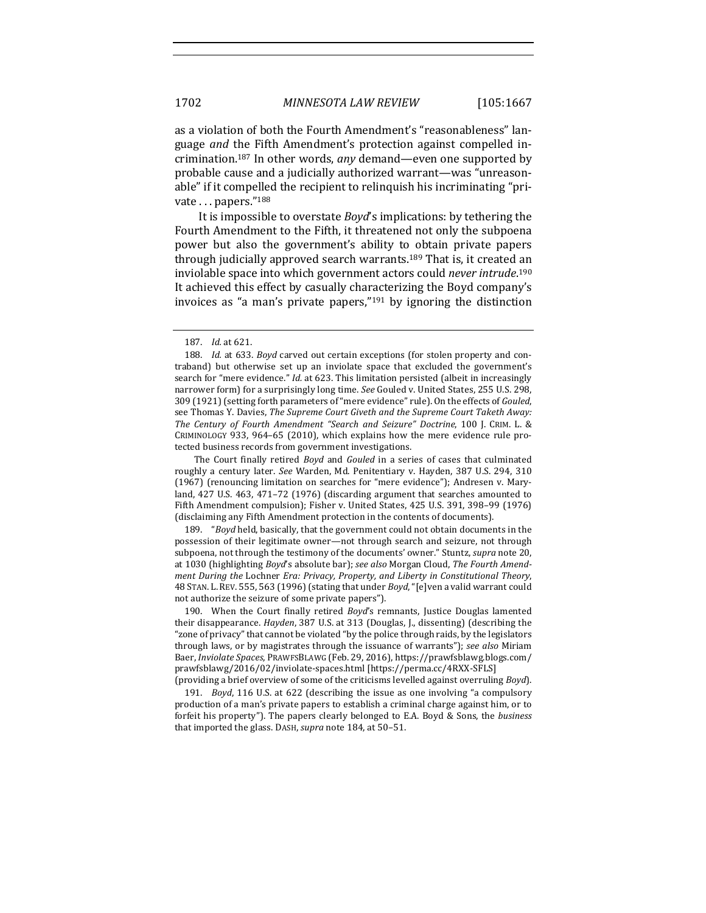as a violation of both the Fourth Amendment's "reasonableness" language *and* the Fifth Amendment's protection against compelled incrimination.[187] In other words, *any* demand—even one supported by probable cause and a judicially authorized warrant—was "unreasonable" if it compelled the recipient to relinquish his incriminating "private . . . papers."[188]

It is impossible to overstate *Boyd*'s implications: by tethering the Fourth Amendment to the Fifth, it threatened not only the subpoena power but also the government's ability to obtain private papers through judicially approved search warrants.[189] That is, it created an inviolable space into which government actors could *never intrude*.[190] It achieved this effect by casually characterizing the Boyd company's invoices as "a man's private papers,"[191] by ignoring the distinction

---

187. *Id.* at 621.

188. *Id.* at 633. *Boyd* carved out certain exceptions (for stolen property and contraband) but otherwise set up an inviolate space that excluded the government's search for "mere evidence." *Id.* at 623. This limitation persisted (albeit in increasingly narrower form) for a surprisingly long time. *See* Gouled v. United States, 255 U.S. 298, 309 (1921) (setting forth parameters of "mere evidence" rule). On the effects of *Gouled*, see Thomas Y. Davies, *The Supreme Court Giveth and the Supreme Court Taketh Away: The Century of Fourth Amendment "Search and Seizure" Doctrine*, 100 J. CRIM. L. & CRIMINOLOGY 933, 964–65 (2010), which explains how the mere evidence rule protected business records from government investigations.

The Court finally retired *Boyd* and *Gouled* in a series of cases that culminated roughly a century later. *See* Warden, Md. Penitentiary v. Hayden, 387 U.S. 294, 310 (1967) (renouncing limitation on searches for "mere evidence"); Andresen v. Maryland, 427 U.S. 463, 471–72 (1976) (discarding argument that searches amounted to Fifth Amendment compulsion); Fisher v. United States, 425 U.S. 391, 398–99 (1976) (disclaiming any Fifth Amendment protection in the contents of documents).

189. "*Boyd* held, basically, that the government could not obtain documents in the possession of their legitimate owner—not through search and seizure, not through subpoena, not through the testimony of the documents' owner." Stuntz, *supra* note 20, at 1030 (highlighting *Boyd*'s absolute bar); *see also* Morgan Cloud, *The Fourth Amendment During the* Lochner *Era: Privacy, Property, and Liberty in Constitutional Theory*, 48 STAN. L. REV. 555, 563 (1996) (stating that under *Boyd*, "[e]ven a valid warrant could not authorize the seizure of some private papers").

190. When the Court finally retired *Boyd*'s remnants, Justice Douglas lamented their disappearance. *Hayden*, 387 U.S. at 313 (Douglas, J., dissenting) (describing the "zone of privacy" that cannot be violated "by the police through raids, by the legislators through laws, or by magistrates through the issuance of warrants"); *see also* Miriam Baer, *Inviolate Spaces*, PRAWFSBLAWG (Feb. 29, 2016), https://prawfsblawg.blogs.com/prawfsblawg/2016/02/inviolate-spaces.html [https://perma.cc/4RXX-SFLS] (providing a brief overview of some of the criticisms levelled against overruling *Boyd*).

191. *Boyd*, 116 U.S. at 622 (describing the issue as one involving "a compulsory production of a man's private papers to establish a criminal charge against him, or to forfeit his property"). The papers clearly belonged to E.A. Boyd & Sons, the *business* that imported the glass. DASH, *supra* note 184, at 50–51.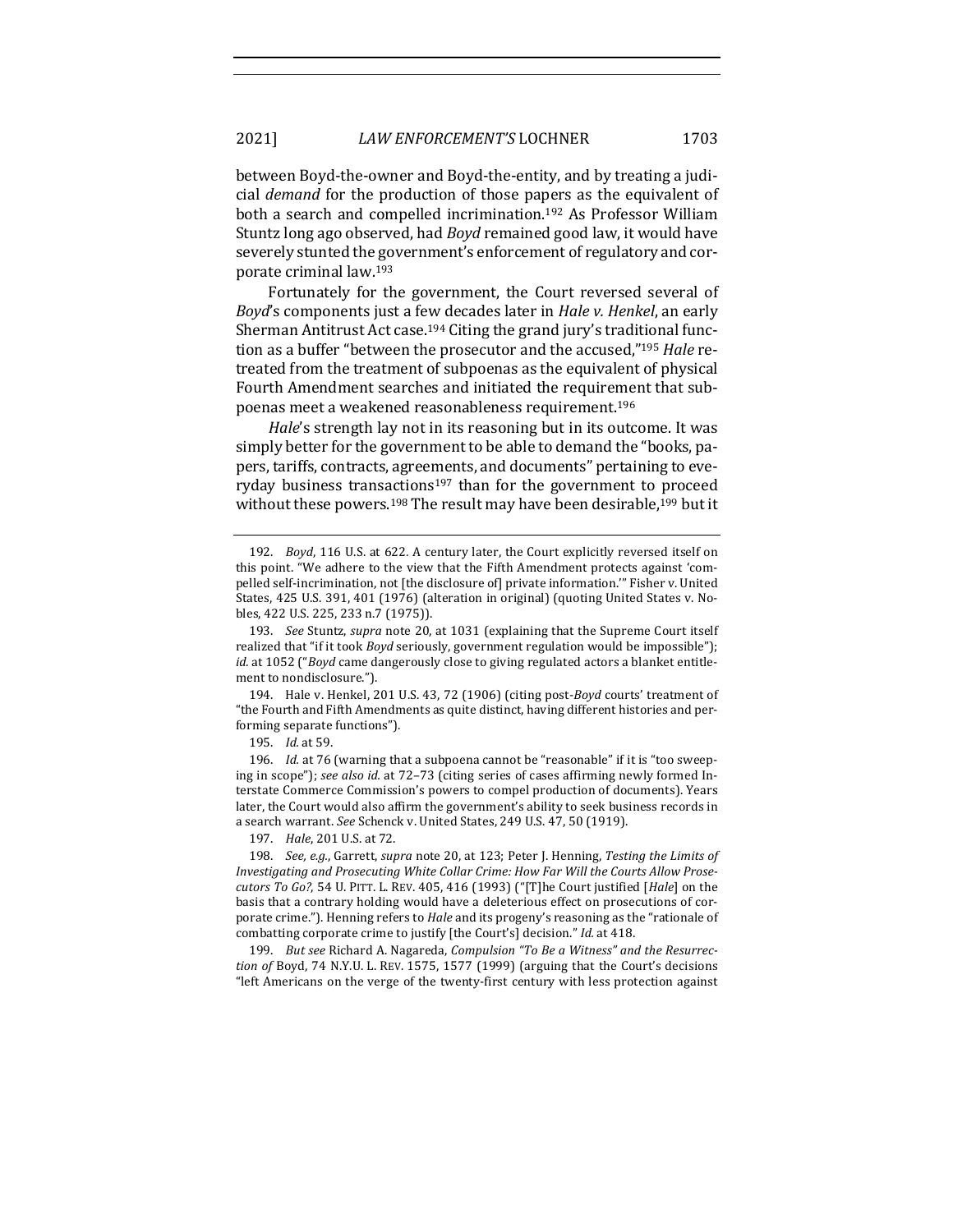between Boyd-the-owner and Boyd-the-entity, and by treating a judicial *demand* for the production of those papers as the equivalent of both a search and compelled incrimination.[192] As Professor William Stuntz long ago observed, had *Boyd* remained good law, it would have severely stunted the government's enforcement of regulatory and corporate criminal law.[193]

Fortunately for the government, the Court reversed several of *Boyd*'s components just a few decades later in *Hale v. Henkel*, an early Sherman Antitrust Act case.[194] Citing the grand jury's traditional function as a buffer "between the prosecutor and the accused,"[195] *Hale* retreated from the treatment of subpoenas as the equivalent of physical Fourth Amendment searches and initiated the requirement that subpoenas meet a weakened reasonableness requirement.[196]

*Hale*'s strength lay not in its reasoning but in its outcome. It was simply better for the government to be able to demand the "books, papers, tariffs, contracts, agreements, and documents" pertaining to everyday business transactions[197] than for the government to proceed without these powers.[198] The result may have been desirable,[199] but it

---

192. *Boyd*, 116 U.S. at 622. A century later, the Court explicitly reversed itself on this point. "We adhere to the view that the Fifth Amendment protects against 'compelled self-incrimination, not [the disclosure of] private information.'" Fisher v. United States, 425 U.S. 391, 401 (1976) (alteration in original) (quoting United States v. Nobles, 422 U.S. 225, 233 n.7 (1975)).

193. *See* Stuntz, *supra* note 20, at 1031 (explaining that the Supreme Court itself realized that "if it took *Boyd* seriously, government regulation would be impossible"); *id.* at 1052 ("*Boyd* came dangerously close to giving regulated actors a blanket entitlement to nondisclosure.").

194. Hale v. Henkel, 201 U.S. 43, 72 (1906) (citing post-*Boyd* courts' treatment of "the Fourth and Fifth Amendments as quite distinct, having different histories and performing separate functions").

195. *Id.* at 59.

196. *Id.* at 76 (warning that a subpoena cannot be "reasonable" if it is "too sweeping in scope"); *see also id.* at 72–73 (citing series of cases affirming newly formed Interstate Commerce Commission's powers to compel production of documents). Years later, the Court would also affirm the government's ability to seek business records in a search warrant. *See* Schenck v. United States, 249 U.S. 47, 50 (1919).

197. *Hale*, 201 U.S. at 72.

198. *See, e.g.*, Garrett, *supra* note 20, at 123; Peter J. Henning, *Testing the Limits of Investigating and Prosecuting White Collar Crime: How Far Will the Courts Allow Prosecutors To Go?*, 54 U. PITT. L. REV. 405, 416 (1993) ("[T]he Court justified [*Hale*] on the basis that a contrary holding would have a deleterious effect on prosecutions of corporate crime."). Henning refers to *Hale* and its progeny's reasoning as the "rationale of combatting corporate crime to justify [the Court's] decision." *Id.* at 418.

199. *But see* Richard A. Nagareda, *Compulsion "To Be a Witness" and the Resurrection of* Boyd, 74 N.Y.U. L. REV. 1575, 1577 (1999) (arguing that the Court's decisions "left Americans on the verge of the twenty-first century with less protection against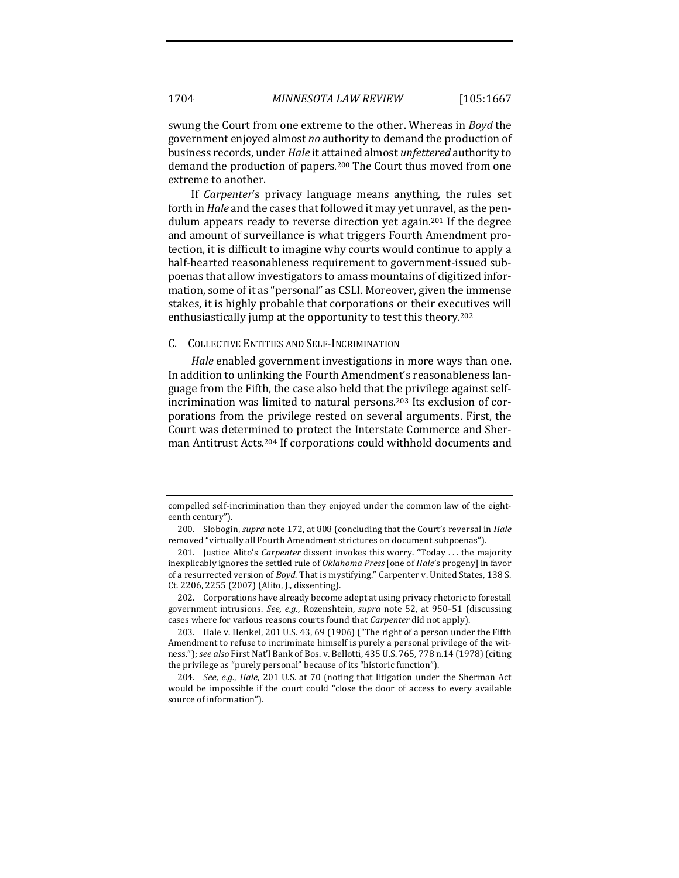swung the Court from one extreme to the other. Whereas in *Boyd* the government enjoyed almost *no* authority to demand the production of business records, under *Hale* it attained almost *unfettered* authority to demand the production of papers.[200] The Court thus moved from one extreme to another.

If *Carpenter*'s privacy language means anything, the rules set forth in *Hale* and the cases that followed it may yet unravel, as the pendulum appears ready to reverse direction yet again.[201] If the degree and amount of surveillance is what triggers Fourth Amendment protection, it is difficult to imagine why courts would continue to apply a half-hearted reasonableness requirement to government-issued subpoenas that allow investigators to amass mountains of digitized information, some of it as "personal" as CSLI. Moreover, given the immense stakes, it is highly probable that corporations or their executives will enthusiastically jump at the opportunity to test this theory.[202]

### C. Collective Entities and Self-Incrimination

*Hale* enabled government investigations in more ways than one. In addition to unlinking the Fourth Amendment's reasonableness language from the Fifth, the case also held that the privilege against self-incrimination was limited to natural persons.[203] Its exclusion of corporations from the privilege rested on several arguments. First, the Court was determined to protect the Interstate Commerce and Sherman Antitrust Acts.[204] If corporations could withhold documents and

---

compelled self-incrimination than they enjoyed under the common law of the eighteenth century").

200. Slobogin, *supra* note 172, at 808 (concluding that the Court's reversal in *Hale* removed "virtually all Fourth Amendment strictures on document subpoenas").

201. Justice Alito's *Carpenter* dissent invokes this worry. "Today . . . the majority inexplicably ignores the settled rule of *Oklahoma Press* [one of *Hale*'s progeny] in favor of a resurrected version of *Boyd*. That is mystifying." Carpenter v. United States, 138 S. Ct. 2206, 2255 (2007) (Alito, J., dissenting).

202. Corporations have already become adept at using privacy rhetoric to forestall government intrusions. *See, e.g.*, Rozenshtein, *supra* note 52, at 950–51 (discussing cases where for various reasons courts found that *Carpenter* did not apply).

203. Hale v. Henkel, 201 U.S. 43, 69 (1906) ("The right of a person under the Fifth Amendment to refuse to incriminate himself is purely a personal privilege of the witness."); *see also* First Nat'l Bank of Bos. v. Bellotti, 435 U.S. 765, 778 n.14 (1978) (citing the privilege as "purely personal" because of its "historic function").

204. *See, e.g.*, *Hale*, 201 U.S. at 70 (noting that litigation under the Sherman Act would be impossible if the court could "close the door of access to every available source of information").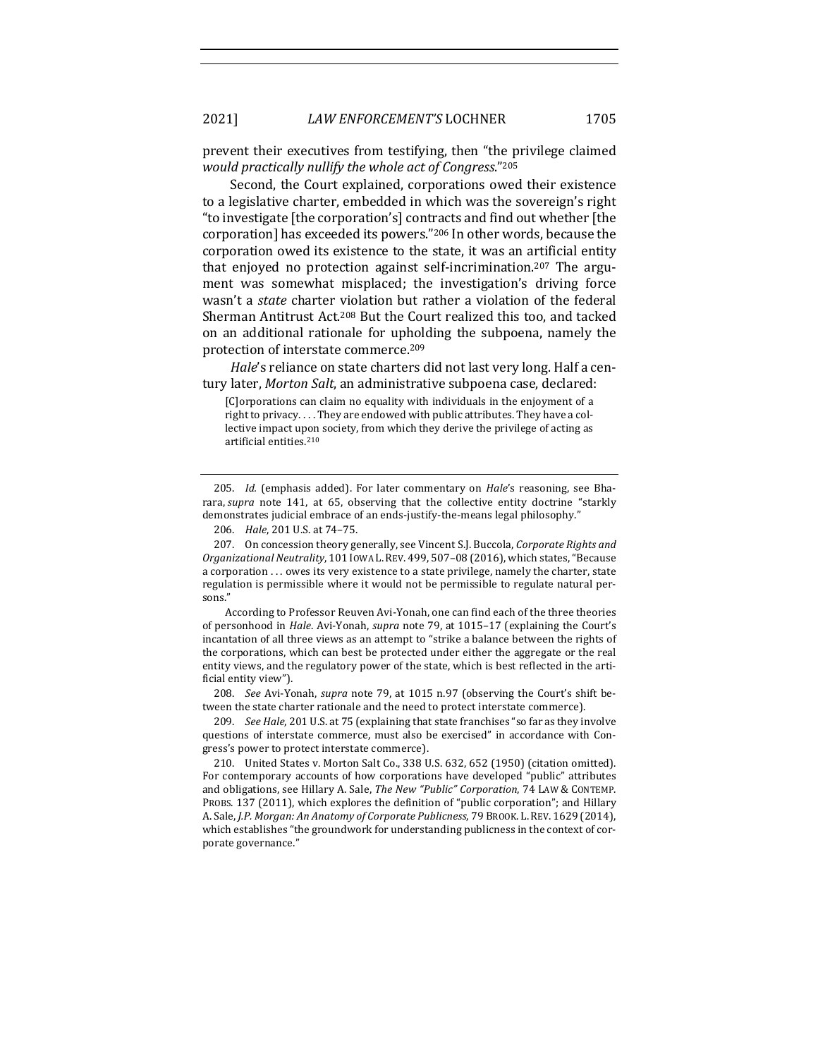prevent their executives from testifying, then "the privilege claimed *would practically nullify the whole act of Congress*."[205]

Second, the Court explained, corporations owed their existence to a legislative charter, embedded in which was the sovereign's right "to investigate [the corporation's] contracts and find out whether [the corporation] has exceeded its powers."[206] In other words, because the corporation owed its existence to the state, it was an artificial entity that enjoyed no protection against self-incrimination.[207] The argument was somewhat misplaced; the investigation's driving force wasn't a *state* charter violation but rather a violation of the federal Sherman Antitrust Act.[208] But the Court realized this too, and tacked on an additional rationale for upholding the subpoena, namely the protection of interstate commerce.[209]

*Hale*'s reliance on state charters did not last very long. Half a century later, *Morton Salt*, an administrative subpoena case, declared:

> [C]orporations can claim no equality with individuals in the enjoyment of a right to privacy. . . . They are endowed with public attributes. They have a collective impact upon society, from which they derive the privilege of acting as artificial entities.[210]

---

205. *Id.* (emphasis added). For later commentary on *Hale*'s reasoning, see Bharara, *supra* note 141, at 65, observing that the collective entity doctrine "starkly demonstrates judicial embrace of an ends-justify-the-means legal philosophy."

206. *Hale*, 201 U.S. at 74–75.

207. On concession theory generally, see Vincent S.J. Buccola, *Corporate Rights and Organizational Neutrality*, 101 IOWA L. REV. 499, 507–08 (2016), which states, "Because a corporation . . . owes its very existence to a state privilege, namely the charter, state regulation is permissible where it would not be permissible to regulate natural persons."

According to Professor Reuven Avi-Yonah, one can find each of the three theories of personhood in *Hale*. Avi-Yonah, *supra* note 79, at 1015–17 (explaining the Court's incantation of all three views as an attempt to "strike a balance between the rights of the corporations, which can best be protected under either the aggregate or the real entity views, and the regulatory power of the state, which is best reflected in the artificial entity view").

208. *See* Avi-Yonah, *supra* note 79, at 1015 n.97 (observing the Court's shift between the state charter rationale and the need to protect interstate commerce).

209. *See Hale*, 201 U.S. at 75 (explaining that state franchises "so far as they involve questions of interstate commerce, must also be exercised" in accordance with Congress's power to protect interstate commerce).

210. United States v. Morton Salt Co., 338 U.S. 632, 652 (1950) (citation omitted). For contemporary accounts of how corporations have developed "public" attributes and obligations, see Hillary A. Sale, *The New "Public" Corporation*, 74 LAW & CONTEMP. PROBS. 137 (2011), which explores the definition of "public corporation"; and Hillary A. Sale, *J.P. Morgan: An Anatomy of Corporate Publicness*, 79 BROOK. L. REV. 1629 (2014), which establishes "the groundwork for understanding publicness in the context of corporate governance."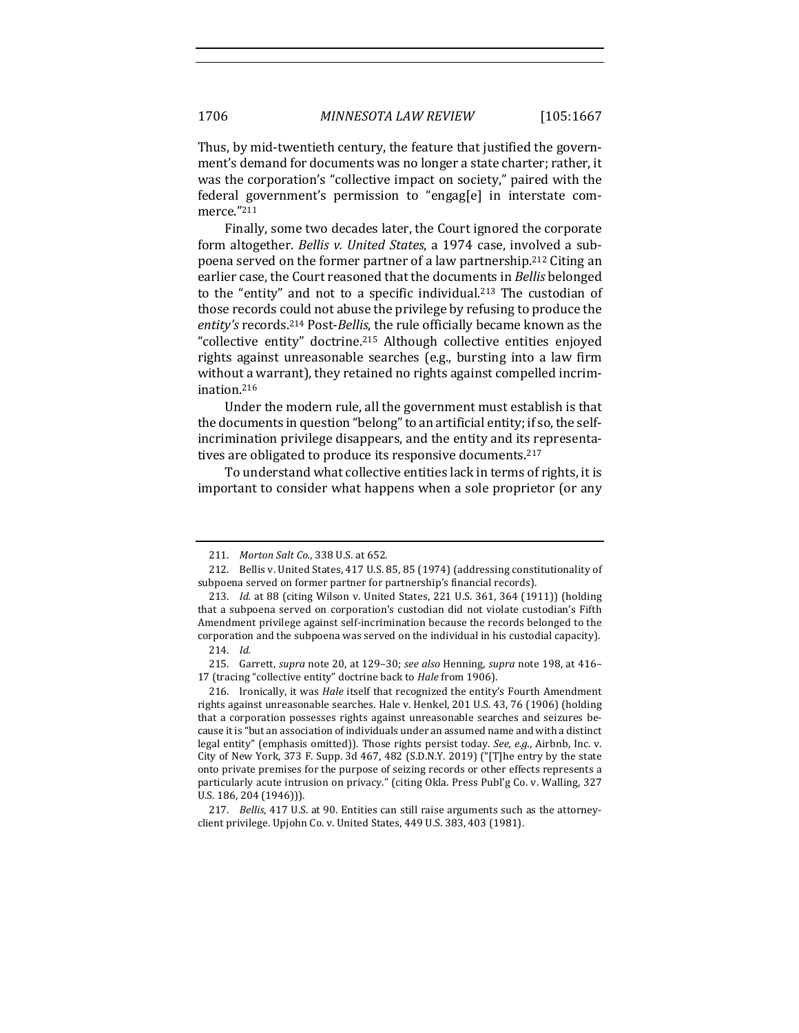Thus, by mid-twentieth century, the feature that justified the government's demand for documents was no longer a state charter; rather, it was the corporation's "collective impact on society," paired with the federal government's permission to "engag[e] in interstate commerce."[211]

Finally, some two decades later, the Court ignored the corporate form altogether. *Bellis v. United States*, a 1974 case, involved a subpoena served on the former partner of a law partnership.[212] Citing an earlier case, the Court reasoned that the documents in *Bellis* belonged to the "entity" and not to a specific individual.[213] The custodian of those records could not abuse the privilege by refusing to produce the *entity's* records.[214] Post-*Bellis*, the rule officially became known as the "collective entity" doctrine.[215] Although collective entities enjoyed rights against unreasonable searches (e.g., bursting into a law firm without a warrant), they retained no rights against compelled incrimination.[216]

Under the modern rule, all the government must establish is that the documents in question "belong" to an artificial entity; if so, the self-incrimination privilege disappears, and the entity and its representatives are obligated to produce its responsive documents.[217]

To understand what collective entities lack in terms of rights, it is important to consider what happens when a sole proprietor (or any

---

211. *Morton Salt Co.*, 338 U.S. at 652.

212. Bellis v. United States, 417 U.S. 85, 85 (1974) (addressing constitutionality of subpoena served on former partner for partnership's financial records).

213. *Id.* at 88 (citing Wilson v. United States, 221 U.S. 361, 364 (1911)) (holding that a subpoena served on corporation's custodian did not violate custodian's Fifth Amendment privilege against self-incrimination because the records belonged to the corporation and the subpoena was served on the individual in his custodial capacity).

214. *Id.*

215. Garrett, *supra* note 20, at 129–30; *see also* Henning, *supra* note 198, at 416–17 (tracing "collective entity" doctrine back to *Hale* from 1906).

216. Ironically, it was *Hale* itself that recognized the entity's Fourth Amendment rights against unreasonable searches. Hale v. Henkel, 201 U.S. 43, 76 (1906) (holding that a corporation possesses rights against unreasonable searches and seizures because it is "but an association of individuals under an assumed name and with a distinct legal entity" (emphasis omitted)). Those rights persist today. *See, e.g.*, Airbnb, Inc. v. City of New York, 373 F. Supp. 3d 467, 482 (S.D.N.Y. 2019) ("[T]he entry by the state onto private premises for the purpose of seizing records or other effects represents a particularly acute intrusion on privacy." (citing Okla. Press Publ'g Co. v. Walling, 327 U.S. 186, 204 (1946))).

217. *Bellis*, 417 U.S. at 90. Entities can still raise arguments such as the attorney-client privilege. Upjohn Co. v. United States, 449 U.S. 383, 403 (1981).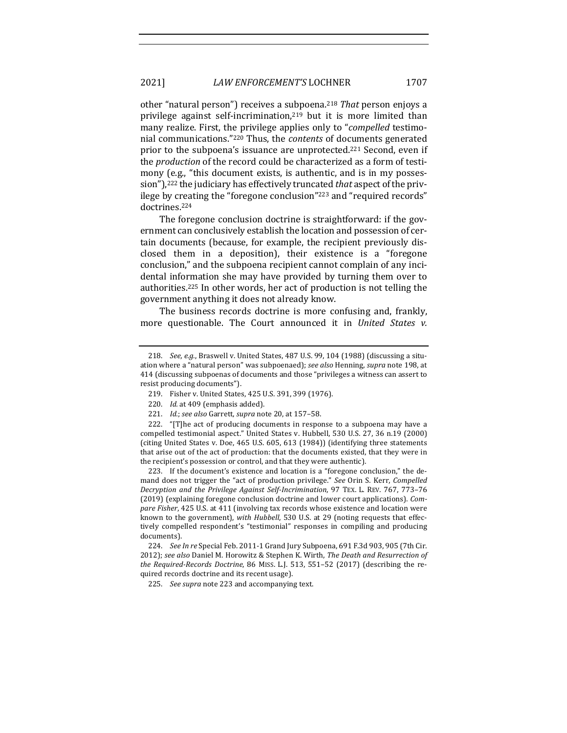other "natural person") receives a subpoena.[218] *That* person enjoys a privilege against self-incrimination,[219] but it is more limited than many realize. First, the privilege applies only to "*compelled* testimonial communications."[220] Thus, the *contents* of documents generated prior to the subpoena's issuance are unprotected.[221] Second, even if the *production* of the record could be characterized as a form of testimony (e.g., "this document exists, is authentic, and is in my possession"),[222] the judiciary has effectively truncated *that* aspect of the privilege by creating the "foregone conclusion"[223] and "required records" doctrines.[224]

The foregone conclusion doctrine is straightforward: if the government can conclusively establish the location and possession of certain documents (because, for example, the recipient previously disclosed them in a deposition), their existence is a "foregone conclusion," and the subpoena recipient cannot complain of any incidental information she may have provided by turning them over to authorities.[225] In other words, her act of production is not telling the government anything it does not already know.

The business records doctrine is more confusing and, frankly, more questionable. The Court announced it in *United States v.*

---

218. *See, e.g.*, Braswell v. United States, 487 U.S. 99, 104 (1988) (discussing a situation where a "natural person" was subpoenaed); *see also* Henning, *supra* note 198, at 414 (discussing subpoenas of documents and those "privileges a witness can assert to resist producing documents").

219. Fisher v. United States, 425 U.S. 391, 399 (1976).

220. *Id.* at 409 (emphasis added).

221. *Id.*; *see also* Garrett, *supra* note 20, at 157–58.

222. "[T]he act of producing documents in response to a subpoena may have a compelled testimonial aspect." United States v. Hubbell, 530 U.S. 27, 36 n.19 (2000) (citing United States v. Doe, 465 U.S. 605, 613 (1984)) (identifying three statements that arise out of the act of production: that the documents existed, that they were in the recipient's possession or control, and that they were authentic).

223. If the document's existence and location is a "foregone conclusion," the demand does not trigger the "act of production privilege." *See* Orin S. Kerr, *Compelled Decryption and the Privilege Against Self-Incrimination*, 97 TEX. L. REV. 767, 773–76 (2019) (explaining foregone conclusion doctrine and lower court applications). *Compare Fisher*, 425 U.S. at 411 (involving tax records whose existence and location were known to the government), *with Hubbell*, 530 U.S. at 29 (noting requests that effectively compelled respondent's "testimonial" responses in compiling and producing documents).

224. *See In re* Special Feb. 2011-1 Grand Jury Subpoena, 691 F.3d 903, 905 (7th Cir. 2012); *see also* Daniel M. Horowitz & Stephen K. Wirth, *The Death and Resurrection of the Required-Records Doctrine*, 86 MISS. L.J. 513, 551–52 (2017) (describing the required records doctrine and its recent usage).

225. *See supra* note 223 and accompanying text.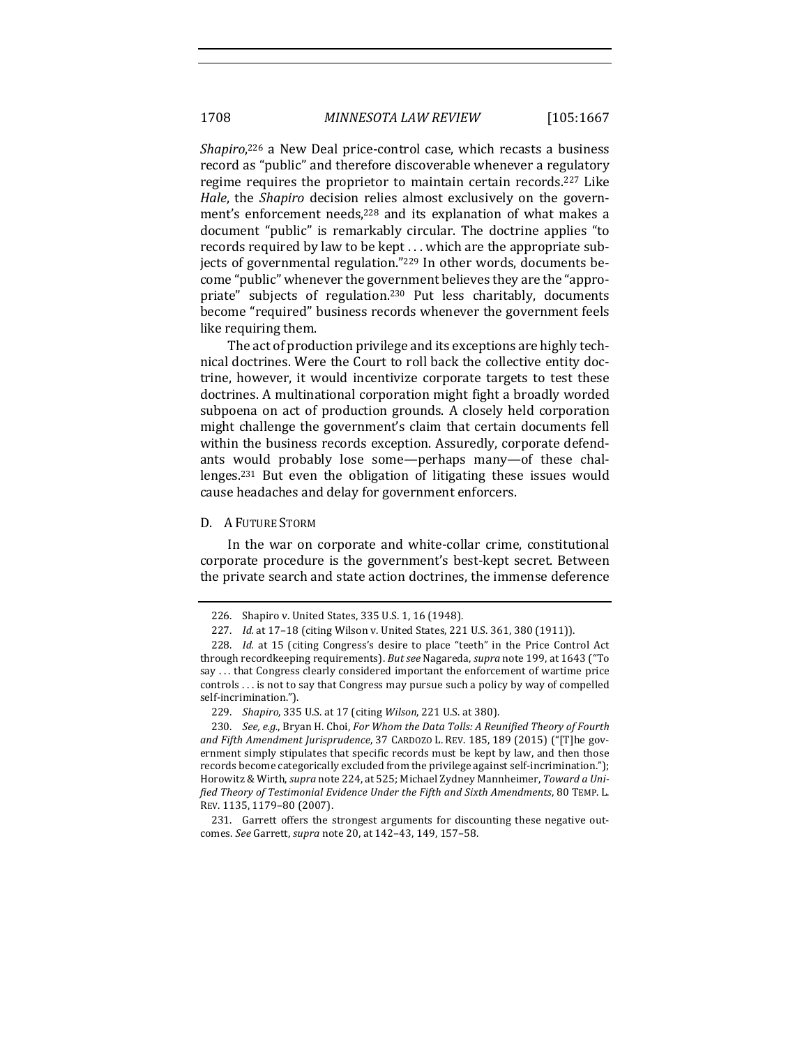*Shapiro*,[226] a New Deal price-control case, which recasts a business record as "public" and therefore discoverable whenever a regulatory regime requires the proprietor to maintain certain records.[227] Like *Hale*, the *Shapiro* decision relies almost exclusively on the government's enforcement needs,[228] and its explanation of what makes a document "public" is remarkably circular. The doctrine applies "to records required by law to be kept . . . which are the appropriate subjects of governmental regulation."[229] In other words, documents become "public" whenever the government believes they are the "appropriate" subjects of regulation.[230] Put less charitably, documents become "required" business records whenever the government feels like requiring them.

The act of production privilege and its exceptions are highly technical doctrines. Were the Court to roll back the collective entity doctrine, however, it would incentivize corporate targets to test these doctrines. A multinational corporation might fight a broadly worded subpoena on act of production grounds. A closely held corporation might challenge the government's claim that certain documents fell within the business records exception. Assuredly, corporate defendants would probably lose some—perhaps many—of these challenges.[231] But even the obligation of litigating these issues would cause headaches and delay for government enforcers.

## D. A Future Storm

In the war on corporate and white-collar crime, constitutional corporate procedure is the government's best-kept secret. Between the private search and state action doctrines, the immense deference

---

226. Shapiro v. United States, 335 U.S. 1, 16 (1948).

227. *Id.* at 17–18 (citing Wilson v. United States, 221 U.S. 361, 380 (1911)).

228. *Id.* at 15 (citing Congress's desire to place "teeth" in the Price Control Act through recordkeeping requirements). *But see* Nagareda, *supra* note 199, at 1643 ("To say . . . that Congress clearly considered important the enforcement of wartime price controls . . . is not to say that Congress may pursue such a policy by way of compelled self-incrimination.").

229. *Shapiro*, 335 U.S. at 17 (citing *Wilson*, 221 U.S. at 380).

230. *See, e.g.*, Bryan H. Choi, *For Whom the Data Tolls: A Reunified Theory of Fourth and Fifth Amendment Jurisprudence*, 37 CARDOZO L. REV. 185, 189 (2015) ("[T]he government simply stipulates that specific records must be kept by law, and then those records become categorically excluded from the privilege against self-incrimination."); Horowitz & Wirth, *supra* note 224, at 525; Michael Zydney Mannheimer, *Toward a Unified Theory of Testimonial Evidence Under the Fifth and Sixth Amendments*, 80 TEMP. L. REV. 1135, 1179–80 (2007).

231. Garrett offers the strongest arguments for discounting these negative outcomes. *See* Garrett, *supra* note 20, at 142–43, 149, 157–58.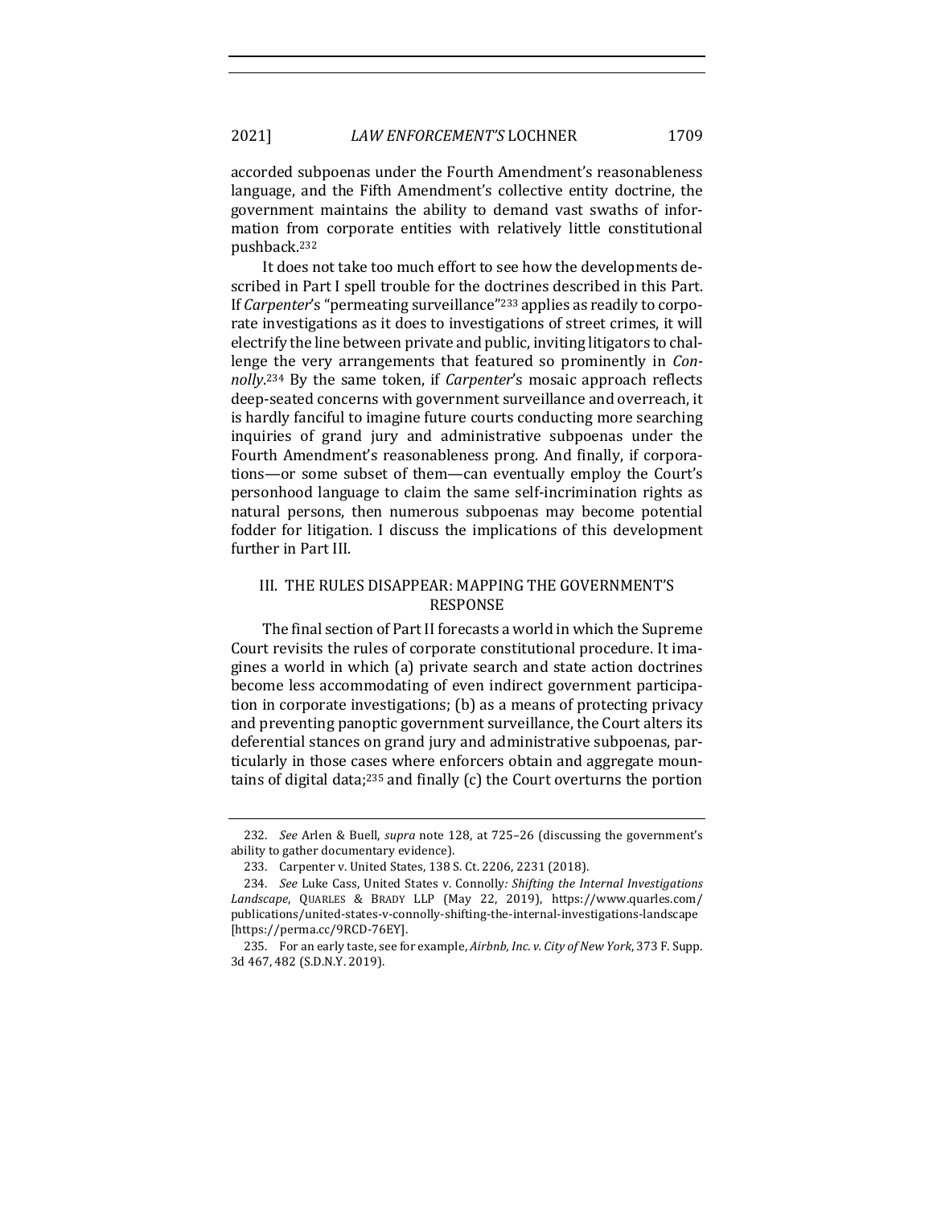accorded subpoenas under the Fourth Amendment's reasonableness language, and the Fifth Amendment's collective entity doctrine, the government maintains the ability to demand vast swaths of information from corporate entities with relatively little constitutional pushback.[232]

It does not take too much effort to see how the developments described in Part I spell trouble for the doctrines described in this Part. If *Carpenter*'s "permeating surveillance"[233] applies as readily to corporate investigations as it does to investigations of street crimes, it will electrify the line between private and public, inviting litigators to challenge the very arrangements that featured so prominently in *Connolly*.[234] By the same token, if *Carpenter*'s mosaic approach reflects deep-seated concerns with government surveillance and overreach, it is hardly fanciful to imagine future courts conducting more searching inquiries of grand jury and administrative subpoenas under the Fourth Amendment's reasonableness prong. And finally, if corporations—or some subset of them—can eventually employ the Court's personhood language to claim the same self-incrimination rights as natural persons, then numerous subpoenas may become potential fodder for litigation. I discuss the implications of this development further in Part III.

## III. THE RULES DISAPPEAR: MAPPING THE GOVERNMENT'S RESPONSE

The final section of Part II forecasts a world in which the Supreme Court revisits the rules of corporate constitutional procedure. It imagines a world in which (a) private search and state action doctrines become less accommodating of even indirect government participation in corporate investigations; (b) as a means of protecting privacy and preventing panoptic government surveillance, the Court alters its deferential stances on grand jury and administrative subpoenas, particularly in those cases where enforcers obtain and aggregate mountains of digital data;[235] and finally (c) the Court overturns the portion

---

232. *See* Arlen & Buell, *supra* note 128, at 725–26 (discussing the government's ability to gather documentary evidence).

233. Carpenter v. United States, 138 S. Ct. 2206, 2231 (2018).

234. *See* Luke Cass, United States v. Connolly*: Shifting the Internal Investigations Landscape*, QUARLES & BRADY LLP (May 22, 2019), https://www.quarles.com/publications/united-states-v-connolly-shifting-the-internal-investigations-landscape [https://perma.cc/9RCD-76EY].

235. For an early taste, see for example, *Airbnb, Inc. v. City of New York*, 373 F. Supp. 3d 467, 482 (S.D.N.Y. 2019).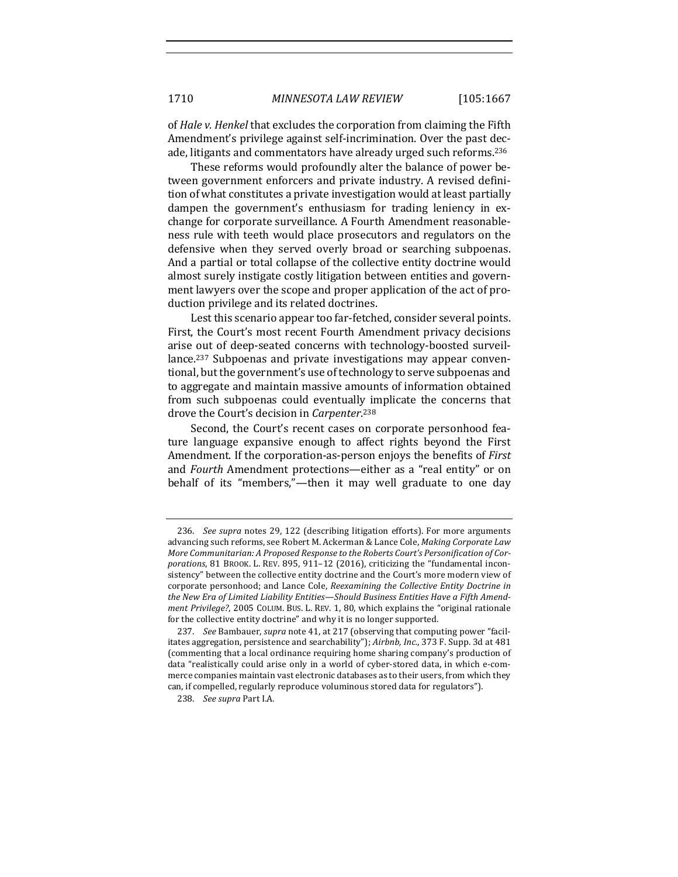of *Hale v. Henkel* that excludes the corporation from claiming the Fifth Amendment's privilege against self-incrimination. Over the past decade, litigants and commentators have already urged such reforms.[236]

These reforms would profoundly alter the balance of power between government enforcers and private industry. A revised definition of what constitutes a private investigation would at least partially dampen the government's enthusiasm for trading leniency in exchange for corporate surveillance. A Fourth Amendment reasonableness rule with teeth would place prosecutors and regulators on the defensive when they served overly broad or searching subpoenas. And a partial or total collapse of the collective entity doctrine would almost surely instigate costly litigation between entities and government lawyers over the scope and proper application of the act of production privilege and its related doctrines.

Lest this scenario appear too far-fetched, consider several points. First, the Court's most recent Fourth Amendment privacy decisions arise out of deep-seated concerns with technology-boosted surveillance.[237] Subpoenas and private investigations may appear conventional, but the government's use of technology to serve subpoenas and to aggregate and maintain massive amounts of information obtained from such subpoenas could eventually implicate the concerns that drove the Court's decision in *Carpenter*.[238]

Second, the Court's recent cases on corporate personhood feature language expansive enough to affect rights beyond the First Amendment. If the corporation-as-person enjoys the benefits of *First* and *Fourth* Amendment protections—either as a "real entity" or on behalf of its "members,"—then it may well graduate to one day

---

236. *See supra* notes 29, 122 (describing litigation efforts). For more arguments advancing such reforms, see Robert M. Ackerman & Lance Cole, *Making Corporate Law More Communitarian: A Proposed Response to the Roberts Court's Personification of Corporations*, 81 BROOK. L. REV. 895, 911–12 (2016), criticizing the "fundamental inconsistency" between the collective entity doctrine and the Court's more modern view of corporate personhood; and Lance Cole, *Reexamining the Collective Entity Doctrine in the New Era of Limited Liability Entities—Should Business Entities Have a Fifth Amendment Privilege?*, 2005 COLUM. BUS. L. REV. 1, 80, which explains the "original rationale for the collective entity doctrine" and why it is no longer supported.

237. *See* Bambauer, *supra* note 41, at 217 (observing that computing power "facilitates aggregation, persistence and searchability"); *Airbnb, Inc.*, 373 F. Supp. 3d at 481 (commenting that a local ordinance requiring home sharing company's production of data "realistically could arise only in a world of cyber-stored data, in which e-commerce companies maintain vast electronic databases as to their users, from which they can, if compelled, regularly reproduce voluminous stored data for regulators").

238. *See supra* Part I.A.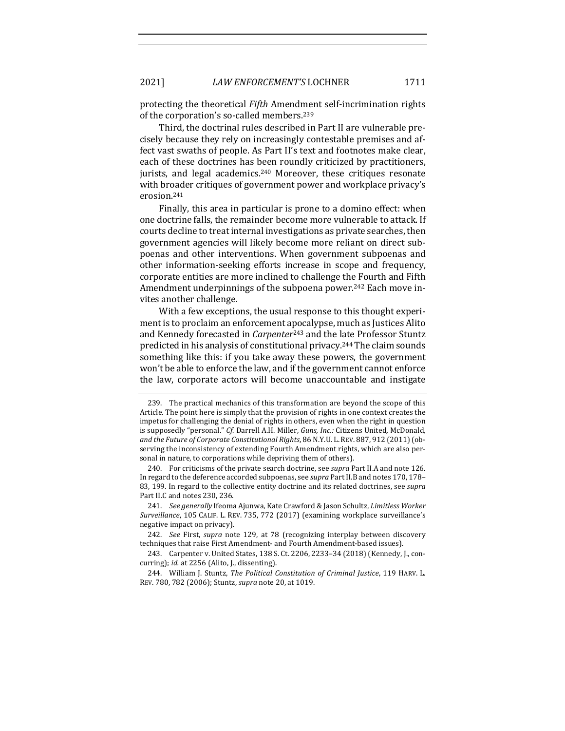protecting the theoretical *Fifth* Amendment self-incrimination rights of the corporation's so-called members.[239]

Third, the doctrinal rules described in Part II are vulnerable precisely because they rely on increasingly contestable premises and affect vast swaths of people. As Part II's text and footnotes make clear, each of these doctrines has been roundly criticized by practitioners, jurists, and legal academics.[240] Moreover, these critiques resonate with broader critiques of government power and workplace privacy's erosion.[241]

Finally, this area in particular is prone to a domino effect: when one doctrine falls, the remainder become more vulnerable to attack. If courts decline to treat internal investigations as private searches, then government agencies will likely become more reliant on direct subpoenas and other interventions. When government subpoenas and other information-seeking efforts increase in scope and frequency, corporate entities are more inclined to challenge the Fourth and Fifth Amendment underpinnings of the subpoena power.[242] Each move invites another challenge.

With a few exceptions, the usual response to this thought experiment is to proclaim an enforcement apocalypse, much as Justices Alito and Kennedy forecasted in *Carpenter*[243] and the late Professor Stuntz predicted in his analysis of constitutional privacy.[244] The claim sounds something like this: if you take away these powers, the government won't be able to enforce the law, and if the government cannot enforce the law, corporate actors will become unaccountable and instigate

---

239. The practical mechanics of this transformation are beyond the scope of this Article. The point here is simply that the provision of rights in one context creates the impetus for challenging the denial of rights in others, even when the right in question is supposedly "personal." *Cf.* Darrell A.H. Miller, *Guns, Inc.:* Citizens United*,* McDonald*, and the Future of Corporate Constitutional Rights*, 86 N.Y.U. L. REV. 887, 912 (2011) (observing the inconsistency of extending Fourth Amendment rights, which are also personal in nature, to corporations while depriving them of others).

240. For criticisms of the private search doctrine, see *supra* Part II.A and note 126. In regard to the deference accorded subpoenas, see *supra* Part II.B and notes 170, 178–83, 199. In regard to the collective entity doctrine and its related doctrines, see *supra* Part II.C and notes 230, 236.

241. *See generally* Ifeoma Ajunwa, Kate Crawford & Jason Schultz, *Limitless Worker Surveillance*, 105 CALIF. L. REV. 735, 772 (2017) (examining workplace surveillance's negative impact on privacy).

242. *See* First, *supra* note 129, at 78 (recognizing interplay between discovery techniques that raise First Amendment- and Fourth Amendment-based issues).

243. Carpenter v. United States, 138 S. Ct. 2206, 2233–34 (2018) (Kennedy, J., concurring); *id.* at 2256 (Alito, J., dissenting).

244. William J. Stuntz, *The Political Constitution of Criminal Justice*, 119 HARV. L. REV. 780, 782 (2006); Stuntz, *supra* note 20, at 1019.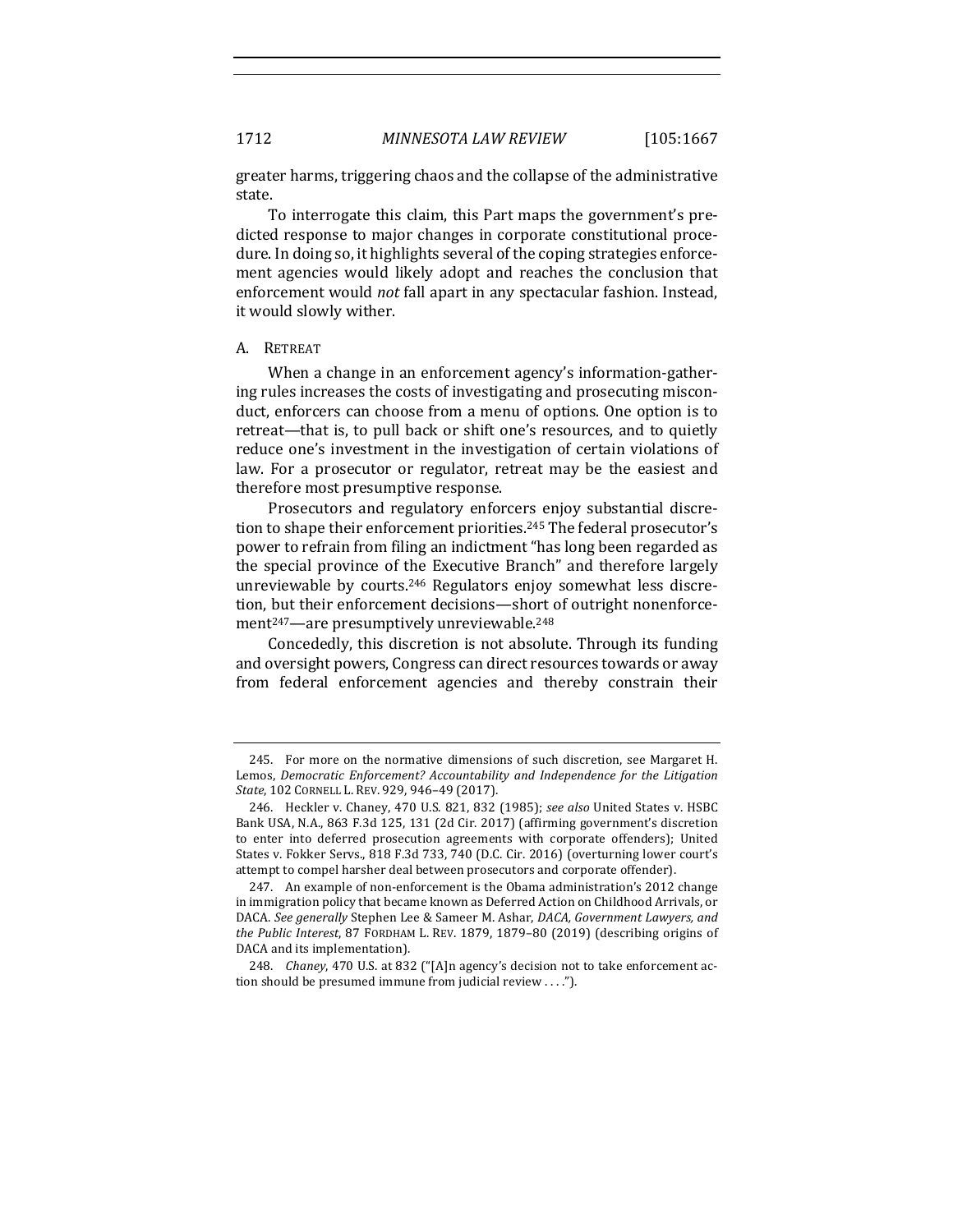greater harms, triggering chaos and the collapse of the administrative state.

To interrogate this claim, this Part maps the government's predicted response to major changes in corporate constitutional procedure. In doing so, it highlights several of the coping strategies enforcement agencies would likely adopt and reaches the conclusion that enforcement would *not* fall apart in any spectacular fashion. Instead, it would slowly wither.

### A. Retreat

When a change in an enforcement agency's information-gathering rules increases the costs of investigating and prosecuting misconduct, enforcers can choose from a menu of options. One option is to retreat—that is, to pull back or shift one's resources, and to quietly reduce one's investment in the investigation of certain violations of law. For a prosecutor or regulator, retreat may be the easiest and therefore most presumptive response.

Prosecutors and regulatory enforcers enjoy substantial discretion to shape their enforcement priorities.[245] The federal prosecutor's power to refrain from filing an indictment "has long been regarded as the special province of the Executive Branch" and therefore largely unreviewable by courts.[246] Regulators enjoy somewhat less discretion, but their enforcement decisions—short of outright nonenforcement[247]—are presumptively unreviewable.[248]

Concededly, this discretion is not absolute. Through its funding and oversight powers, Congress can direct resources towards or away from federal enforcement agencies and thereby constrain their

---

245. For more on the normative dimensions of such discretion, see Margaret H. Lemos, *Democratic Enforcement? Accountability and Independence for the Litigation State*, 102 Cornell L. Rev. 929, 946–49 (2017).

246. Heckler v. Chaney, 470 U.S. 821, 832 (1985); *see also* United States v. HSBC Bank USA, N.A., 863 F.3d 125, 131 (2d Cir. 2017) (affirming government's discretion to enter into deferred prosecution agreements with corporate offenders); United States v. Fokker Servs., 818 F.3d 733, 740 (D.C. Cir. 2016) (overturning lower court's attempt to compel harsher deal between prosecutors and corporate offender).

247. An example of non-enforcement is the Obama administration's 2012 change in immigration policy that became known as Deferred Action on Childhood Arrivals, or DACA. *See generally* Stephen Lee & Sameer M. Ashar, *DACA, Government Lawyers, and the Public Interest*, 87 Fordham L. Rev. 1879, 1879–80 (2019) (describing origins of DACA and its implementation).

248. *Chaney*, 470 U.S. at 832 ("[A]n agency's decision not to take enforcement action should be presumed immune from judicial review . . . .").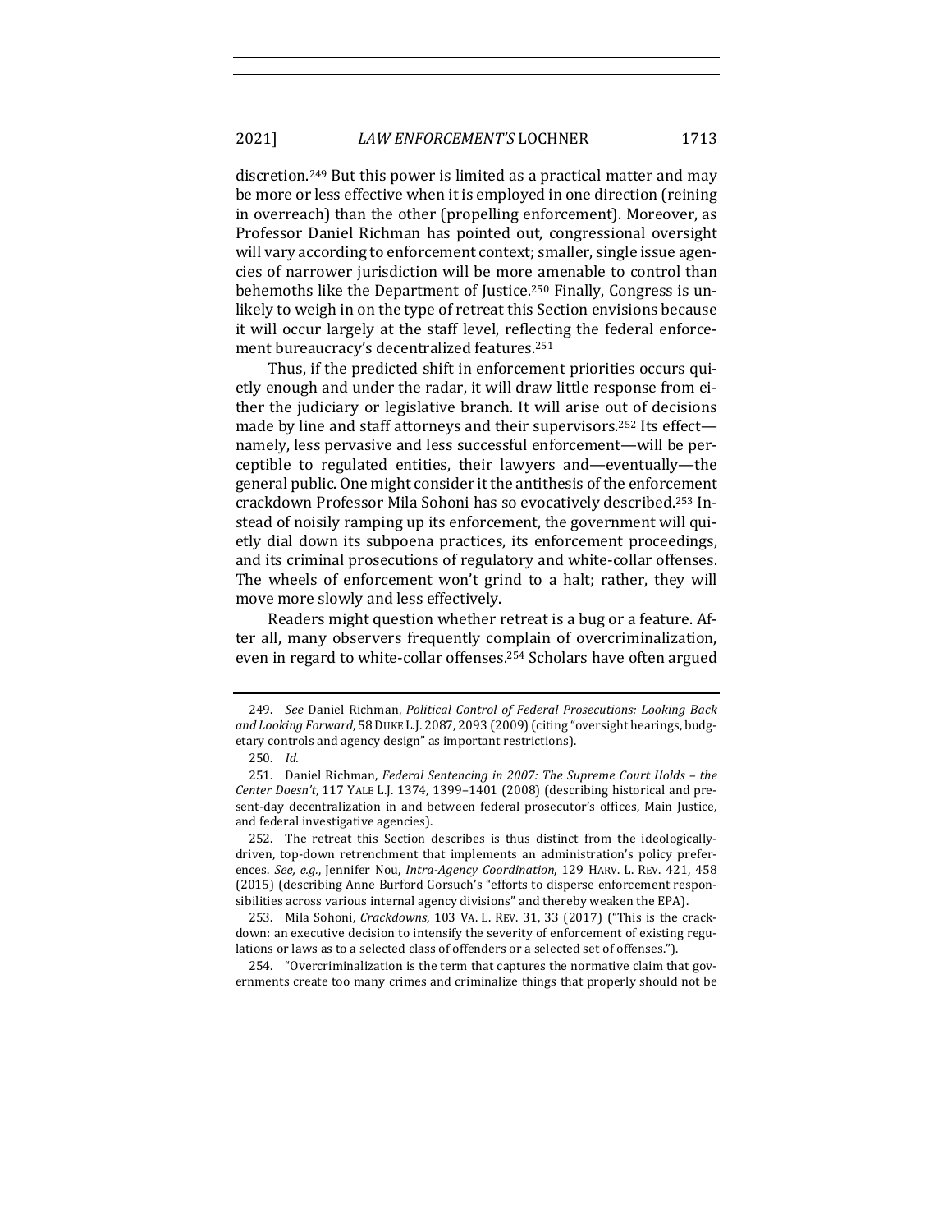discretion.[249] But this power is limited as a practical matter and may be more or less effective when it is employed in one direction (reining in overreach) than the other (propelling enforcement). Moreover, as Professor Daniel Richman has pointed out, congressional oversight will vary according to enforcement context; smaller, single issue agencies of narrower jurisdiction will be more amenable to control than behemoths like the Department of Justice.[250] Finally, Congress is unlikely to weigh in on the type of retreat this Section envisions because it will occur largely at the staff level, reflecting the federal enforcement bureaucracy's decentralized features.[251]

Thus, if the predicted shift in enforcement priorities occurs quietly enough and under the radar, it will draw little response from either the judiciary or legislative branch. It will arise out of decisions made by line and staff attorneys and their supervisors.[252] Its effect—namely, less pervasive and less successful enforcement—will be perceptible to regulated entities, their lawyers and—eventually—the general public. One might consider it the antithesis of the enforcement crackdown Professor Mila Sohoni has so evocatively described.[253] Instead of noisily ramping up its enforcement, the government will quietly dial down its subpoena practices, its enforcement proceedings, and its criminal prosecutions of regulatory and white-collar offenses. The wheels of enforcement won't grind to a halt; rather, they will move more slowly and less effectively.

Readers might question whether retreat is a bug or a feature. After all, many observers frequently complain of overcriminalization, even in regard to white-collar offenses.[254] Scholars have often argued

---

249. *See* Daniel Richman, *Political Control of Federal Prosecutions: Looking Back and Looking Forward*, 58 DUKE L.J. 2087, 2093 (2009) (citing "oversight hearings, budgetary controls and agency design" as important restrictions).

250. *Id.*

251. Daniel Richman, *Federal Sentencing in 2007: The Supreme Court Holds – the Center Doesn't*, 117 YALE L.J. 1374, 1399–1401 (2008) (describing historical and present-day decentralization in and between federal prosecutor's offices, Main Justice, and federal investigative agencies).

252. The retreat this Section describes is thus distinct from the ideologically-driven, top-down retrenchment that implements an administration's policy preferences. *See, e.g.*, Jennifer Nou, *Intra-Agency Coordination*, 129 HARV. L. REV. 421, 458 (2015) (describing Anne Burford Gorsuch's "efforts to disperse enforcement responsibilities across various internal agency divisions" and thereby weaken the EPA).

253. Mila Sohoni, *Crackdowns*, 103 VA. L. REV. 31, 33 (2017) ("This is the crackdown: an executive decision to intensify the severity of enforcement of existing regulations or laws as to a selected class of offenders or a selected set of offenses.").

254. "Overcriminalization is the term that captures the normative claim that governments create too many crimes and criminalize things that properly should not be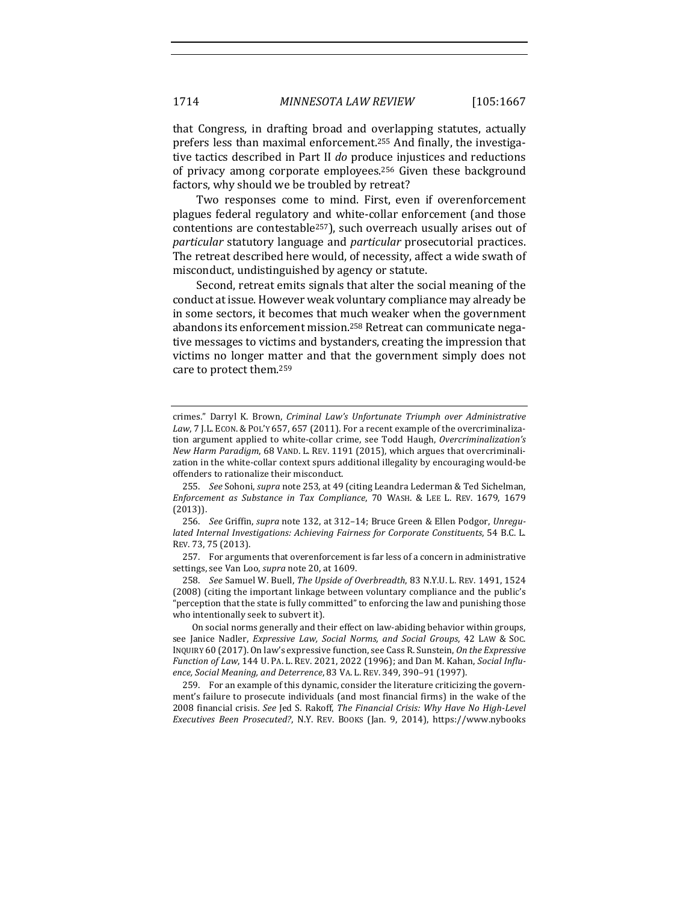that Congress, in drafting broad and overlapping statutes, actually prefers less than maximal enforcement.[255] And finally, the investigative tactics described in Part II *do* produce injustices and reductions of privacy among corporate employees.[256] Given these background factors, why should we be troubled by retreat?

Two responses come to mind. First, even if overenforcement plagues federal regulatory and white-collar enforcement (and those contentions are contestable[257]), such overreach usually arises out of *particular* statutory language and *particular* prosecutorial practices. The retreat described here would, of necessity, affect a wide swath of misconduct, undistinguished by agency or statute.

Second, retreat emits signals that alter the social meaning of the conduct at issue. However weak voluntary compliance may already be in some sectors, it becomes that much weaker when the government abandons its enforcement mission.[258] Retreat can communicate negative messages to victims and bystanders, creating the impression that victims no longer matter and that the government simply does not care to protect them.[259]

---

crimes." Darryl K. Brown, *Criminal Law's Unfortunate Triumph over Administrative Law*, 7 J.L. ECON. & POL'Y 657, 657 (2011). For a recent example of the overcriminalization argument applied to white-collar crime, see Todd Haugh, *Overcriminalization's New Harm Paradigm*, 68 VAND. L. REV. 1191 (2015), which argues that overcriminalization in the white-collar context spurs additional illegality by encouraging would-be offenders to rationalize their misconduct.

255. *See* Sohoni, *supra* note 253, at 49 (citing Leandra Lederman & Ted Sichelman, *Enforcement as Substance in Tax Compliance*, 70 WASH. & LEE L. REV. 1679, 1679 (2013)).

256. *See* Griffin, *supra* note 132, at 312–14; Bruce Green & Ellen Podgor, *Unregulated Internal Investigations: Achieving Fairness for Corporate Constituents*, 54 B.C. L. REV. 73, 75 (2013).

257. For arguments that overenforcement is far less of a concern in administrative settings, see Van Loo, *supra* note 20, at 1609.

258. *See* Samuel W. Buell, *The Upside of Overbreadth*, 83 N.Y.U. L. REV. 1491, 1524 (2008) (citing the important linkage between voluntary compliance and the public's "perception that the state is fully committed" to enforcing the law and punishing those who intentionally seek to subvert it).

On social norms generally and their effect on law-abiding behavior within groups, see Janice Nadler, *Expressive Law, Social Norms, and Social Groups*, 42 LAW & SOC. INQUIRY 60 (2017). On law's expressive function, see Cass R. Sunstein, *On the Expressive Function of Law*, 144 U. PA. L. REV. 2021, 2022 (1996); and Dan M. Kahan, *Social Influence, Social Meaning, and Deterrence*, 83 VA. L. REV. 349, 390–91 (1997).

259. For an example of this dynamic, consider the literature criticizing the government's failure to prosecute individuals (and most financial firms) in the wake of the 2008 financial crisis. *See* Jed S. Rakoff, *The Financial Crisis: Why Have No High-Level Executives Been Prosecuted?*, N.Y. REV. BOOKS (Jan. 9, 2014), https://www.nybooks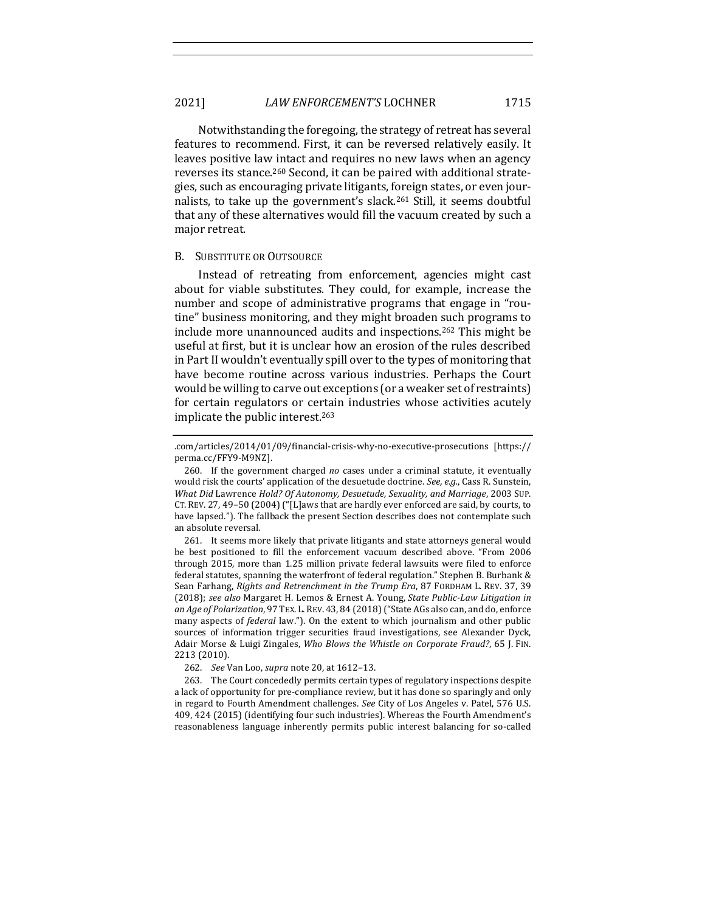Notwithstanding the foregoing, the strategy of retreat has several features to recommend. First, it can be reversed relatively easily. It leaves positive law intact and requires no new laws when an agency reverses its stance.[260] Second, it can be paired with additional strategies, such as encouraging private litigants, foreign states, or even journalists, to take up the government's slack.[261] Still, it seems doubtful that any of these alternatives would fill the vacuum created by such a major retreat.

## B. Substitute or Outsource

Instead of retreating from enforcement, agencies might cast about for viable substitutes. They could, for example, increase the number and scope of administrative programs that engage in "routine" business monitoring, and they might broaden such programs to include more unannounced audits and inspections.[262] This might be useful at first, but it is unclear how an erosion of the rules described in Part II wouldn't eventually spill over to the types of monitoring that have become routine across various industries. Perhaps the Court would be willing to carve out exceptions (or a weaker set of restraints) for certain regulators or certain industries whose activities acutely implicate the public interest.[263]

---

.com/articles/2014/01/09/financial-crisis-why-no-executive-prosecutions [https://perma.cc/FFY9-M9NZ].

260. If the government charged *no* cases under a criminal statute, it eventually would risk the courts' application of the desuetude doctrine. *See, e.g.*, Cass R. Sunstein, *What Did* Lawrence *Hold? Of Autonomy, Desuetude, Sexuality, and Marriage*, 2003 SUP. CT. REV. 27, 49–50 (2004) ("[L]aws that are hardly ever enforced are said, by courts, to have lapsed."). The fallback the present Section describes does not contemplate such an absolute reversal.

261. It seems more likely that private litigants and state attorneys general would be best positioned to fill the enforcement vacuum described above. "From 2006 through 2015, more than 1.25 million private federal lawsuits were filed to enforce federal statutes, spanning the waterfront of federal regulation." Stephen B. Burbank & Sean Farhang, *Rights and Retrenchment in the Trump Era*, 87 FORDHAM L. REV. 37, 39 (2018); *see also* Margaret H. Lemos & Ernest A. Young, *State Public-Law Litigation in an Age of Polarization*, 97 TEX. L. REV. 43, 84 (2018) ("State AGs also can, and do, enforce many aspects of *federal* law."). On the extent to which journalism and other public sources of information trigger securities fraud investigations, see Alexander Dyck, Adair Morse & Luigi Zingales, *Who Blows the Whistle on Corporate Fraud?*, 65 J. FIN. 2213 (2010).

262. *See* Van Loo, *supra* note 20, at 1612–13.

263. The Court concededly permits certain types of regulatory inspections despite a lack of opportunity for pre-compliance review, but it has done so sparingly and only in regard to Fourth Amendment challenges. *See* City of Los Angeles v. Patel, 576 U.S. 409, 424 (2015) (identifying four such industries). Whereas the Fourth Amendment's reasonableness language inherently permits public interest balancing for so-called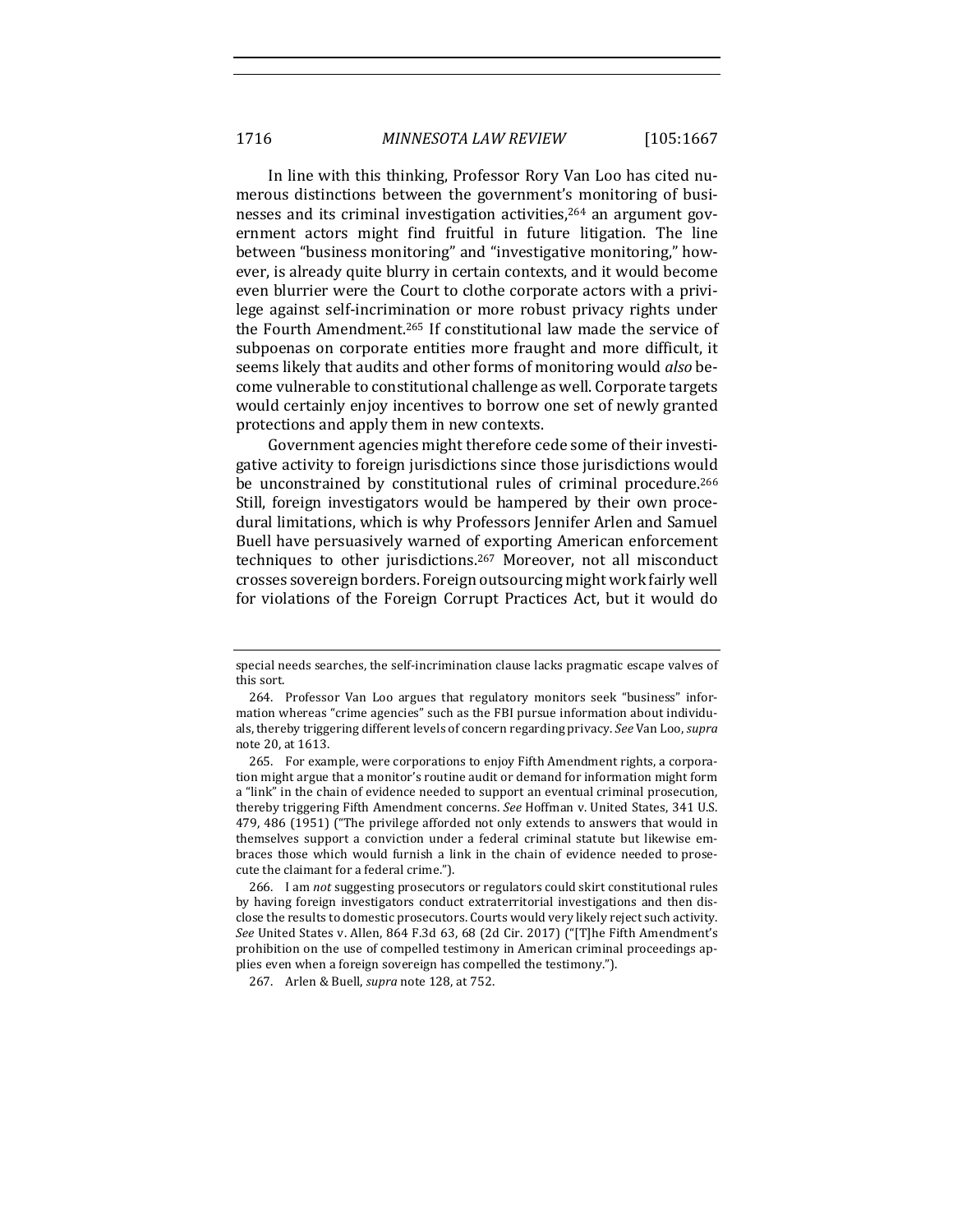In line with this thinking, Professor Rory Van Loo has cited numerous distinctions between the government's monitoring of businesses and its criminal investigation activities,[264] an argument government actors might find fruitful in future litigation. The line between "business monitoring" and "investigative monitoring," however, is already quite blurry in certain contexts, and it would become even blurrier were the Court to clothe corporate actors with a privilege against self-incrimination or more robust privacy rights under the Fourth Amendment.[265] If constitutional law made the service of subpoenas on corporate entities more fraught and more difficult, it seems likely that audits and other forms of monitoring would *also* become vulnerable to constitutional challenge as well. Corporate targets would certainly enjoy incentives to borrow one set of newly granted protections and apply them in new contexts.

Government agencies might therefore cede some of their investigative activity to foreign jurisdictions since those jurisdictions would be unconstrained by constitutional rules of criminal procedure.[266] Still, foreign investigators would be hampered by their own procedural limitations, which is why Professors Jennifer Arlen and Samuel Buell have persuasively warned of exporting American enforcement techniques to other jurisdictions.[267] Moreover, not all misconduct crosses sovereign borders. Foreign outsourcing might work fairly well for violations of the Foreign Corrupt Practices Act, but it would do

---

special needs searches, the self-incrimination clause lacks pragmatic escape valves of this sort.

264. Professor Van Loo argues that regulatory monitors seek "business" information whereas "crime agencies" such as the FBI pursue information about individuals, thereby triggering different levels of concern regarding privacy. *See* Van Loo, *supra* note 20, at 1613.

265. For example, were corporations to enjoy Fifth Amendment rights, a corporation might argue that a monitor's routine audit or demand for information might form a "link" in the chain of evidence needed to support an eventual criminal prosecution, thereby triggering Fifth Amendment concerns. *See* Hoffman v. United States, 341 U.S. 479, 486 (1951) ("The privilege afforded not only extends to answers that would in themselves support a conviction under a federal criminal statute but likewise embraces those which would furnish a link in the chain of evidence needed to prosecute the claimant for a federal crime.").

266. I am *not* suggesting prosecutors or regulators could skirt constitutional rules by having foreign investigators conduct extraterritorial investigations and then disclose the results to domestic prosecutors. Courts would very likely reject such activity. *See* United States v. Allen, 864 F.3d 63, 68 (2d Cir. 2017) ("[T]he Fifth Amendment's prohibition on the use of compelled testimony in American criminal proceedings applies even when a foreign sovereign has compelled the testimony.").

267. Arlen & Buell, *supra* note 128, at 752.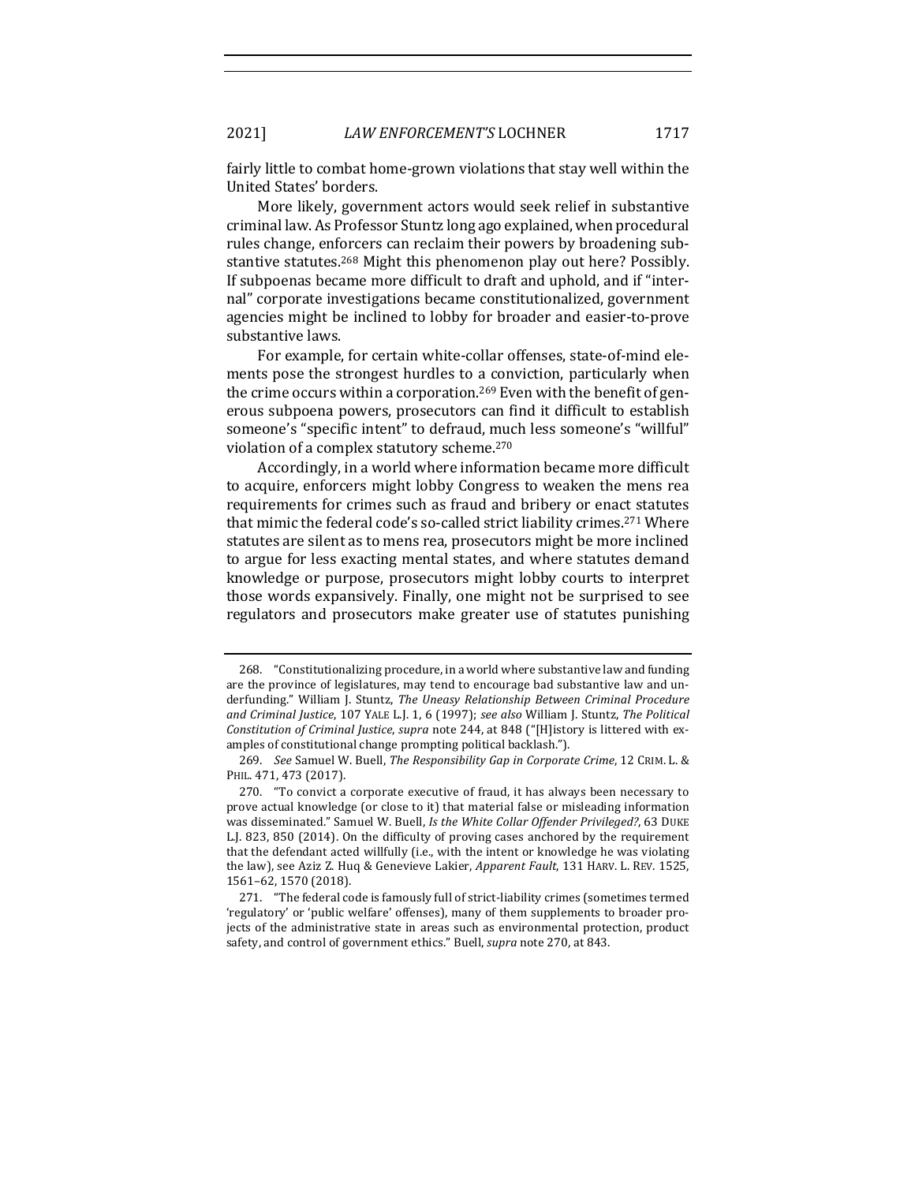fairly little to combat home-grown violations that stay well within the United States' borders.

More likely, government actors would seek relief in substantive criminal law. As Professor Stuntz long ago explained, when procedural rules change, enforcers can reclaim their powers by broadening substantive statutes.[268] Might this phenomenon play out here? Possibly. If subpoenas became more difficult to draft and uphold, and if "internal" corporate investigations became constitutionalized, government agencies might be inclined to lobby for broader and easier-to-prove substantive laws.

For example, for certain white-collar offenses, state-of-mind elements pose the strongest hurdles to a conviction, particularly when the crime occurs within a corporation.[269] Even with the benefit of generous subpoena powers, prosecutors can find it difficult to establish someone's "specific intent" to defraud, much less someone's "willful" violation of a complex statutory scheme.[270]

Accordingly, in a world where information became more difficult to acquire, enforcers might lobby Congress to weaken the mens rea requirements for crimes such as fraud and bribery or enact statutes that mimic the federal code's so-called strict liability crimes.[271] Where statutes are silent as to mens rea, prosecutors might be more inclined to argue for less exacting mental states, and where statutes demand knowledge or purpose, prosecutors might lobby courts to interpret those words expansively. Finally, one might not be surprised to see regulators and prosecutors make greater use of statutes punishing

---

268. "Constitutionalizing procedure, in a world where substantive law and funding are the province of legislatures, may tend to encourage bad substantive law and underfunding." William J. Stuntz, *The Uneasy Relationship Between Criminal Procedure and Criminal Justice*, 107 YALE L.J. 1, 6 (1997); *see also* William J. Stuntz, *The Political Constitution of Criminal Justice*, *supra* note 244, at 848 ("[H]istory is littered with examples of constitutional change prompting political backlash.").

269. *See* Samuel W. Buell, *The Responsibility Gap in Corporate Crime*, 12 CRIM. L. & PHIL. 471, 473 (2017).

270. "To convict a corporate executive of fraud, it has always been necessary to prove actual knowledge (or close to it) that material false or misleading information was disseminated." Samuel W. Buell, *Is the White Collar Offender Privileged?*, 63 DUKE L.J. 823, 850 (2014). On the difficulty of proving cases anchored by the requirement that the defendant acted willfully (i.e., with the intent or knowledge he was violating the law), see Aziz Z. Huq & Genevieve Lakier, *Apparent Fault*, 131 HARV. L. REV. 1525, 1561–62, 1570 (2018).

271. "The federal code is famously full of strict-liability crimes (sometimes termed 'regulatory' or 'public welfare' offenses), many of them supplements to broader projects of the administrative state in areas such as environmental protection, product safety, and control of government ethics." Buell, *supra* note 270, at 843.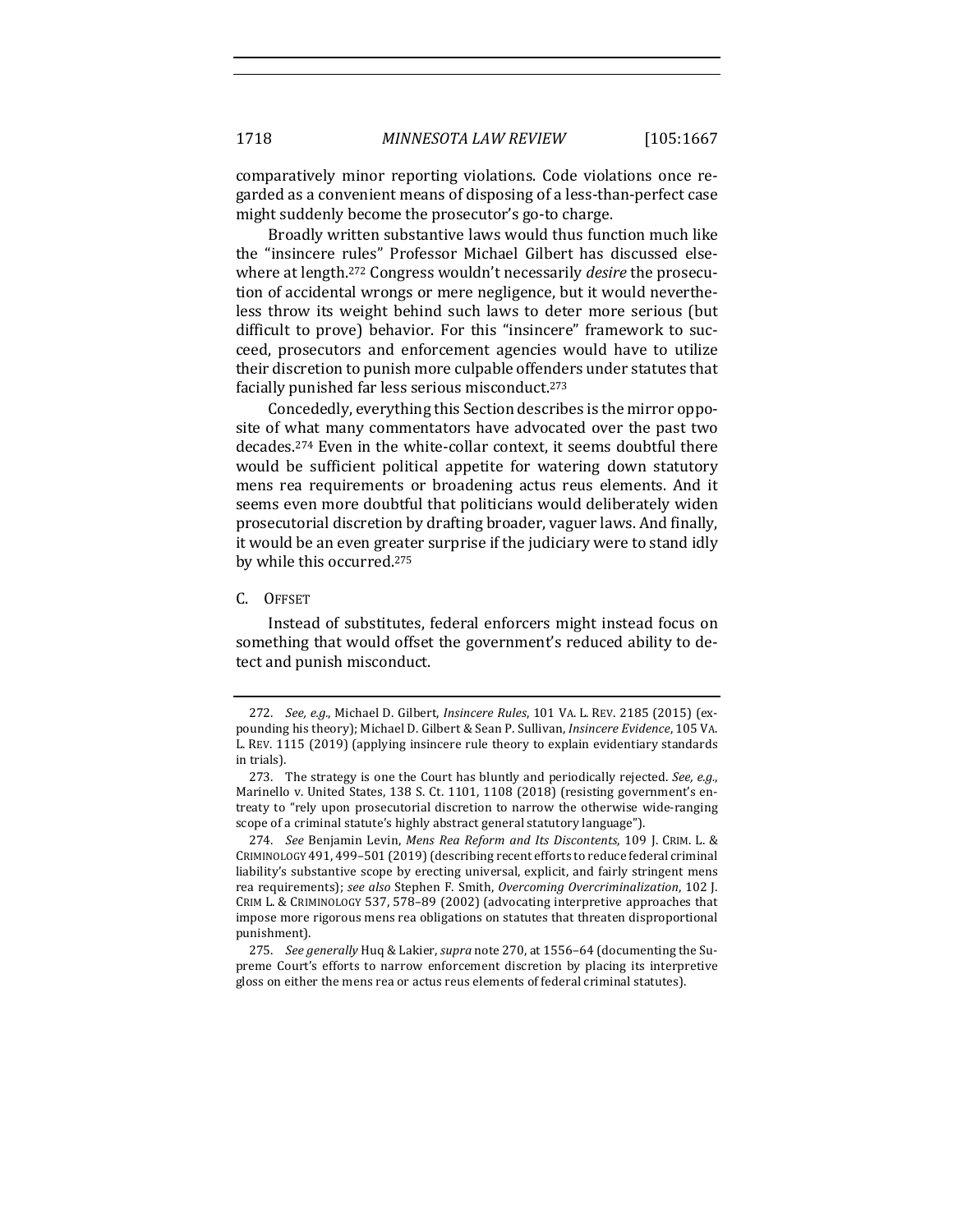comparatively minor reporting violations. Code violations once regarded as a convenient means of disposing of a less-than-perfect case might suddenly become the prosecutor's go-to charge.

Broadly written substantive laws would thus function much like the "insincere rules" Professor Michael Gilbert has discussed elsewhere at length.[272] Congress wouldn't necessarily *desire* the prosecution of accidental wrongs or mere negligence, but it would nevertheless throw its weight behind such laws to deter more serious (but difficult to prove) behavior. For this "insincere" framework to succeed, prosecutors and enforcement agencies would have to utilize their discretion to punish more culpable offenders under statutes that facially punished far less serious misconduct.[273]

Concededly, everything this Section describes is the mirror opposite of what many commentators have advocated over the past two decades.[274] Even in the white-collar context, it seems doubtful there would be sufficient political appetite for watering down statutory mens rea requirements or broadening actus reus elements. And it seems even more doubtful that politicians would deliberately widen prosecutorial discretion by drafting broader, vaguer laws. And finally, it would be an even greater surprise if the judiciary were to stand idly by while this occurred.[275]

### C. Offset

Instead of substitutes, federal enforcers might instead focus on something that would offset the government's reduced ability to detect and punish misconduct.

---

272. *See, e.g.*, Michael D. Gilbert, *Insincere Rules*, 101 VA. L. REV. 2185 (2015) (expounding his theory); Michael D. Gilbert & Sean P. Sullivan, *Insincere Evidence*, 105 VA. L. REV. 1115 (2019) (applying insincere rule theory to explain evidentiary standards in trials).

273. The strategy is one the Court has bluntly and periodically rejected. *See, e.g.*, Marinello v. United States, 138 S. Ct. 1101, 1108 (2018) (resisting government's entreaty to "rely upon prosecutorial discretion to narrow the otherwise wide-ranging scope of a criminal statute's highly abstract general statutory language").

274. *See* Benjamin Levin, *Mens Rea Reform and Its Discontents*, 109 J. CRIM. L. & CRIMINOLOGY 491, 499–501 (2019) (describing recent efforts to reduce federal criminal liability's substantive scope by erecting universal, explicit, and fairly stringent mens rea requirements); *see also* Stephen F. Smith, *Overcoming Overcriminalization*, 102 J. CRIM L. & CRIMINOLOGY 537, 578–89 (2002) (advocating interpretive approaches that impose more rigorous mens rea obligations on statutes that threaten disproportional punishment).

275. *See generally* Huq & Lakier, *supra* note 270, at 1556–64 (documenting the Supreme Court's efforts to narrow enforcement discretion by placing its interpretive gloss on either the mens rea or actus reus elements of federal criminal statutes).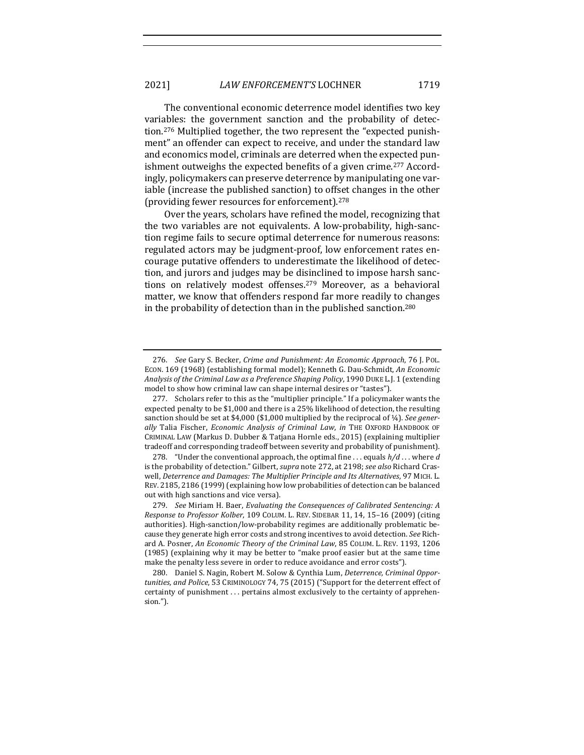The conventional economic deterrence model identifies two key variables: the government sanction and the probability of detection.[276] Multiplied together, the two represent the "expected punishment" an offender can expect to receive, and under the standard law and economics model, criminals are deterred when the expected punishment outweighs the expected benefits of a given crime.[277] Accordingly, policymakers can preserve deterrence by manipulating one variable (increase the published sanction) to offset changes in the other (providing fewer resources for enforcement).[278]

Over the years, scholars have refined the model, recognizing that the two variables are not equivalents. A low-probability, high-sanction regime fails to secure optimal deterrence for numerous reasons: regulated actors may be judgment-proof, low enforcement rates encourage putative offenders to underestimate the likelihood of detection, and jurors and judges may be disinclined to impose harsh sanctions on relatively modest offenses.[279] Moreover, as a behavioral matter, we know that offenders respond far more readily to changes in the probability of detection than in the published sanction.[280]

---

276. *See* Gary S. Becker, *Crime and Punishment: An Economic Approach*, 76 J. POL. ECON. 169 (1968) (establishing formal model); Kenneth G. Dau-Schmidt, *An Economic Analysis of the Criminal Law as a Preference Shaping Policy*, 1990 DUKE L.J. 1 (extending model to show how criminal law can shape internal desires or "tastes").

277. Scholars refer to this as the "multiplier principle." If a policymaker wants the expected penalty to be $1,000 and there is a 25% likelihood of detection, the resulting sanction should be set at $4,000 ($1,000 multiplied by the reciprocal of ¼). *See generally* Talia Fischer, *Economic Analysis of Criminal Law*, *in* THE OXFORD HANDBOOK OF CRIMINAL LAW (Markus D. Dubber & Tatjana Hornle eds., 2015) (explaining multiplier tradeoff and corresponding tradeoff between severity and probability of punishment).

278. "Under the conventional approach, the optimal fine . . . equals $h/d$ . . . where $d$ is the probability of detection." Gilbert, *supra* note 272, at 2198; *see also* Richard Craswell, *Deterrence and Damages: The Multiplier Principle and Its Alternatives*, 97 MICH. L. REV. 2185, 2186 (1999) (explaining how low probabilities of detection can be balanced out with high sanctions and vice versa).

279. *See* Miriam H. Baer, *Evaluating the Consequences of Calibrated Sentencing: A Response to Professor Kolber*, 109 COLUM. L. REV. SIDEBAR 11, 14, 15–16 (2009) (citing authorities). High-sanction/low-probability regimes are additionally problematic because they generate high error costs and strong incentives to avoid detection. *See* Richard A. Posner, *An Economic Theory of the Criminal Law*, 85 COLUM. L. REV. 1193, 1206 (1985) (explaining why it may be better to "make proof easier but at the same time make the penalty less severe in order to reduce avoidance and error costs").

280. Daniel S. Nagin, Robert M. Solow & Cynthia Lum, *Deterrence, Criminal Opportunities, and Police*, 53 CRIMINOLOGY 74, 75 (2015) ("Support for the deterrent effect of certainty of punishment . . . pertains almost exclusively to the certainty of apprehension.").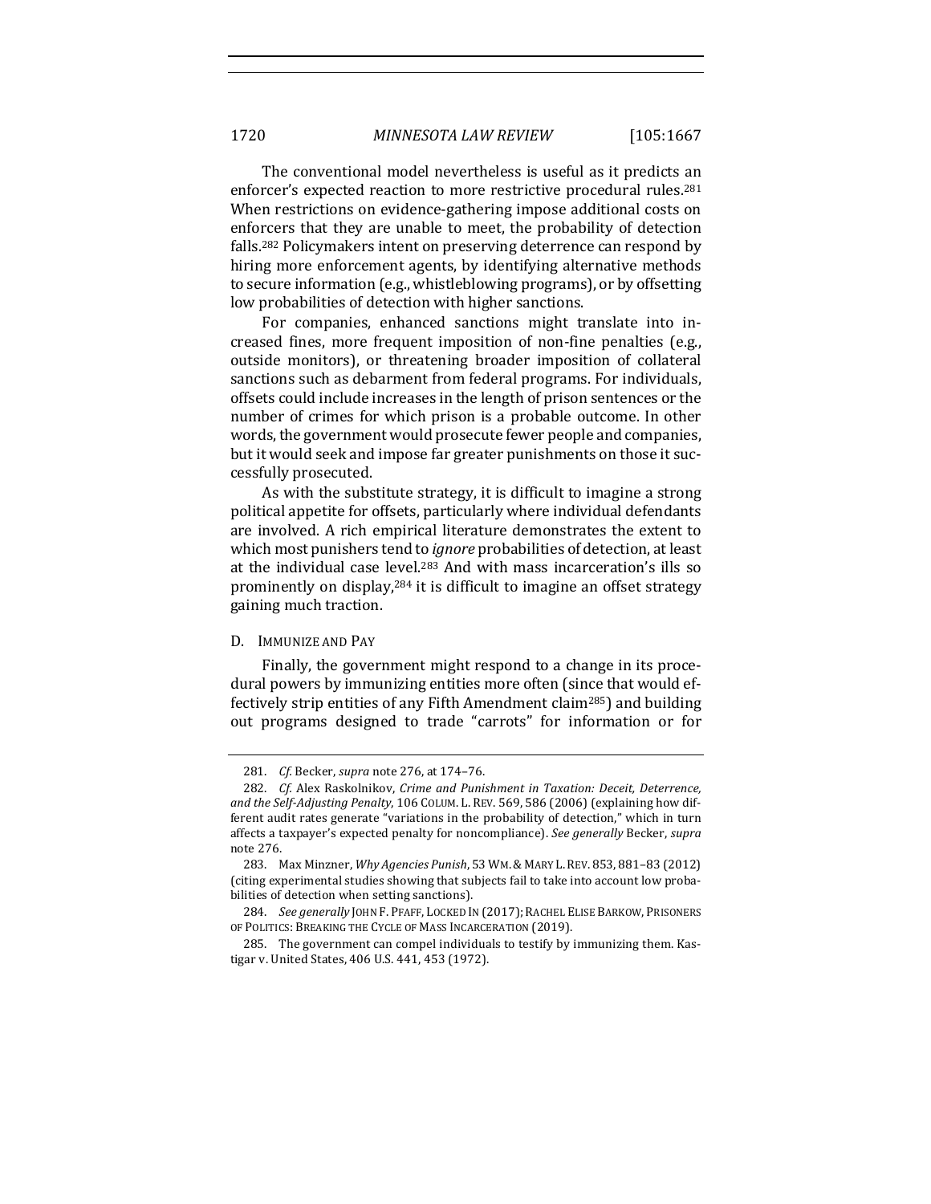The conventional model nevertheless is useful as it predicts an enforcer's expected reaction to more restrictive procedural rules.[281] When restrictions on evidence-gathering impose additional costs on enforcers that they are unable to meet, the probability of detection falls.[282] Policymakers intent on preserving deterrence can respond by hiring more enforcement agents, by identifying alternative methods to secure information (e.g., whistleblowing programs), or by offsetting low probabilities of detection with higher sanctions.

For companies, enhanced sanctions might translate into increased fines, more frequent imposition of non-fine penalties (e.g., outside monitors), or threatening broader imposition of collateral sanctions such as debarment from federal programs. For individuals, offsets could include increases in the length of prison sentences or the number of crimes for which prison is a probable outcome. In other words, the government would prosecute fewer people and companies, but it would seek and impose far greater punishments on those it successfully prosecuted.

As with the substitute strategy, it is difficult to imagine a strong political appetite for offsets, particularly where individual defendants are involved. A rich empirical literature demonstrates the extent to which most punishers tend to *ignore* probabilities of detection, at least at the individual case level.[283] And with mass incarceration's ills so prominently on display,[284] it is difficult to imagine an offset strategy gaining much traction.

### D. Immunize and Pay

Finally, the government might respond to a change in its procedural powers by immunizing entities more often (since that would effectively strip entities of any Fifth Amendment claim[285]) and building out programs designed to trade "carrots" for information or for

---

281. *Cf.* Becker, *supra* note 276, at 174–76.

282. *Cf.* Alex Raskolnikov, *Crime and Punishment in Taxation: Deceit, Deterrence, and the Self-Adjusting Penalty*, 106 Colum. L. Rev. 569, 586 (2006) (explaining how different audit rates generate "variations in the probability of detection," which in turn affects a taxpayer's expected penalty for noncompliance). *See generally* Becker, *supra* note 276.

283. Max Minzner, *Why Agencies Punish*, 53 Wm. & Mary L. Rev. 853, 881–83 (2012) (citing experimental studies showing that subjects fail to take into account low probabilities of detection when setting sanctions).

284. *See generally* John F. Pfaff, Locked In (2017); Rachel Elise Barkow, Prisoners of Politics: Breaking the Cycle of Mass Incarceration (2019).

285. The government can compel individuals to testify by immunizing them. Kastigar v. United States, 406 U.S. 441, 453 (1972).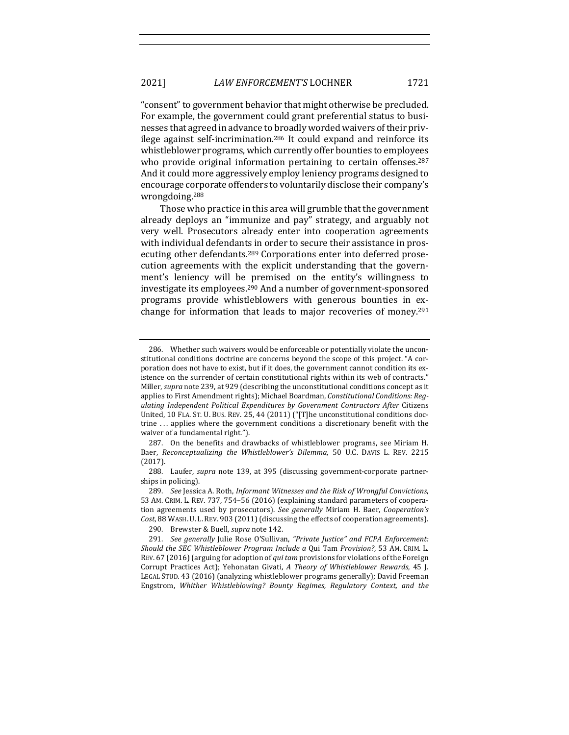"consent" to government behavior that might otherwise be precluded. For example, the government could grant preferential status to businesses that agreed in advance to broadly worded waivers of their privilege against self-incrimination.[286] It could expand and reinforce its whistleblower programs, which currently offer bounties to employees who provide original information pertaining to certain offenses.[287] And it could more aggressively employ leniency programs designed to encourage corporate offenders to voluntarily disclose their company's wrongdoing.[288]

Those who practice in this area will grumble that the government already deploys an "immunize and pay" strategy, and arguably not very well. Prosecutors already enter into cooperation agreements with individual defendants in order to secure their assistance in prosecuting other defendants.[289] Corporations enter into deferred prosecution agreements with the explicit understanding that the government's leniency will be premised on the entity's willingness to investigate its employees.[290] And a number of government-sponsored programs provide whistleblowers with generous bounties in exchange for information that leads to major recoveries of money.[291]

---

286. Whether such waivers would be enforceable or potentially violate the unconstitutional conditions doctrine are concerns beyond the scope of this project. "A corporation does not have to exist, but if it does, the government cannot condition its existence on the surrender of certain constitutional rights within its web of contracts." Miller, *supra* note 239, at 929 (describing the unconstitutional conditions concept as it applies to First Amendment rights); Michael Boardman, *Constitutional Conditions: Regulating Independent Political Expenditures by Government Contractors After* Citizens United, 10 FLA. ST. U. BUS. REV. 25, 44 (2011) ("[T]he unconstitutional conditions doctrine . . . applies where the government conditions a discretionary benefit with the waiver of a fundamental right.").

287. On the benefits and drawbacks of whistleblower programs, see Miriam H. Baer, *Reconceptualizing the Whistleblower's Dilemma*, 50 U.C. DAVIS L. REV. 2215 (2017).

288. Laufer, *supra* note 139, at 395 (discussing government-corporate partnerships in policing).

289. *See* Jessica A. Roth, *Informant Witnesses and the Risk of Wrongful Convictions*, 53 AM. CRIM. L. REV. 737, 754–56 (2016) (explaining standard parameters of cooperation agreements used by prosecutors). *See generally* Miriam H. Baer, *Cooperation's Cost*, 88 WASH. U. L. REV. 903 (2011) (discussing the effects of cooperation agreements).

290. Brewster & Buell, *supra* note 142.

291. *See generally* Julie Rose O'Sullivan, *"Private Justice" and FCPA Enforcement: Should the SEC Whistleblower Program Include a* Qui Tam *Provision?*, 53 AM. CRIM. L. REV. 67 (2016) (arguing for adoption of *qui tam* provisions for violations of the Foreign Corrupt Practices Act); Yehonatan Givati, *A Theory of Whistleblower Rewards*, 45 J. LEGAL STUD. 43 (2016) (analyzing whistleblower programs generally); David Freeman Engstrom, *Whither Whistleblowing? Bounty Regimes, Regulatory Context, and the*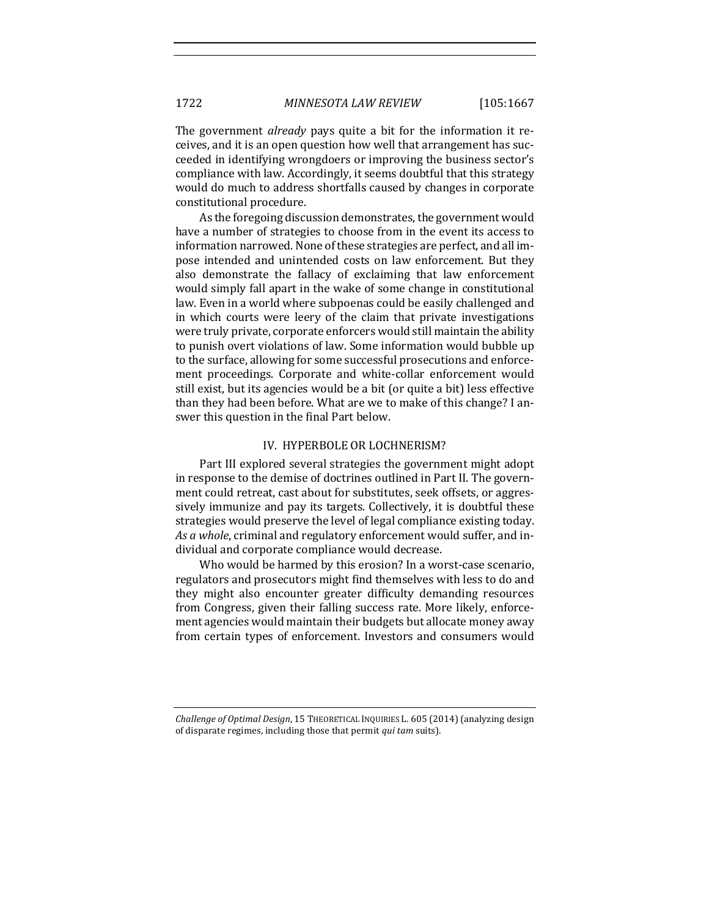The government *already* pays quite a bit for the information it receives, and it is an open question how well that arrangement has succeeded in identifying wrongdoers or improving the business sector's compliance with law. Accordingly, it seems doubtful that this strategy would do much to address shortfalls caused by changes in corporate constitutional procedure.

As the foregoing discussion demonstrates, the government would have a number of strategies to choose from in the event its access to information narrowed. None of these strategies are perfect, and all impose intended and unintended costs on law enforcement. But they also demonstrate the fallacy of exclaiming that law enforcement would simply fall apart in the wake of some change in constitutional law. Even in a world where subpoenas could be easily challenged and in which courts were leery of the claim that private investigations were truly private, corporate enforcers would still maintain the ability to punish overt violations of law. Some information would bubble up to the surface, allowing for some successful prosecutions and enforcement proceedings. Corporate and white-collar enforcement would still exist, but its agencies would be a bit (or quite a bit) less effective than they had been before. What are we to make of this change? I answer this question in the final Part below.

## IV. HYPERBOLE OR LOCHNERISM?

Part III explored several strategies the government might adopt in response to the demise of doctrines outlined in Part II. The government could retreat, cast about for substitutes, seek offsets, or aggressively immunize and pay its targets. Collectively, it is doubtful these strategies would preserve the level of legal compliance existing today. *As a whole*, criminal and regulatory enforcement would suffer, and individual and corporate compliance would decrease.

Who would be harmed by this erosion? In a worst-case scenario, regulators and prosecutors might find themselves with less to do and they might also encounter greater difficulty demanding resources from Congress, given their falling success rate. More likely, enforcement agencies would maintain their budgets but allocate money away from certain types of enforcement. Investors and consumers would

---

*Challenge of Optimal Design*, 15 THEORETICAL INQUIRIES L. 605 (2014) (analyzing design of disparate regimes, including those that permit *qui tam* suits).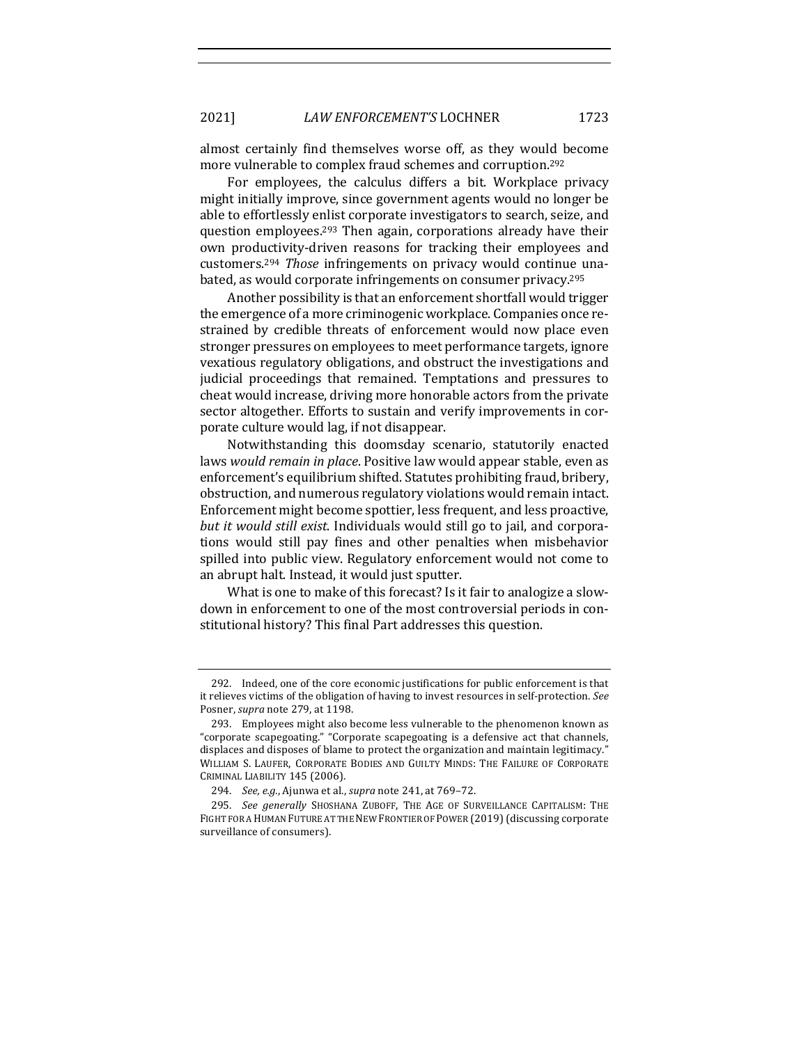almost certainly find themselves worse off, as they would become more vulnerable to complex fraud schemes and corruption.[292]

For employees, the calculus differs a bit. Workplace privacy might initially improve, since government agents would no longer be able to effortlessly enlist corporate investigators to search, seize, and question employees.[293] Then again, corporations already have their own productivity-driven reasons for tracking their employees and customers.[294] *Those* infringements on privacy would continue unabated, as would corporate infringements on consumer privacy.[295]

Another possibility is that an enforcement shortfall would trigger the emergence of a more criminogenic workplace. Companies once restrained by credible threats of enforcement would now place even stronger pressures on employees to meet performance targets, ignore vexatious regulatory obligations, and obstruct the investigations and judicial proceedings that remained. Temptations and pressures to cheat would increase, driving more honorable actors from the private sector altogether. Efforts to sustain and verify improvements in corporate culture would lag, if not disappear.

Notwithstanding this doomsday scenario, statutorily enacted laws *would remain in place*. Positive law would appear stable, even as enforcement's equilibrium shifted. Statutes prohibiting fraud, bribery, obstruction, and numerous regulatory violations would remain intact. Enforcement might become spottier, less frequent, and less proactive, *but it would still exist*. Individuals would still go to jail, and corporations would still pay fines and other penalties when misbehavior spilled into public view. Regulatory enforcement would not come to an abrupt halt. Instead, it would just sputter.

What is one to make of this forecast? Is it fair to analogize a slowdown in enforcement to one of the most controversial periods in constitutional history? This final Part addresses this question.

---

292. Indeed, one of the core economic justifications for public enforcement is that it relieves victims of the obligation of having to invest resources in self-protection. *See* Posner, *supra* note 279, at 1198.

293. Employees might also become less vulnerable to the phenomenon known as "corporate scapegoating." "Corporate scapegoating is a defensive act that channels, displaces and disposes of blame to protect the organization and maintain legitimacy." WILLIAM S. LAUFER, CORPORATE BODIES AND GUILTY MINDS: THE FAILURE OF CORPORATE CRIMINAL LIABILITY 145 (2006).

294. *See, e.g.*, Ajunwa et al., *supra* note 241, at 769–72.

295. *See generally* SHOSHANA ZUBOFF, THE AGE OF SURVEILLANCE CAPITALISM: THE FIGHT FOR A HUMAN FUTURE AT THE NEW FRONTIER OF POWER (2019) (discussing corporate surveillance of consumers).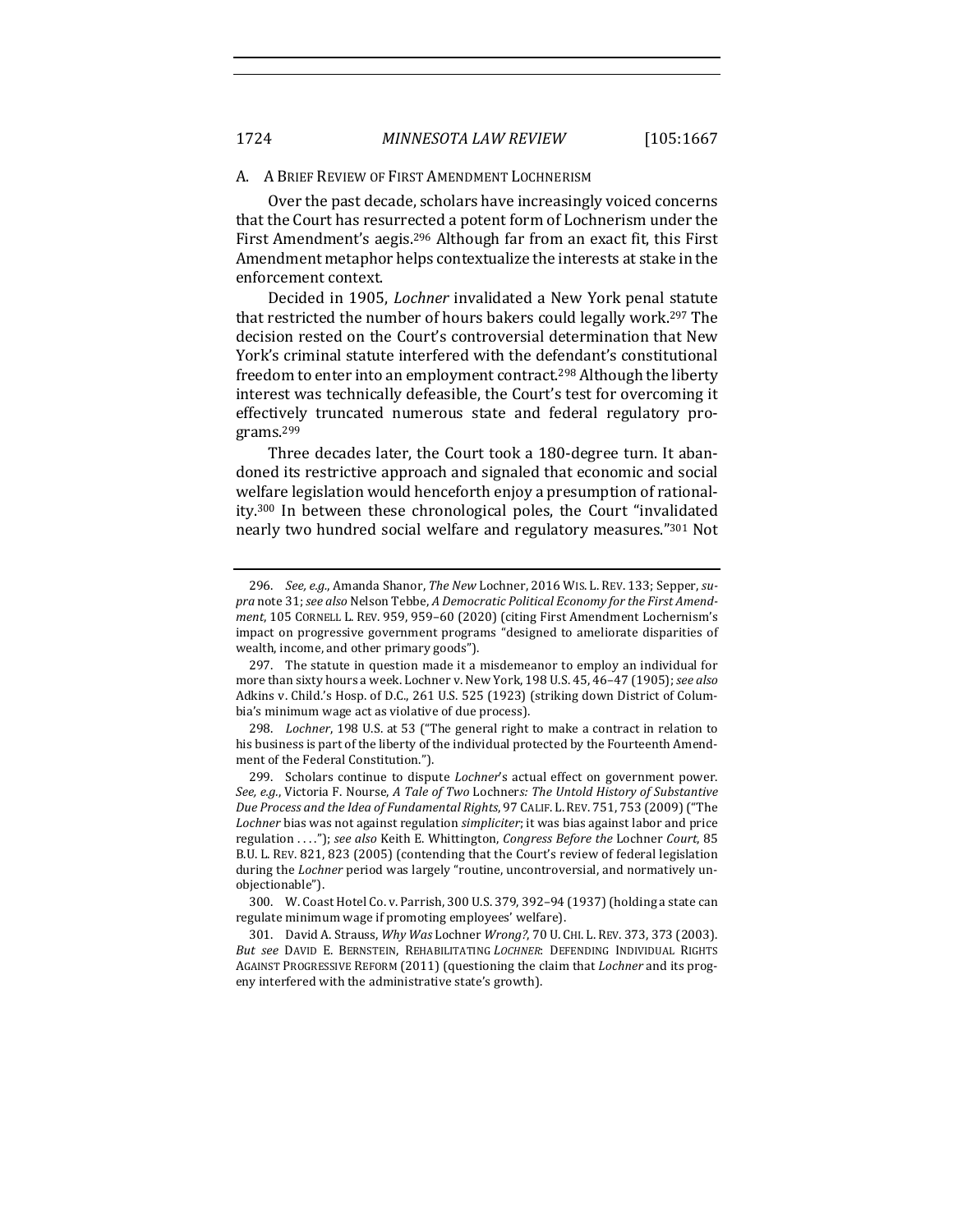### A. A Brief Review of First Amendment Lochnerism

Over the past decade, scholars have increasingly voiced concerns that the Court has resurrected a potent form of Lochnerism under the First Amendment's aegis.[296] Although far from an exact fit, this First Amendment metaphor helps contextualize the interests at stake in the enforcement context.

Decided in 1905, *Lochner* invalidated a New York penal statute that restricted the number of hours bakers could legally work.[297] The decision rested on the Court's controversial determination that New York's criminal statute interfered with the defendant's constitutional freedom to enter into an employment contract.[298] Although the liberty interest was technically defeasible, the Court's test for overcoming it effectively truncated numerous state and federal regulatory programs.[299]

Three decades later, the Court took a 180-degree turn. It abandoned its restrictive approach and signaled that economic and social welfare legislation would henceforth enjoy a presumption of rationality.[300] In between these chronological poles, the Court "invalidated nearly two hundred social welfare and regulatory measures."[301] Not

---

296. *See, e.g.*, Amanda Shanor, *The New* Lochner, 2016 WIS. L. REV. 133; Sepper, *supra* note 31; *see also* Nelson Tebbe, *A Democratic Political Economy for the First Amendment*, 105 CORNELL L. REV. 959, 959–60 (2020) (citing First Amendment Lochernism's impact on progressive government programs "designed to ameliorate disparities of wealth, income, and other primary goods").

297. The statute in question made it a misdemeanor to employ an individual for more than sixty hours a week. Lochner v. New York, 198 U.S. 45, 46–47 (1905); *see also* Adkins v. Child.'s Hosp. of D.C., 261 U.S. 525 (1923) (striking down District of Columbia's minimum wage act as violative of due process).

298. *Lochner*, 198 U.S. at 53 ("The general right to make a contract in relation to his business is part of the liberty of the individual protected by the Fourteenth Amendment of the Federal Constitution.").

299. Scholars continue to dispute *Lochner*'s actual effect on government power. *See, e.g.*, Victoria F. Nourse, *A Tale of Two* Lochners*: The Untold History of Substantive Due Process and the Idea of Fundamental Rights*, 97 CALIF. L. REV. 751, 753 (2009) ("The *Lochner* bias was not against regulation *simpliciter*; it was bias against labor and price regulation . . . ."); *see also* Keith E. Whittington, *Congress Before the* Lochner *Court*, 85 B.U. L. REV. 821, 823 (2005) (contending that the Court's review of federal legislation during the *Lochner* period was largely "routine, uncontroversial, and normatively unobjectionable").

300. W. Coast Hotel Co. v. Parrish, 300 U.S. 379, 392–94 (1937) (holding a state can regulate minimum wage if promoting employees' welfare).

301. David A. Strauss, *Why Was* Lochner *Wrong?*, 70 U. CHI. L. REV. 373, 373 (2003). *But see* DAVID E. BERNSTEIN, REHABILITATING *LOCHNER*: DEFENDING INDIVIDUAL RIGHTS AGAINST PROGRESSIVE REFORM (2011) (questioning the claim that *Lochner* and its progeny interfered with the administrative state's growth).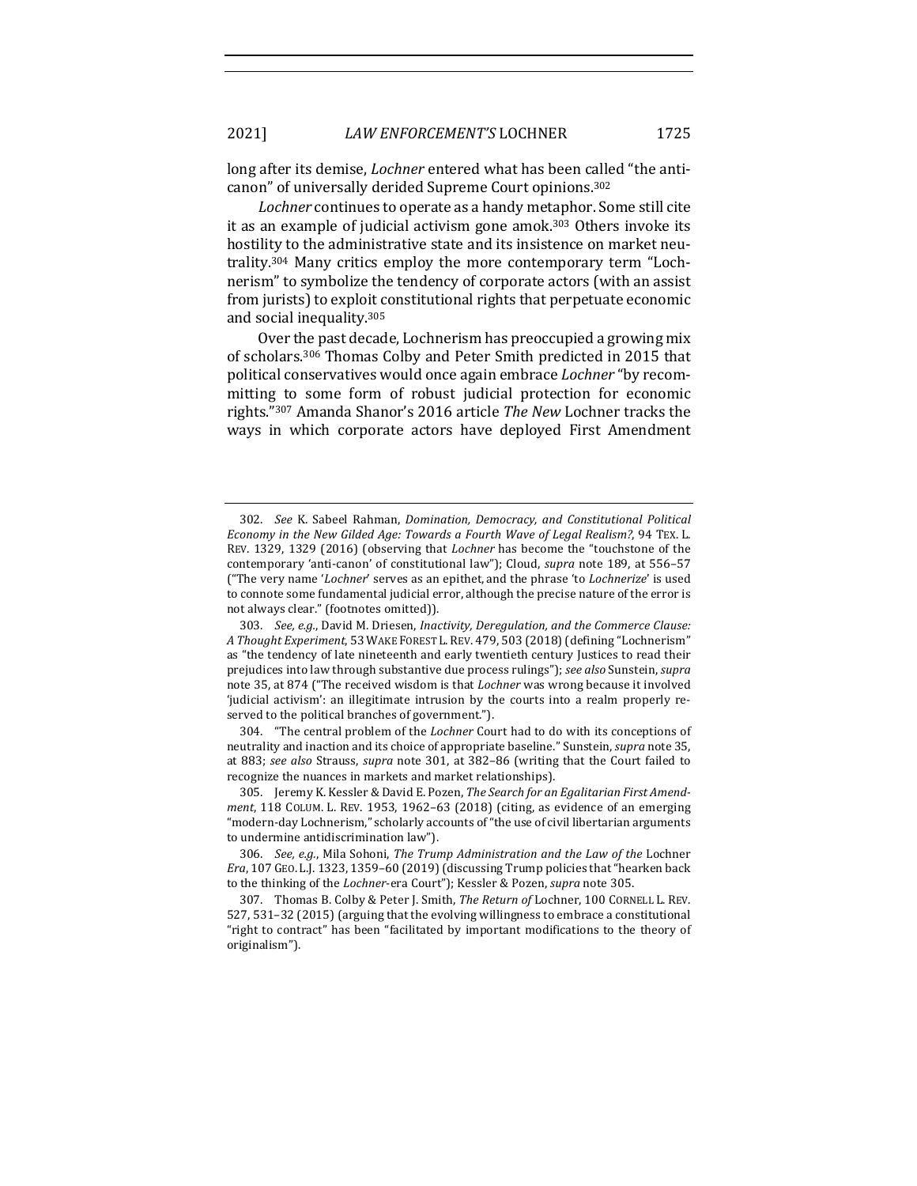long after its demise, *Lochner* entered what has been called "the anti-canon" of universally derided Supreme Court opinions.[302]

*Lochner* continues to operate as a handy metaphor. Some still cite it as an example of judicial activism gone amok.[303] Others invoke its hostility to the administrative state and its insistence on market neutrality.[304] Many critics employ the more contemporary term "Lochnerism" to symbolize the tendency of corporate actors (with an assist from jurists) to exploit constitutional rights that perpetuate economic and social inequality.[305]

Over the past decade, Lochnerism has preoccupied a growing mix of scholars.[306] Thomas Colby and Peter Smith predicted in 2015 that political conservatives would once again embrace *Lochner* "by recommitting to some form of robust judicial protection for economic rights."[307] Amanda Shanor's 2016 article *The New* Lochner tracks the ways in which corporate actors have deployed First Amendment

---

302. *See* K. Sabeel Rahman, *Domination, Democracy, and Constitutional Political Economy in the New Gilded Age: Towards a Fourth Wave of Legal Realism?*, 94 TEX. L. REV. 1329, 1329 (2016) (observing that *Lochner* has become the "touchstone of the contemporary 'anti-canon' of constitutional law"); Cloud, *supra* note 189, at 556–57 ("The very name '*Lochner*' serves as an epithet, and the phrase 'to *Lochnerize*' is used to connote some fundamental judicial error, although the precise nature of the error is not always clear." (footnotes omitted)).

303. *See, e.g.*, David M. Driesen, *Inactivity, Deregulation, and the Commerce Clause: A Thought Experiment*, 53 WAKE FOREST L. REV. 479, 503 (2018) (defining "Lochnerism" as "the tendency of late nineteenth and early twentieth century Justices to read their prejudices into law through substantive due process rulings"); *see also* Sunstein, *supra* note 35, at 874 ("The received wisdom is that *Lochner* was wrong because it involved 'judicial activism': an illegitimate intrusion by the courts into a realm properly reserved to the political branches of government.").

304. "The central problem of the *Lochner* Court had to do with its conceptions of neutrality and inaction and its choice of appropriate baseline." Sunstein, *supra* note 35, at 883; *see also* Strauss, *supra* note 301, at 382–86 (writing that the Court failed to recognize the nuances in markets and market relationships).

305. Jeremy K. Kessler & David E. Pozen, *The Search for an Egalitarian First Amendment*, 118 COLUM. L. REV. 1953, 1962–63 (2018) (citing, as evidence of an emerging "modern-day Lochnerism," scholarly accounts of "the use of civil libertarian arguments to undermine antidiscrimination law").

306. *See, e.g.*, Mila Sohoni, *The Trump Administration and the Law of the* Lochner *Era*, 107 GEO. L.J. 1323, 1359–60 (2019) (discussing Trump policies that "hearken back to the thinking of the *Lochner*-era Court"); Kessler & Pozen, *supra* note 305.

307. Thomas B. Colby & Peter J. Smith, *The Return of* Lochner, 100 CORNELL L. REV. 527, 531–32 (2015) (arguing that the evolving willingness to embrace a constitutional "right to contract" has been "facilitated by important modifications to the theory of originalism").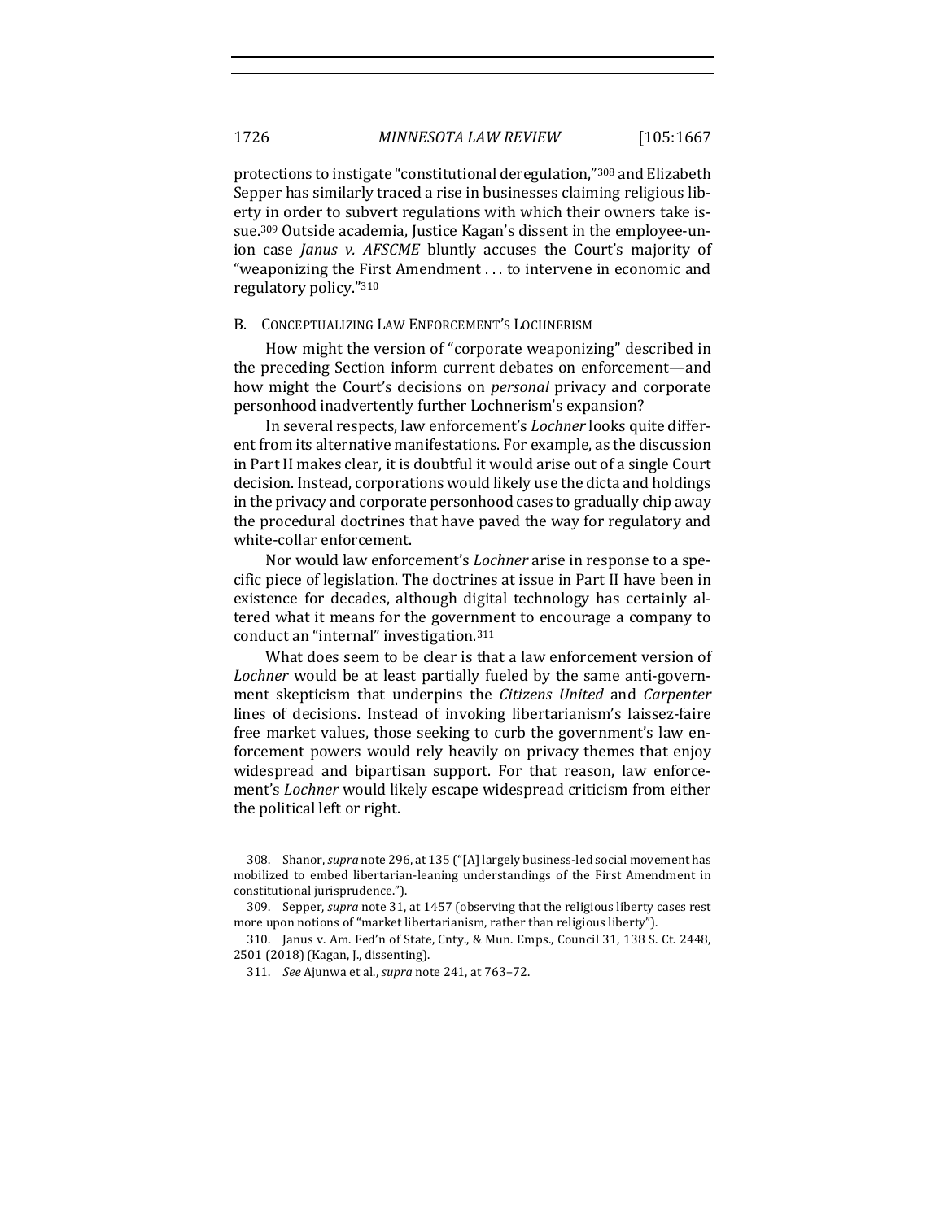protections to instigate "constitutional deregulation,"[308] and Elizabeth Sepper has similarly traced a rise in businesses claiming religious liberty in order to subvert regulations with which their owners take issue.[309] Outside academia, Justice Kagan's dissent in the employee-union case *Janus v. AFSCME* bluntly accuses the Court's majority of "weaponizing the First Amendment . . . to intervene in economic and regulatory policy."[310]

### B. Conceptualizing Law Enforcement's Lochnerism

How might the version of "corporate weaponizing" described in the preceding Section inform current debates on enforcement—and how might the Court's decisions on *personal* privacy and corporate personhood inadvertently further Lochnerism's expansion?

In several respects, law enforcement's *Lochner* looks quite different from its alternative manifestations. For example, as the discussion in Part II makes clear, it is doubtful it would arise out of a single Court decision. Instead, corporations would likely use the dicta and holdings in the privacy and corporate personhood cases to gradually chip away the procedural doctrines that have paved the way for regulatory and white-collar enforcement.

Nor would law enforcement's *Lochner* arise in response to a specific piece of legislation. The doctrines at issue in Part II have been in existence for decades, although digital technology has certainly altered what it means for the government to encourage a company to conduct an "internal" investigation.[311]

What does seem to be clear is that a law enforcement version of *Lochner* would be at least partially fueled by the same anti-government skepticism that underpins the *Citizens United* and *Carpenter* lines of decisions. Instead of invoking libertarianism's laissez-faire free market values, those seeking to curb the government's law enforcement powers would rely heavily on privacy themes that enjoy widespread and bipartisan support. For that reason, law enforcement's *Lochner* would likely escape widespread criticism from either the political left or right.

---

308. Shanor, *supra* note 296, at 135 ("[A] largely business-led social movement has mobilized to embed libertarian-leaning understandings of the First Amendment in constitutional jurisprudence.").

309. Sepper, *supra* note 31, at 1457 (observing that the religious liberty cases rest more upon notions of "market libertarianism, rather than religious liberty").

310. Janus v. Am. Fed'n of State, Cnty., & Mun. Emps., Council 31, 138 S. Ct. 2448, 2501 (2018) (Kagan, J., dissenting).

311. *See* Ajunwa et al., *supra* note 241, at 763–72.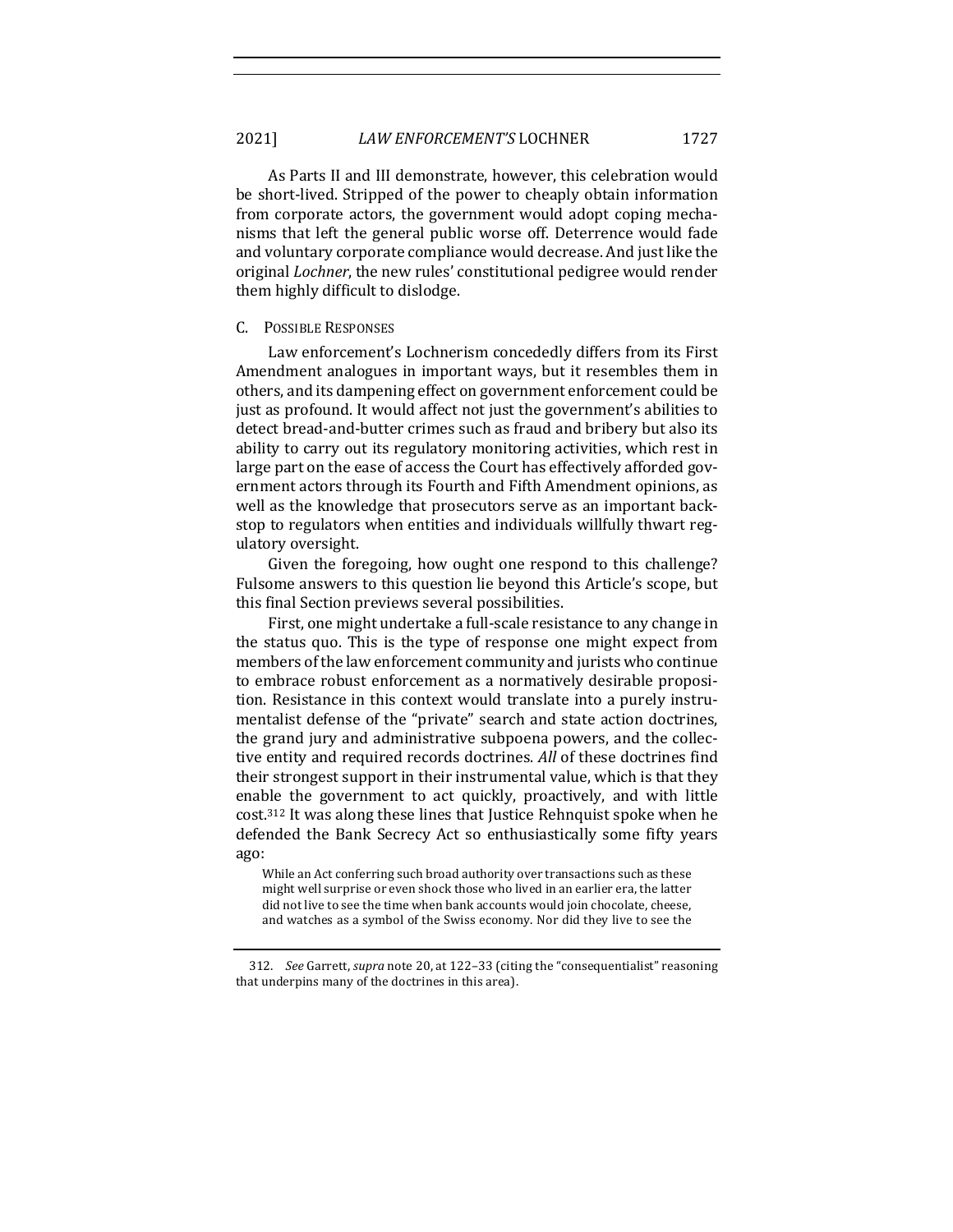As Parts II and III demonstrate, however, this celebration would be short-lived. Stripped of the power to cheaply obtain information from corporate actors, the government would adopt coping mechanisms that left the general public worse off. Deterrence would fade and voluntary corporate compliance would decrease. And just like the original *Lochner*, the new rules' constitutional pedigree would render them highly difficult to dislodge.

### C. Possible Responses

Law enforcement's Lochnerism concededly differs from its First Amendment analogues in important ways, but it resembles them in others, and its dampening effect on government enforcement could be just as profound. It would affect not just the government's abilities to detect bread-and-butter crimes such as fraud and bribery but also its ability to carry out its regulatory monitoring activities, which rest in large part on the ease of access the Court has effectively afforded government actors through its Fourth and Fifth Amendment opinions, as well as the knowledge that prosecutors serve as an important backstop to regulators when entities and individuals willfully thwart regulatory oversight.

Given the foregoing, how ought one respond to this challenge? Fulsome answers to this question lie beyond this Article's scope, but this final Section previews several possibilities.

First, one might undertake a full-scale resistance to any change in the status quo. This is the type of response one might expect from members of the law enforcement community and jurists who continue to embrace robust enforcement as a normatively desirable proposition. Resistance in this context would translate into a purely instrumentalist defense of the "private" search and state action doctrines, the grand jury and administrative subpoena powers, and the collective entity and required records doctrines. *All* of these doctrines find their strongest support in their instrumental value, which is that they enable the government to act quickly, proactively, and with little cost.[312] It was along these lines that Justice Rehnquist spoke when he defended the Bank Secrecy Act so enthusiastically some fifty years ago:

> While an Act conferring such broad authority over transactions such as these might well surprise or even shock those who lived in an earlier era, the latter did not live to see the time when bank accounts would join chocolate, cheese, and watches as a symbol of the Swiss economy. Nor did they live to see the

312. *See* Garrett, *supra* note 20, at 122–33 (citing the "consequentialist" reasoning that underpins many of the doctrines in this area).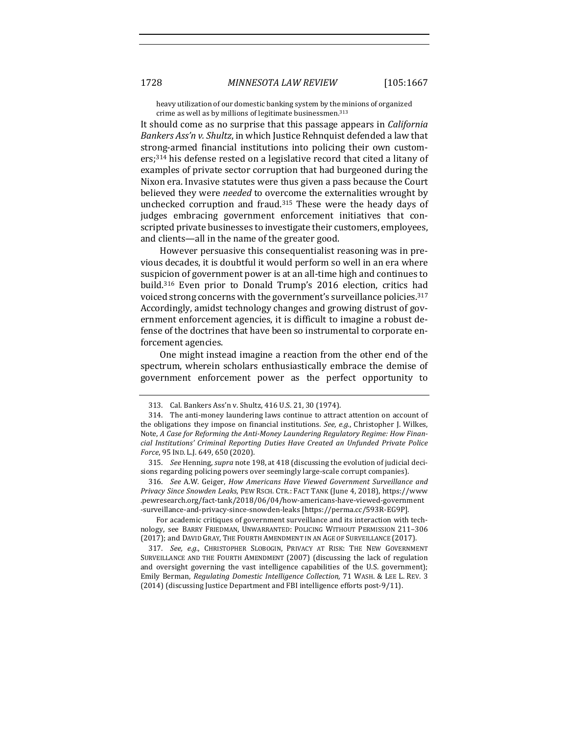> heavy utilization of our domestic banking system by the minions of organized crime as well as by millions of legitimate businessmen.[313]

It should come as no surprise that this passage appears in *California Bankers Ass'n v. Shultz*, in which Justice Rehnquist defended a law that strong-armed financial institutions into policing their own customers;[314] his defense rested on a legislative record that cited a litany of examples of private sector corruption that had burgeoned during the Nixon era. Invasive statutes were thus given a pass because the Court believed they were *needed* to overcome the externalities wrought by unchecked corruption and fraud.[315] These were the heady days of judges embracing government enforcement initiatives that conscripted private businesses to investigate their customers, employees, and clients—all in the name of the greater good.

However persuasive this consequentialist reasoning was in previous decades, it is doubtful it would perform so well in an era where suspicion of government power is at an all-time high and continues to build.[316] Even prior to Donald Trump's 2016 election, critics had voiced strong concerns with the government's surveillance policies.[317] Accordingly, amidst technology changes and growing distrust of government enforcement agencies, it is difficult to imagine a robust defense of the doctrines that have been so instrumental to corporate enforcement agencies.

One might instead imagine a reaction from the other end of the spectrum, wherein scholars enthusiastically embrace the demise of government enforcement power as the perfect opportunity to

---

313. Cal. Bankers Ass'n v. Shultz, 416 U.S. 21, 30 (1974).

314. The anti-money laundering laws continue to attract attention on account of the obligations they impose on financial institutions. *See, e.g.*, Christopher J. Wilkes, Note, *A Case for Reforming the Anti-Money Laundering Regulatory Regime: How Financial Institutions' Criminal Reporting Duties Have Created an Unfunded Private Police Force*, 95 IND. L.J. 649, 650 (2020).

315. *See* Henning, *supra* note 198, at 418 (discussing the evolution of judicial decisions regarding policing powers over seemingly large-scale corrupt companies).

316. *See* A.W. Geiger, *How Americans Have Viewed Government Surveillance and Privacy Since Snowden Leaks*, PEW RSCH. CTR.: FACT TANK (June 4, 2018), https://www.pewresearch.org/fact-tank/2018/06/04/how-americans-have-viewed-government-surveillance-and-privacy-since-snowden-leaks [https://perma.cc/593R-EG9P].

For academic critiques of government surveillance and its interaction with technology, see BARRY FRIEDMAN, UNWARRANTED: POLICING WITHOUT PERMISSION 211–306 (2017); and DAVID GRAY, THE FOURTH AMENDMENT IN AN AGE OF SURVEILLANCE (2017).

317. *See, e.g.*, CHRISTOPHER SLOBOGIN, PRIVACY AT RISK: THE NEW GOVERNMENT SURVEILLANCE AND THE FOURTH AMENDMENT (2007) (discussing the lack of regulation and oversight governing the vast intelligence capabilities of the U.S. government); Emily Berman, *Regulating Domestic Intelligence Collection*, 71 WASH. & LEE L. REV. 3 (2014) (discussing Justice Department and FBI intelligence efforts post-9/11).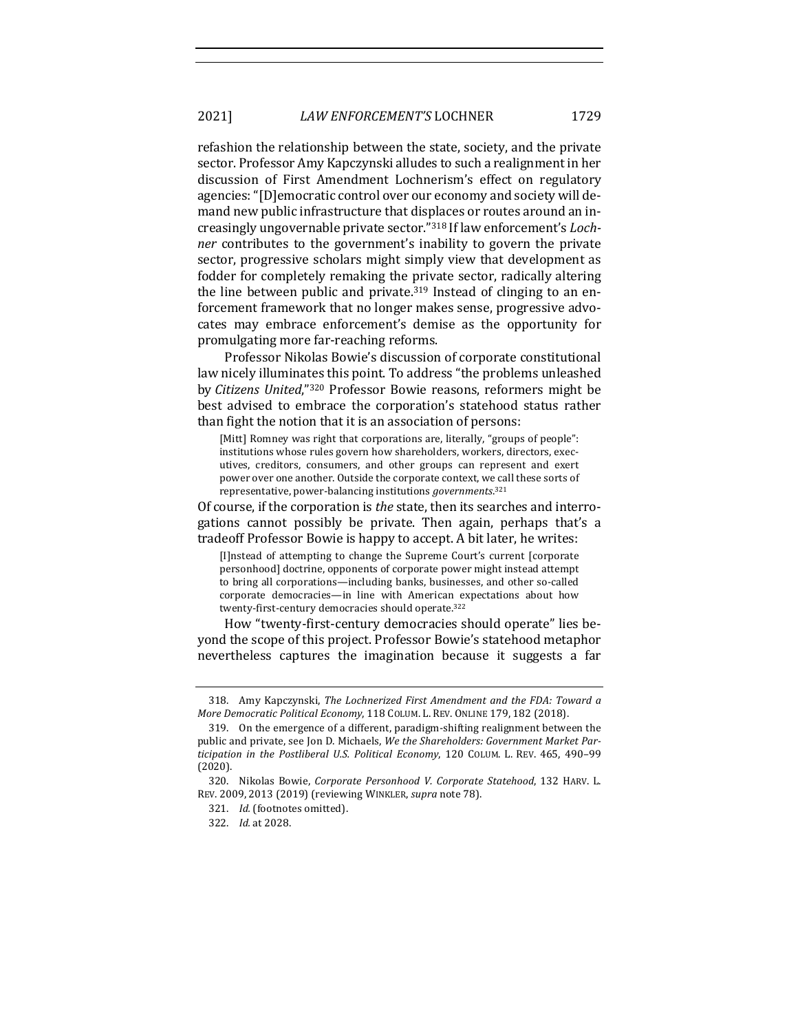refashion the relationship between the state, society, and the private sector. Professor Amy Kapczynski alludes to such a realignment in her discussion of First Amendment Lochnerism's effect on regulatory agencies: "[D]emocratic control over our economy and society will demand new public infrastructure that displaces or routes around an increasingly ungovernable private sector."[318] If law enforcement's *Lochner* contributes to the government's inability to govern the private sector, progressive scholars might simply view that development as fodder for completely remaking the private sector, radically altering the line between public and private.[319] Instead of clinging to an enforcement framework that no longer makes sense, progressive advocates may embrace enforcement's demise as the opportunity for promulgating more far-reaching reforms.

Professor Nikolas Bowie's discussion of corporate constitutional law nicely illuminates this point. To address "the problems unleashed by *Citizens United*,"[320] Professor Bowie reasons, reformers might be best advised to embrace the corporation's statehood status rather than fight the notion that it is an association of persons:

> [Mitt] Romney was right that corporations are, literally, "groups of people": institutions whose rules govern how shareholders, workers, directors, executives, creditors, consumers, and other groups can represent and exert power over one another. Outside the corporate context, we call these sorts of representative, power-balancing institutions *governments*.[321]

Of course, if the corporation is *the* state, then its searches and interrogations cannot possibly be private. Then again, perhaps that's a tradeoff Professor Bowie is happy to accept. A bit later, he writes:

> [I]nstead of attempting to change the Supreme Court's current [corporate personhood] doctrine, opponents of corporate power might instead attempt to bring all corporations—including banks, businesses, and other so-called corporate democracies—in line with American expectations about how twenty-first-century democracies should operate.[322]

How "twenty-first-century democracies should operate" lies beyond the scope of this project. Professor Bowie's statehood metaphor nevertheless captures the imagination because it suggests a far

---

318. Amy Kapczynski, *The Lochnerized First Amendment and the FDA: Toward a More Democratic Political Economy*, 118 COLUM. L. REV. ONLINE 179, 182 (2018).

319. On the emergence of a different, paradigm-shifting realignment between the public and private, see Jon D. Michaels, *We the Shareholders: Government Market Participation in the Postliberal U.S. Political Economy*, 120 COLUM. L. REV. 465, 490–99 (2020).

320. Nikolas Bowie, *Corporate Personhood V. Corporate Statehood*, 132 HARV. L. REV. 2009, 2013 (2019) (reviewing WINKLER, *supra* note 78).

321. *Id.* (footnotes omitted).

322. *Id.* at 2028.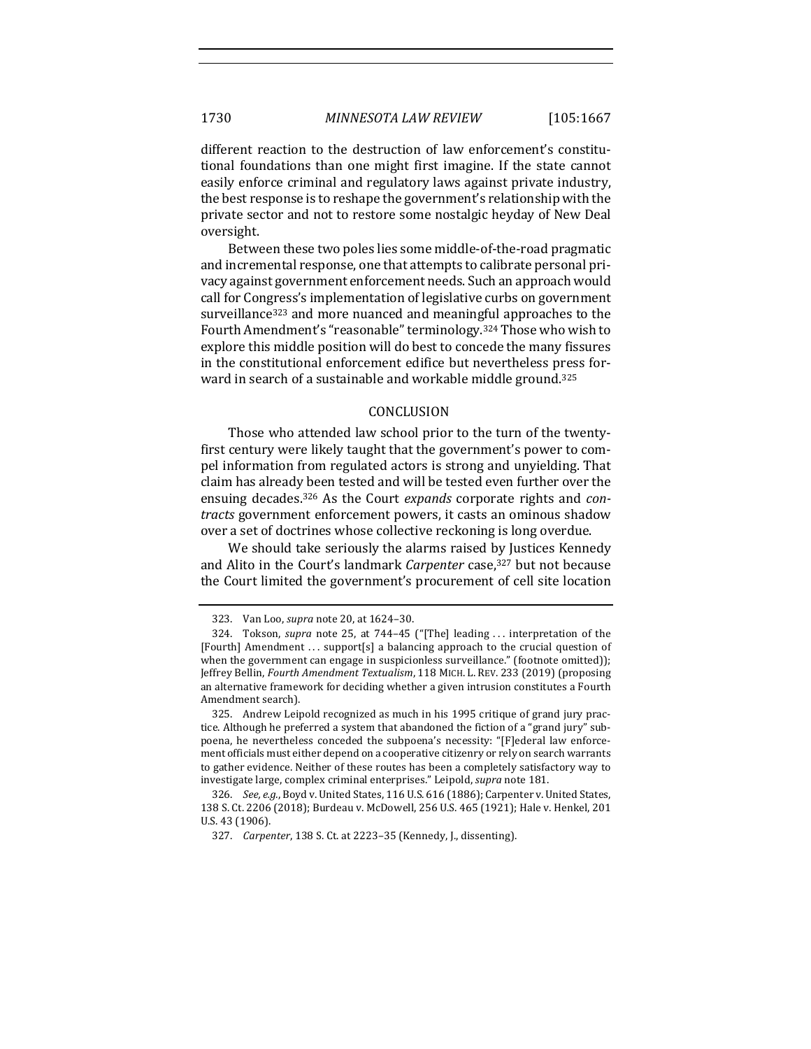different reaction to the destruction of law enforcement's constitutional foundations than one might first imagine. If the state cannot easily enforce criminal and regulatory laws against private industry, the best response is to reshape the government's relationship with the private sector and not to restore some nostalgic heyday of New Deal oversight.

Between these two poles lies some middle-of-the-road pragmatic and incremental response, one that attempts to calibrate personal privacy against government enforcement needs. Such an approach would call for Congress's implementation of legislative curbs on government surveillance[323] and more nuanced and meaningful approaches to the Fourth Amendment's "reasonable" terminology.[324] Those who wish to explore this middle position will do best to concede the many fissures in the constitutional enforcement edifice but nevertheless press forward in search of a sustainable and workable middle ground.[325]

## CONCLUSION

Those who attended law school prior to the turn of the twenty-first century were likely taught that the government's power to compel information from regulated actors is strong and unyielding. That claim has already been tested and will be tested even further over the ensuing decades.[326] As the Court *expands* corporate rights and *contracts* government enforcement powers, it casts an ominous shadow over a set of doctrines whose collective reckoning is long overdue.

We should take seriously the alarms raised by Justices Kennedy and Alito in the Court's landmark *Carpenter* case,[327] but not because the Court limited the government's procurement of cell site location

---

323. Van Loo, *supra* note 20, at 1624–30.

324. Tokson, *supra* note 25, at 744–45 ("[The] leading . . . interpretation of the [Fourth] Amendment . . . support[s] a balancing approach to the crucial question of when the government can engage in suspicionless surveillance." (footnote omitted)); Jeffrey Bellin, *Fourth Amendment Textualism*, 118 MICH. L. REV. 233 (2019) (proposing an alternative framework for deciding whether a given intrusion constitutes a Fourth Amendment search).

325. Andrew Leipold recognized as much in his 1995 critique of grand jury practice. Although he preferred a system that abandoned the fiction of a "grand jury" subpoena, he nevertheless conceded the subpoena's necessity: "[F]ederal law enforcement officials must either depend on a cooperative citizenry or rely on search warrants to gather evidence. Neither of these routes has been a completely satisfactory way to investigate large, complex criminal enterprises." Leipold, *supra* note 181.

326. *See, e.g.*, Boyd v. United States, 116 U.S. 616 (1886); Carpenter v. United States, 138 S. Ct. 2206 (2018); Burdeau v. McDowell, 256 U.S. 465 (1921); Hale v. Henkel, 201 U.S. 43 (1906).

327. *Carpenter*, 138 S. Ct. at 2223–35 (Kennedy, J., dissenting).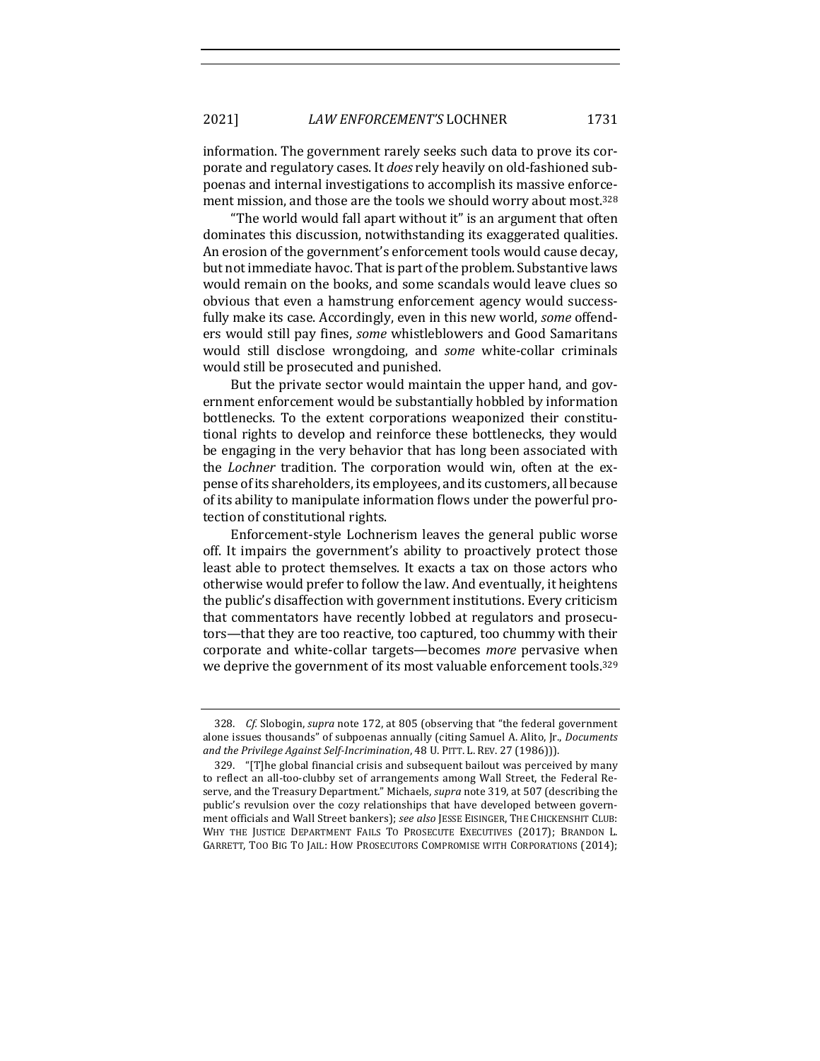information. The government rarely seeks such data to prove its corporate and regulatory cases. It *does* rely heavily on old-fashioned subpoenas and internal investigations to accomplish its massive enforcement mission, and those are the tools we should worry about most.[328]

"The world would fall apart without it" is an argument that often dominates this discussion, notwithstanding its exaggerated qualities. An erosion of the government's enforcement tools would cause decay, but not immediate havoc. That is part of the problem. Substantive laws would remain on the books, and some scandals would leave clues so obvious that even a hamstrung enforcement agency would successfully make its case. Accordingly, even in this new world, *some* offenders would still pay fines, *some* whistleblowers and Good Samaritans would still disclose wrongdoing, and *some* white-collar criminals would still be prosecuted and punished.

But the private sector would maintain the upper hand, and government enforcement would be substantially hobbled by information bottlenecks. To the extent corporations weaponized their constitutional rights to develop and reinforce these bottlenecks, they would be engaging in the very behavior that has long been associated with the *Lochner* tradition. The corporation would win, often at the expense of its shareholders, its employees, and its customers, all because of its ability to manipulate information flows under the powerful protection of constitutional rights.

Enforcement-style Lochnerism leaves the general public worse off. It impairs the government's ability to proactively protect those least able to protect themselves. It exacts a tax on those actors who otherwise would prefer to follow the law. And eventually, it heightens the public's disaffection with government institutions. Every criticism that commentators have recently lobbed at regulators and prosecutors—that they are too reactive, too captured, too chummy with their corporate and white-collar targets—becomes *more* pervasive when we deprive the government of its most valuable enforcement tools.[329]

---

328. *Cf.* Slobogin, *supra* note 172, at 805 (observing that "the federal government alone issues thousands" of subpoenas annually (citing Samuel A. Alito, Jr., *Documents and the Privilege Against Self-Incrimination*, 48 U. PITT. L. REV. 27 (1986))).

329. "[T]he global financial crisis and subsequent bailout was perceived by many to reflect an all-too-clubby set of arrangements among Wall Street, the Federal Reserve, and the Treasury Department." Michaels, *supra* note 319, at 507 (describing the public's revulsion over the cozy relationships that have developed between government officials and Wall Street bankers); *see also* JESSE EISINGER, THE CHICKENSHIT CLUB: WHY THE JUSTICE DEPARTMENT FAILS TO PROSECUTE EXECUTIVES (2017); BRANDON L. GARRETT, TOO BIG TO JAIL: HOW PROSECUTORS COMPROMISE WITH CORPORATIONS (2014);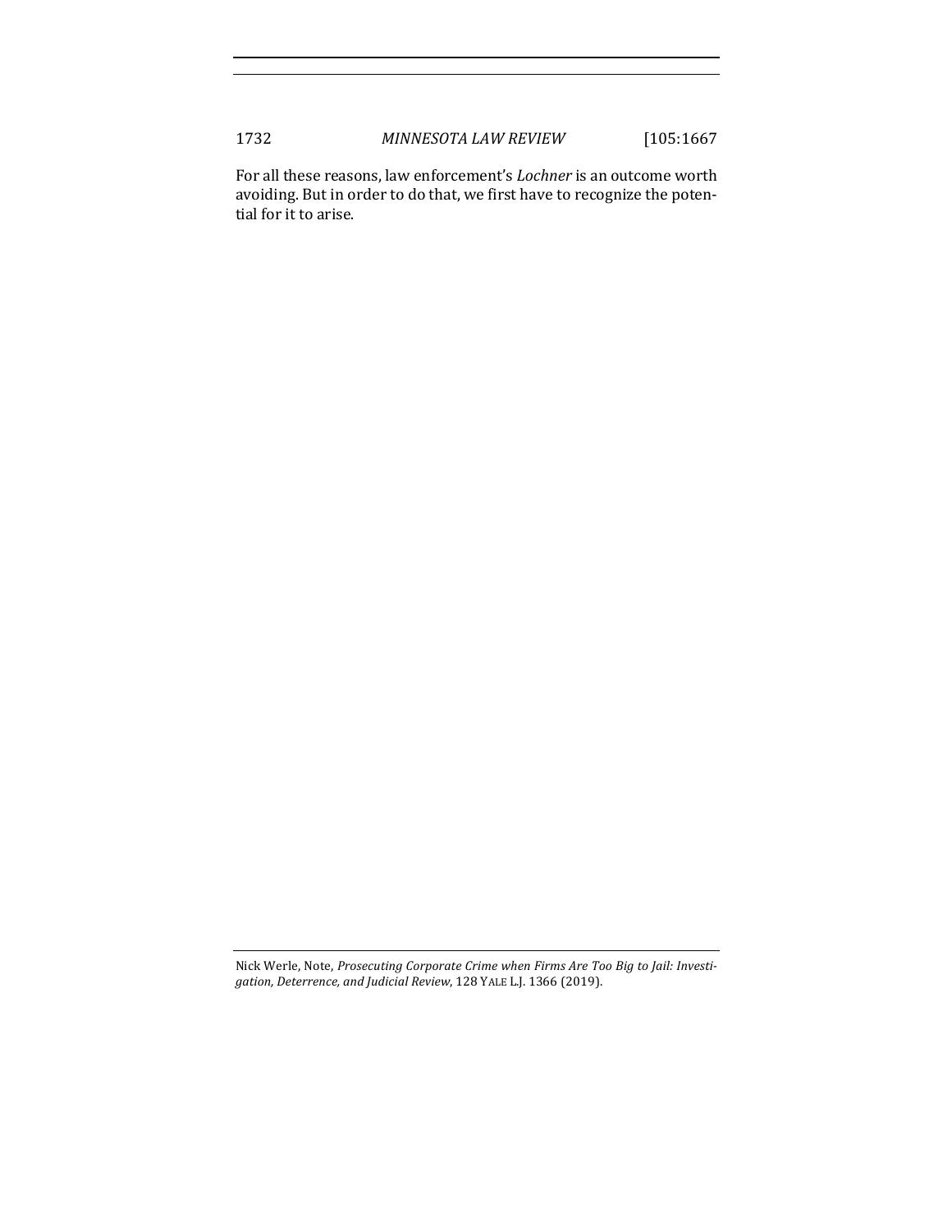For all these reasons, law enforcement's *Lochner* is an outcome worth avoiding. But in order to do that, we first have to recognize the potential for it to arise.

Nick Werle, Note, *Prosecuting Corporate Crime when Firms Are Too Big to Jail: Investigation, Deterrence, and Judicial Review*, 128 YALE L.J. 1366 (2019).